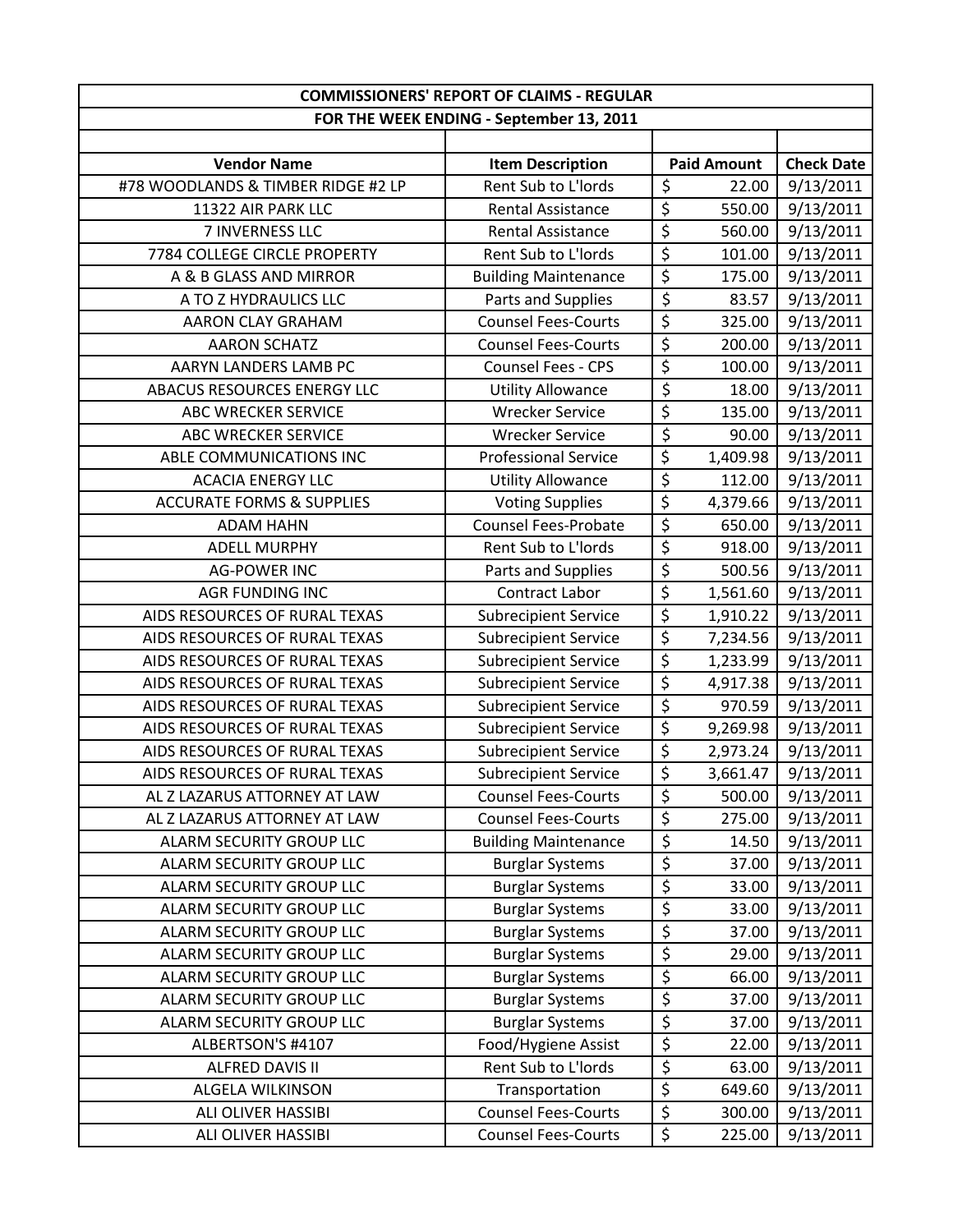| COMMISSIONERS' REPORT OF CLAIMS - REGULAR | | | |
|---|---|---|---|
| FOR THE WEEK ENDING - September 13, 2011 | | | |
| | | | |
| **Vendor Name** | **Item Description** | **Paid Amount** | **Check Date** |
| #78 WOODLANDS & TIMBER RIDGE #2 LP | Rent Sub to L'lords | $ 22.00 | 9/13/2011 |
| 11322 AIR PARK LLC | Rental Assistance | $ 550.00 | 9/13/2011 |
| 7 INVERNESS LLC | Rental Assistance | $ 560.00 | 9/13/2011 |
| 7784 COLLEGE CIRCLE PROPERTY | Rent Sub to L'lords | $ 101.00 | 9/13/2011 |
| A & B GLASS AND MIRROR | Building Maintenance | $ 175.00 | 9/13/2011 |
| A TO Z HYDRAULICS LLC | Parts and Supplies | $ 83.57 | 9/13/2011 |
| AARON CLAY GRAHAM | Counsel Fees-Courts | $ 325.00 | 9/13/2011 |
| AARON SCHATZ | Counsel Fees-Courts | $ 200.00 | 9/13/2011 |
| AARYN LANDERS LAMB PC | Counsel Fees - CPS | $ 100.00 | 9/13/2011 |
| ABACUS RESOURCES ENERGY LLC | Utility Allowance | $ 18.00 | 9/13/2011 |
| ABC WRECKER SERVICE | Wrecker Service | $ 135.00 | 9/13/2011 |
| ABC WRECKER SERVICE | Wrecker Service | $ 90.00 | 9/13/2011 |
| ABLE COMMUNICATIONS INC | Professional Service | $ 1,409.98 | 9/13/2011 |
| ACACIA ENERGY LLC | Utility Allowance | $ 112.00 | 9/13/2011 |
| ACCURATE FORMS & SUPPLIES | Voting Supplies | $ 4,379.66 | 9/13/2011 |
| ADAM HAHN | Counsel Fees-Probate | $ 650.00 | 9/13/2011 |
| ADELL MURPHY | Rent Sub to L'lords | $ 918.00 | 9/13/2011 |
| AG-POWER INC | Parts and Supplies | $ 500.56 | 9/13/2011 |
| AGR FUNDING INC | Contract Labor | $ 1,561.60 | 9/13/2011 |
| AIDS RESOURCES OF RURAL TEXAS | Subrecipient Service | $ 1,910.22 | 9/13/2011 |
| AIDS RESOURCES OF RURAL TEXAS | Subrecipient Service | $ 7,234.56 | 9/13/2011 |
| AIDS RESOURCES OF RURAL TEXAS | Subrecipient Service | $ 1,233.99 | 9/13/2011 |
| AIDS RESOURCES OF RURAL TEXAS | Subrecipient Service | $ 4,917.38 | 9/13/2011 |
| AIDS RESOURCES OF RURAL TEXAS | Subrecipient Service | $ 970.59 | 9/13/2011 |
| AIDS RESOURCES OF RURAL TEXAS | Subrecipient Service | $ 9,269.98 | 9/13/2011 |
| AIDS RESOURCES OF RURAL TEXAS | Subrecipient Service | $ 2,973.24 | 9/13/2011 |
| AIDS RESOURCES OF RURAL TEXAS | Subrecipient Service | $ 3,661.47 | 9/13/2011 |
| AL Z LAZARUS ATTORNEY AT LAW | Counsel Fees-Courts | $ 500.00 | 9/13/2011 |
| AL Z LAZARUS ATTORNEY AT LAW | Counsel Fees-Courts | $ 275.00 | 9/13/2011 |
| ALARM SECURITY GROUP LLC | Building Maintenance | $ 14.50 | 9/13/2011 |
| ALARM SECURITY GROUP LLC | Burglar Systems | $ 37.00 | 9/13/2011 |
| ALARM SECURITY GROUP LLC | Burglar Systems | $ 33.00 | 9/13/2011 |
| ALARM SECURITY GROUP LLC | Burglar Systems | $ 33.00 | 9/13/2011 |
| ALARM SECURITY GROUP LLC | Burglar Systems | $ 37.00 | 9/13/2011 |
| ALARM SECURITY GROUP LLC | Burglar Systems | $ 29.00 | 9/13/2011 |
| ALARM SECURITY GROUP LLC | Burglar Systems | $ 66.00 | 9/13/2011 |
| ALARM SECURITY GROUP LLC | Burglar Systems | $ 37.00 | 9/13/2011 |
| ALARM SECURITY GROUP LLC | Burglar Systems | $ 37.00 | 9/13/2011 |
| ALBERTSON'S #4107 | Food/Hygiene Assist | $ 22.00 | 9/13/2011 |
| ALFRED DAVIS II | Rent Sub to L'lords | $ 63.00 | 9/13/2011 |
| ALGELA WILKINSON | Transportation | $ 649.60 | 9/13/2011 |
| ALI OLIVER HASSIBI | Counsel Fees-Courts | $ 300.00 | 9/13/2011 |
| ALI OLIVER HASSIBI | Counsel Fees-Courts | $ 225.00 | 9/13/2011 |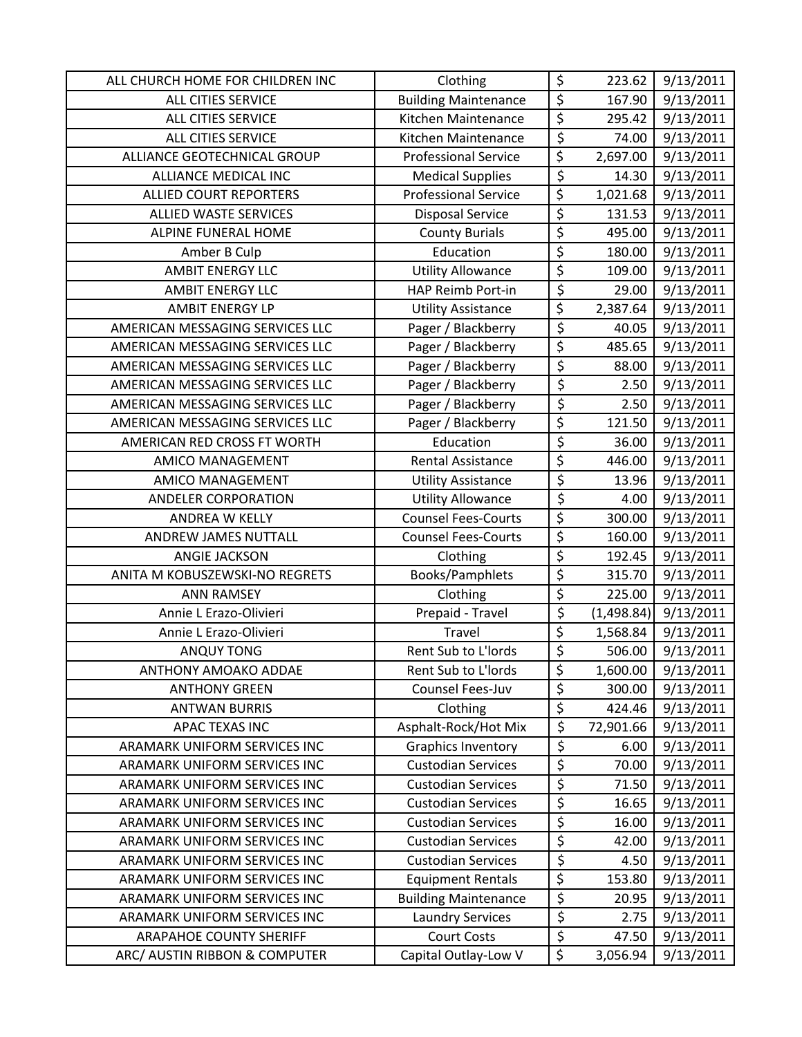| ALL CHURCH HOME FOR CHILDREN INC | Clothing | $ | 223.62 | 9/13/2011 |
|---|---|---|---|---|
| ALL CITIES SERVICE | Building Maintenance | $ | 167.90 | 9/13/2011 |
| ALL CITIES SERVICE | Kitchen Maintenance | $ | 295.42 | 9/13/2011 |
| ALL CITIES SERVICE | Kitchen Maintenance | $ | 74.00 | 9/13/2011 |
| ALLIANCE GEOTECHNICAL GROUP | Professional Service | $ | 2,697.00 | 9/13/2011 |
| ALLIANCE MEDICAL INC | Medical Supplies | $ | 14.30 | 9/13/2011 |
| ALLIED COURT REPORTERS | Professional Service | $ | 1,021.68 | 9/13/2011 |
| ALLIED WASTE SERVICES | Disposal Service | $ | 131.53 | 9/13/2011 |
| ALPINE FUNERAL HOME | County Burials | $ | 495.00 | 9/13/2011 |
| Amber B Culp | Education | $ | 180.00 | 9/13/2011 |
| AMBIT ENERGY LLC | Utility Allowance | $ | 109.00 | 9/13/2011 |
| AMBIT ENERGY LLC | HAP Reimb Port-in | $ | 29.00 | 9/13/2011 |
| AMBIT ENERGY LP | Utility Assistance | $ | 2,387.64 | 9/13/2011 |
| AMERICAN MESSAGING SERVICES LLC | Pager / Blackberry | $ | 40.05 | 9/13/2011 |
| AMERICAN MESSAGING SERVICES LLC | Pager / Blackberry | $ | 485.65 | 9/13/2011 |
| AMERICAN MESSAGING SERVICES LLC | Pager / Blackberry | $ | 88.00 | 9/13/2011 |
| AMERICAN MESSAGING SERVICES LLC | Pager / Blackberry | $ | 2.50 | 9/13/2011 |
| AMERICAN MESSAGING SERVICES LLC | Pager / Blackberry | $ | 2.50 | 9/13/2011 |
| AMERICAN MESSAGING SERVICES LLC | Pager / Blackberry | $ | 121.50 | 9/13/2011 |
| AMERICAN RED CROSS FT WORTH | Education | $ | 36.00 | 9/13/2011 |
| AMICO MANAGEMENT | Rental Assistance | $ | 446.00 | 9/13/2011 |
| AMICO MANAGEMENT | Utility Assistance | $ | 13.96 | 9/13/2011 |
| ANDELER CORPORATION | Utility Allowance | $ | 4.00 | 9/13/2011 |
| ANDREA W KELLY | Counsel Fees-Courts | $ | 300.00 | 9/13/2011 |
| ANDREW JAMES NUTTALL | Counsel Fees-Courts | $ | 160.00 | 9/13/2011 |
| ANGIE JACKSON | Clothing | $ | 192.45 | 9/13/2011 |
| ANITA M KOBUSZEWSKI-NO REGRETS | Books/Pamphlets | $ | 315.70 | 9/13/2011 |
| ANN RAMSEY | Clothing | $ | 225.00 | 9/13/2011 |
| Annie L Erazo-Olivieri | Prepaid - Travel | $ | (1,498.84) | 9/13/2011 |
| Annie L Erazo-Olivieri | Travel | $ | 1,568.84 | 9/13/2011 |
| ANQUY TONG | Rent Sub to L'lords | $ | 506.00 | 9/13/2011 |
| ANTHONY AMOAKO ADDAE | Rent Sub to L'lords | $ | 1,600.00 | 9/13/2011 |
| ANTHONY GREEN | Counsel Fees-Juv | $ | 300.00 | 9/13/2011 |
| ANTWAN BURRIS | Clothing | $ | 424.46 | 9/13/2011 |
| APAC TEXAS INC | Asphalt-Rock/Hot Mix | $ | 72,901.66 | 9/13/2011 |
| ARAMARK UNIFORM SERVICES INC | Graphics Inventory | $ | 6.00 | 9/13/2011 |
| ARAMARK UNIFORM SERVICES INC | Custodian Services | $ | 70.00 | 9/13/2011 |
| ARAMARK UNIFORM SERVICES INC | Custodian Services | $ | 71.50 | 9/13/2011 |
| ARAMARK UNIFORM SERVICES INC | Custodian Services | $ | 16.65 | 9/13/2011 |
| ARAMARK UNIFORM SERVICES INC | Custodian Services | $ | 16.00 | 9/13/2011 |
| ARAMARK UNIFORM SERVICES INC | Custodian Services | $ | 42.00 | 9/13/2011 |
| ARAMARK UNIFORM SERVICES INC | Custodian Services | $ | 4.50 | 9/13/2011 |
| ARAMARK UNIFORM SERVICES INC | Equipment Rentals | $ | 153.80 | 9/13/2011 |
| ARAMARK UNIFORM SERVICES INC | Building Maintenance | $ | 20.95 | 9/13/2011 |
| ARAMARK UNIFORM SERVICES INC | Laundry Services | $ | 2.75 | 9/13/2011 |
| ARAPAHOE COUNTY SHERIFF | Court Costs | $ | 47.50 | 9/13/2011 |
| ARC/ AUSTIN RIBBON & COMPUTER | Capital Outlay-Low V | $ | 3,056.94 | 9/13/2011 |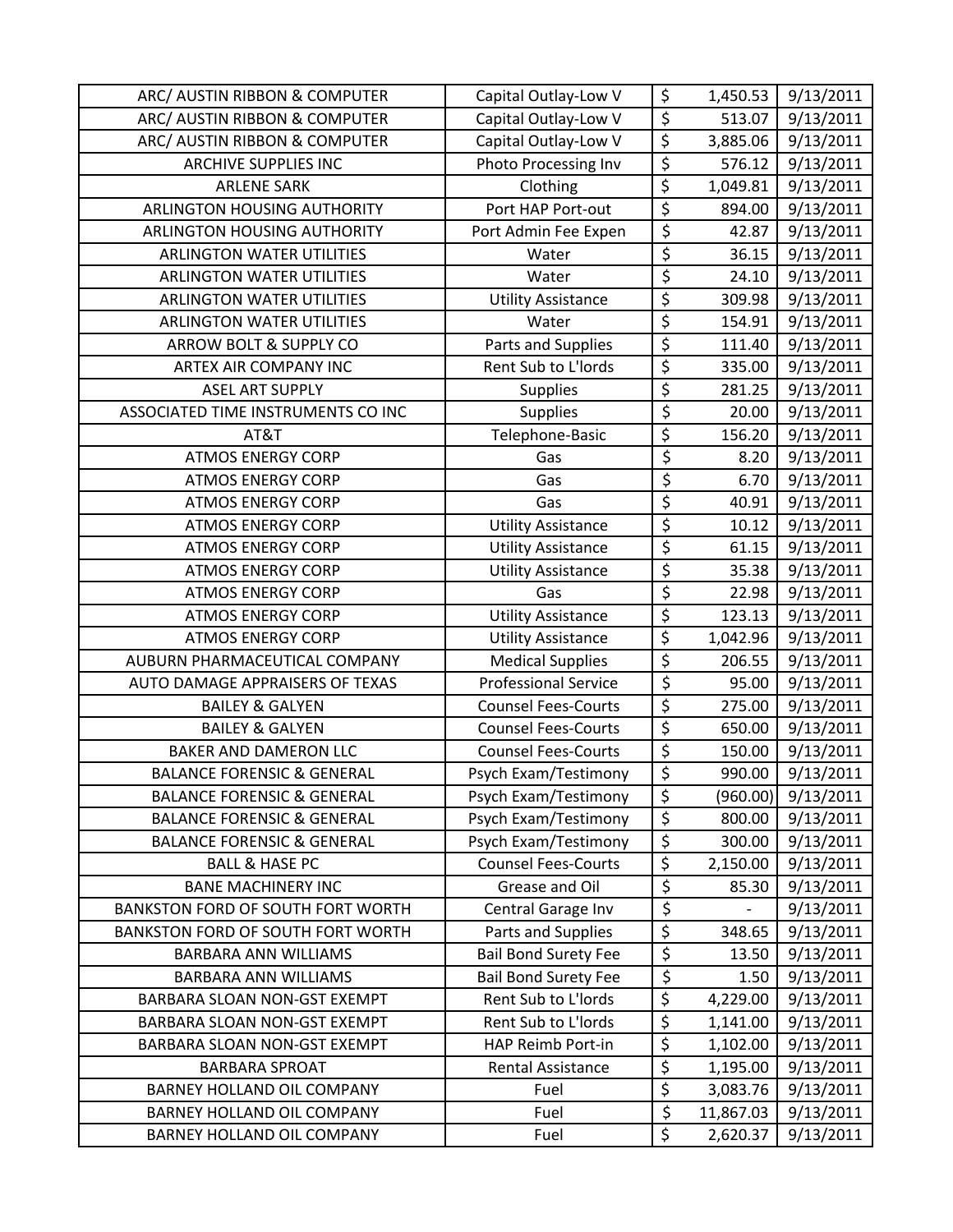| ARC/ AUSTIN RIBBON & COMPUTER | Capital Outlay-Low V | $ | 1,450.53 | 9/13/2011 |
|---|---|---|---|---|
| ARC/ AUSTIN RIBBON & COMPUTER | Capital Outlay-Low V | $ | 513.07 | 9/13/2011 |
| ARC/ AUSTIN RIBBON & COMPUTER | Capital Outlay-Low V | $ | 3,885.06 | 9/13/2011 |
| ARCHIVE SUPPLIES INC | Photo Processing Inv | $ | 576.12 | 9/13/2011 |
| ARLENE SARK | Clothing | $ | 1,049.81 | 9/13/2011 |
| ARLINGTON HOUSING AUTHORITY | Port HAP Port-out | $ | 894.00 | 9/13/2011 |
| ARLINGTON HOUSING AUTHORITY | Port Admin Fee Expen | $ | 42.87 | 9/13/2011 |
| ARLINGTON WATER UTILITIES | Water | $ | 36.15 | 9/13/2011 |
| ARLINGTON WATER UTILITIES | Water | $ | 24.10 | 9/13/2011 |
| ARLINGTON WATER UTILITIES | Utility Assistance | $ | 309.98 | 9/13/2011 |
| ARLINGTON WATER UTILITIES | Water | $ | 154.91 | 9/13/2011 |
| ARROW BOLT & SUPPLY CO | Parts and Supplies | $ | 111.40 | 9/13/2011 |
| ARTEX AIR COMPANY INC | Rent Sub to L'lords | $ | 335.00 | 9/13/2011 |
| ASEL ART SUPPLY | Supplies | $ | 281.25 | 9/13/2011 |
| ASSOCIATED TIME INSTRUMENTS CO INC | Supplies | $ | 20.00 | 9/13/2011 |
| AT&T | Telephone-Basic | $ | 156.20 | 9/13/2011 |
| ATMOS ENERGY CORP | Gas | $ | 8.20 | 9/13/2011 |
| ATMOS ENERGY CORP | Gas | $ | 6.70 | 9/13/2011 |
| ATMOS ENERGY CORP | Gas | $ | 40.91 | 9/13/2011 |
| ATMOS ENERGY CORP | Utility Assistance | $ | 10.12 | 9/13/2011 |
| ATMOS ENERGY CORP | Utility Assistance | $ | 61.15 | 9/13/2011 |
| ATMOS ENERGY CORP | Utility Assistance | $ | 35.38 | 9/13/2011 |
| ATMOS ENERGY CORP | Gas | $ | 22.98 | 9/13/2011 |
| ATMOS ENERGY CORP | Utility Assistance | $ | 123.13 | 9/13/2011 |
| ATMOS ENERGY CORP | Utility Assistance | $ | 1,042.96 | 9/13/2011 |
| AUBURN PHARMACEUTICAL COMPANY | Medical Supplies | $ | 206.55 | 9/13/2011 |
| AUTO DAMAGE APPRAISERS OF TEXAS | Professional Service | $ | 95.00 | 9/13/2011 |
| BAILEY & GALYEN | Counsel Fees-Courts | $ | 275.00 | 9/13/2011 |
| BAILEY & GALYEN | Counsel Fees-Courts | $ | 650.00 | 9/13/2011 |
| BAKER AND DAMERON LLC | Counsel Fees-Courts | $ | 150.00 | 9/13/2011 |
| BALANCE FORENSIC & GENERAL | Psych Exam/Testimony | $ | 990.00 | 9/13/2011 |
| BALANCE FORENSIC & GENERAL | Psych Exam/Testimony | $ | (960.00) | 9/13/2011 |
| BALANCE FORENSIC & GENERAL | Psych Exam/Testimony | $ | 800.00 | 9/13/2011 |
| BALANCE FORENSIC & GENERAL | Psych Exam/Testimony | $ | 300.00 | 9/13/2011 |
| BALL & HASE PC | Counsel Fees-Courts | $ | 2,150.00 | 9/13/2011 |
| BANE MACHINERY INC | Grease and Oil | $ | 85.30 | 9/13/2011 |
| BANKSTON FORD OF SOUTH FORT WORTH | Central Garage Inv | $ | - | 9/13/2011 |
| BANKSTON FORD OF SOUTH FORT WORTH | Parts and Supplies | $ | 348.65 | 9/13/2011 |
| BARBARA ANN WILLIAMS | Bail Bond Surety Fee | $ | 13.50 | 9/13/2011 |
| BARBARA ANN WILLIAMS | Bail Bond Surety Fee | $ | 1.50 | 9/13/2011 |
| BARBARA SLOAN NON-GST EXEMPT | Rent Sub to L'lords | $ | 4,229.00 | 9/13/2011 |
| BARBARA SLOAN NON-GST EXEMPT | Rent Sub to L'lords | $ | 1,141.00 | 9/13/2011 |
| BARBARA SLOAN NON-GST EXEMPT | HAP Reimb Port-in | $ | 1,102.00 | 9/13/2011 |
| BARBARA SPROAT | Rental Assistance | $ | 1,195.00 | 9/13/2011 |
| BARNEY HOLLAND OIL COMPANY | Fuel | $ | 3,083.76 | 9/13/2011 |
| BARNEY HOLLAND OIL COMPANY | Fuel | $ | 11,867.03 | 9/13/2011 |
| BARNEY HOLLAND OIL COMPANY | Fuel | $ | 2,620.37 | 9/13/2011 |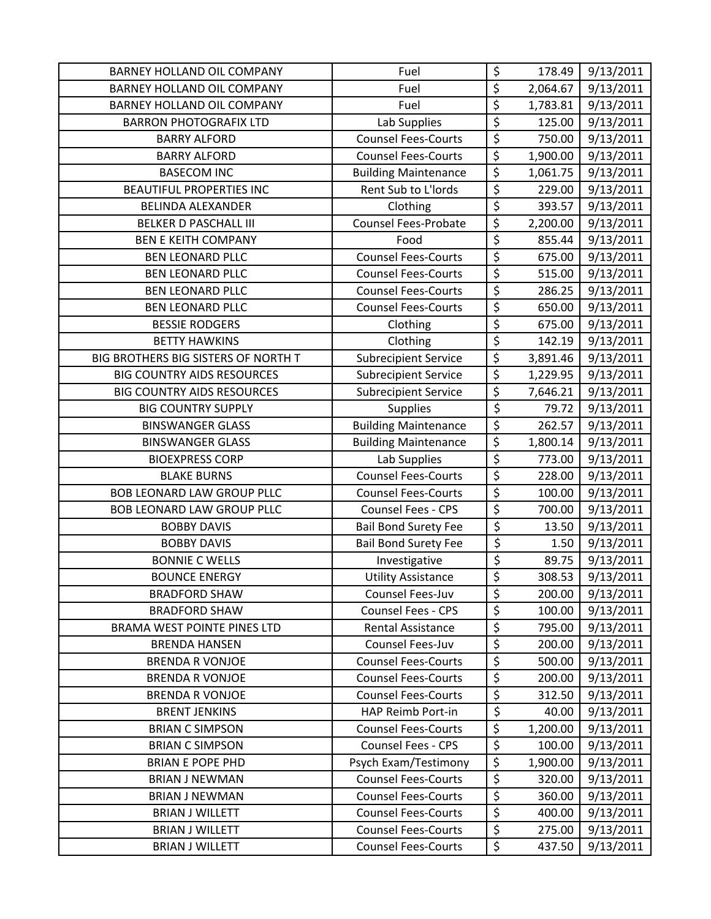| BARNEY HOLLAND OIL COMPANY | Fuel | $ | 178.49 | 9/13/2011 |
|---|---|---|---|---|
| BARNEY HOLLAND OIL COMPANY | Fuel | $ | 2,064.67 | 9/13/2011 |
| BARNEY HOLLAND OIL COMPANY | Fuel | $ | 1,783.81 | 9/13/2011 |
| BARRON PHOTOGRAFIX LTD | Lab Supplies | $ | 125.00 | 9/13/2011 |
| BARRY ALFORD | Counsel Fees-Courts | $ | 750.00 | 9/13/2011 |
| BARRY ALFORD | Counsel Fees-Courts | $ | 1,900.00 | 9/13/2011 |
| BASECOM INC | Building Maintenance | $ | 1,061.75 | 9/13/2011 |
| BEAUTIFUL PROPERTIES INC | Rent Sub to L'lords | $ | 229.00 | 9/13/2011 |
| BELINDA ALEXANDER | Clothing | $ | 393.57 | 9/13/2011 |
| BELKER D PASCHALL III | Counsel Fees-Probate | $ | 2,200.00 | 9/13/2011 |
| BEN E KEITH COMPANY | Food | $ | 855.44 | 9/13/2011 |
| BEN LEONARD PLLC | Counsel Fees-Courts | $ | 675.00 | 9/13/2011 |
| BEN LEONARD PLLC | Counsel Fees-Courts | $ | 515.00 | 9/13/2011 |
| BEN LEONARD PLLC | Counsel Fees-Courts | $ | 286.25 | 9/13/2011 |
| BEN LEONARD PLLC | Counsel Fees-Courts | $ | 650.00 | 9/13/2011 |
| BESSIE RODGERS | Clothing | $ | 675.00 | 9/13/2011 |
| BETTY HAWKINS | Clothing | $ | 142.19 | 9/13/2011 |
| BIG BROTHERS BIG SISTERS OF NORTH T | Subrecipient Service | $ | 3,891.46 | 9/13/2011 |
| BIG COUNTRY AIDS RESOURCES | Subrecipient Service | $ | 1,229.95 | 9/13/2011 |
| BIG COUNTRY AIDS RESOURCES | Subrecipient Service | $ | 7,646.21 | 9/13/2011 |
| BIG COUNTRY SUPPLY | Supplies | $ | 79.72 | 9/13/2011 |
| BINSWANGER GLASS | Building Maintenance | $ | 262.57 | 9/13/2011 |
| BINSWANGER GLASS | Building Maintenance | $ | 1,800.14 | 9/13/2011 |
| BIOEXPRESS CORP | Lab Supplies | $ | 773.00 | 9/13/2011 |
| BLAKE BURNS | Counsel Fees-Courts | $ | 228.00 | 9/13/2011 |
| BOB LEONARD LAW GROUP PLLC | Counsel Fees-Courts | $ | 100.00 | 9/13/2011 |
| BOB LEONARD LAW GROUP PLLC | Counsel Fees - CPS | $ | 700.00 | 9/13/2011 |
| BOBBY DAVIS | Bail Bond Surety Fee | $ | 13.50 | 9/13/2011 |
| BOBBY DAVIS | Bail Bond Surety Fee | $ | 1.50 | 9/13/2011 |
| BONNIE C WELLS | Investigative | $ | 89.75 | 9/13/2011 |
| BOUNCE ENERGY | Utility Assistance | $ | 308.53 | 9/13/2011 |
| BRADFORD SHAW | Counsel Fees-Juv | $ | 200.00 | 9/13/2011 |
| BRADFORD SHAW | Counsel Fees - CPS | $ | 100.00 | 9/13/2011 |
| BRAMA WEST POINTE PINES LTD | Rental Assistance | $ | 795.00 | 9/13/2011 |
| BRENDA HANSEN | Counsel Fees-Juv | $ | 200.00 | 9/13/2011 |
| BRENDA R VONJOE | Counsel Fees-Courts | $ | 500.00 | 9/13/2011 |
| BRENDA R VONJOE | Counsel Fees-Courts | $ | 200.00 | 9/13/2011 |
| BRENDA R VONJOE | Counsel Fees-Courts | $ | 312.50 | 9/13/2011 |
| BRENT JENKINS | HAP Reimb Port-in | $ | 40.00 | 9/13/2011 |
| BRIAN C SIMPSON | Counsel Fees-Courts | $ | 1,200.00 | 9/13/2011 |
| BRIAN C SIMPSON | Counsel Fees - CPS | $ | 100.00 | 9/13/2011 |
| BRIAN E POPE PHD | Psych Exam/Testimony | $ | 1,900.00 | 9/13/2011 |
| BRIAN J NEWMAN | Counsel Fees-Courts | $ | 320.00 | 9/13/2011 |
| BRIAN J NEWMAN | Counsel Fees-Courts | $ | 360.00 | 9/13/2011 |
| BRIAN J WILLETT | Counsel Fees-Courts | $ | 400.00 | 9/13/2011 |
| BRIAN J WILLETT | Counsel Fees-Courts | $ | 275.00 | 9/13/2011 |
| BRIAN J WILLETT | Counsel Fees-Courts | $ | 437.50 | 9/13/2011 |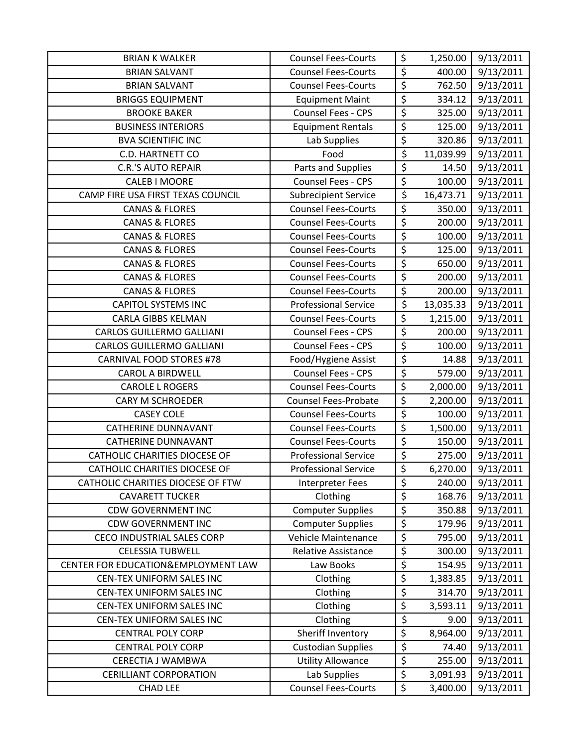| BRIAN K WALKER | Counsel Fees-Courts | $ | 1,250.00 | 9/13/2011 |
|---|---|---|---|---|
| BRIAN SALVANT | Counsel Fees-Courts | $ | 400.00 | 9/13/2011 |
| BRIAN SALVANT | Counsel Fees-Courts | $ | 762.50 | 9/13/2011 |
| BRIGGS EQUIPMENT | Equipment Maint | $ | 334.12 | 9/13/2011 |
| BROOKE BAKER | Counsel Fees - CPS | $ | 325.00 | 9/13/2011 |
| BUSINESS INTERIORS | Equipment Rentals | $ | 125.00 | 9/13/2011 |
| BVA SCIENTIFIC INC | Lab Supplies | $ | 320.86 | 9/13/2011 |
| C.D. HARTNETT CO | Food | $ | 11,039.99 | 9/13/2011 |
| C.R.'S AUTO REPAIR | Parts and Supplies | $ | 14.50 | 9/13/2011 |
| CALEB I MOORE | Counsel Fees - CPS | $ | 100.00 | 9/13/2011 |
| CAMP FIRE USA FIRST TEXAS COUNCIL | Subrecipient Service | $ | 16,473.71 | 9/13/2011 |
| CANAS & FLORES | Counsel Fees-Courts | $ | 350.00 | 9/13/2011 |
| CANAS & FLORES | Counsel Fees-Courts | $ | 200.00 | 9/13/2011 |
| CANAS & FLORES | Counsel Fees-Courts | $ | 100.00 | 9/13/2011 |
| CANAS & FLORES | Counsel Fees-Courts | $ | 125.00 | 9/13/2011 |
| CANAS & FLORES | Counsel Fees-Courts | $ | 650.00 | 9/13/2011 |
| CANAS & FLORES | Counsel Fees-Courts | $ | 200.00 | 9/13/2011 |
| CANAS & FLORES | Counsel Fees-Courts | $ | 200.00 | 9/13/2011 |
| CAPITOL SYSTEMS INC | Professional Service | $ | 13,035.33 | 9/13/2011 |
| CARLA GIBBS KELMAN | Counsel Fees-Courts | $ | 1,215.00 | 9/13/2011 |
| CARLOS GUILLERMO GALLIANI | Counsel Fees - CPS | $ | 200.00 | 9/13/2011 |
| CARLOS GUILLERMO GALLIANI | Counsel Fees - CPS | $ | 100.00 | 9/13/2011 |
| CARNIVAL FOOD STORES #78 | Food/Hygiene Assist | $ | 14.88 | 9/13/2011 |
| CAROL A BIRDWELL | Counsel Fees - CPS | $ | 579.00 | 9/13/2011 |
| CAROLE L ROGERS | Counsel Fees-Courts | $ | 2,000.00 | 9/13/2011 |
| CARY M SCHROEDER | Counsel Fees-Probate | $ | 2,200.00 | 9/13/2011 |
| CASEY COLE | Counsel Fees-Courts | $ | 100.00 | 9/13/2011 |
| CATHERINE DUNNAVANT | Counsel Fees-Courts | $ | 1,500.00 | 9/13/2011 |
| CATHERINE DUNNAVANT | Counsel Fees-Courts | $ | 150.00 | 9/13/2011 |
| CATHOLIC CHARITIES DIOCESE OF | Professional Service | $ | 275.00 | 9/13/2011 |
| CATHOLIC CHARITIES DIOCESE OF | Professional Service | $ | 6,270.00 | 9/13/2011 |
| CATHOLIC CHARITIES DIOCESE OF FTW | Interpreter Fees | $ | 240.00 | 9/13/2011 |
| CAVARETT TUCKER | Clothing | $ | 168.76 | 9/13/2011 |
| CDW GOVERNMENT INC | Computer Supplies | $ | 350.88 | 9/13/2011 |
| CDW GOVERNMENT INC | Computer Supplies | $ | 179.96 | 9/13/2011 |
| CECO INDUSTRIAL SALES CORP | Vehicle Maintenance | $ | 795.00 | 9/13/2011 |
| CELESSIA TUBWELL | Relative Assistance | $ | 300.00 | 9/13/2011 |
| CENTER FOR EDUCATION&EMPLOYMENT LAW | Law Books | $ | 154.95 | 9/13/2011 |
| CEN-TEX UNIFORM SALES INC | Clothing | $ | 1,383.85 | 9/13/2011 |
| CEN-TEX UNIFORM SALES INC | Clothing | $ | 314.70 | 9/13/2011 |
| CEN-TEX UNIFORM SALES INC | Clothing | $ | 3,593.11 | 9/13/2011 |
| CEN-TEX UNIFORM SALES INC | Clothing | $ | 9.00 | 9/13/2011 |
| CENTRAL POLY CORP | Sheriff Inventory | $ | 8,964.00 | 9/13/2011 |
| CENTRAL POLY CORP | Custodian Supplies | $ | 74.40 | 9/13/2011 |
| CERECTIA J WAMBWA | Utility Allowance | $ | 255.00 | 9/13/2011 |
| CERILLIANT CORPORATION | Lab Supplies | $ | 3,091.93 | 9/13/2011 |
| CHAD LEE | Counsel Fees-Courts | $ | 3,400.00 | 9/13/2011 |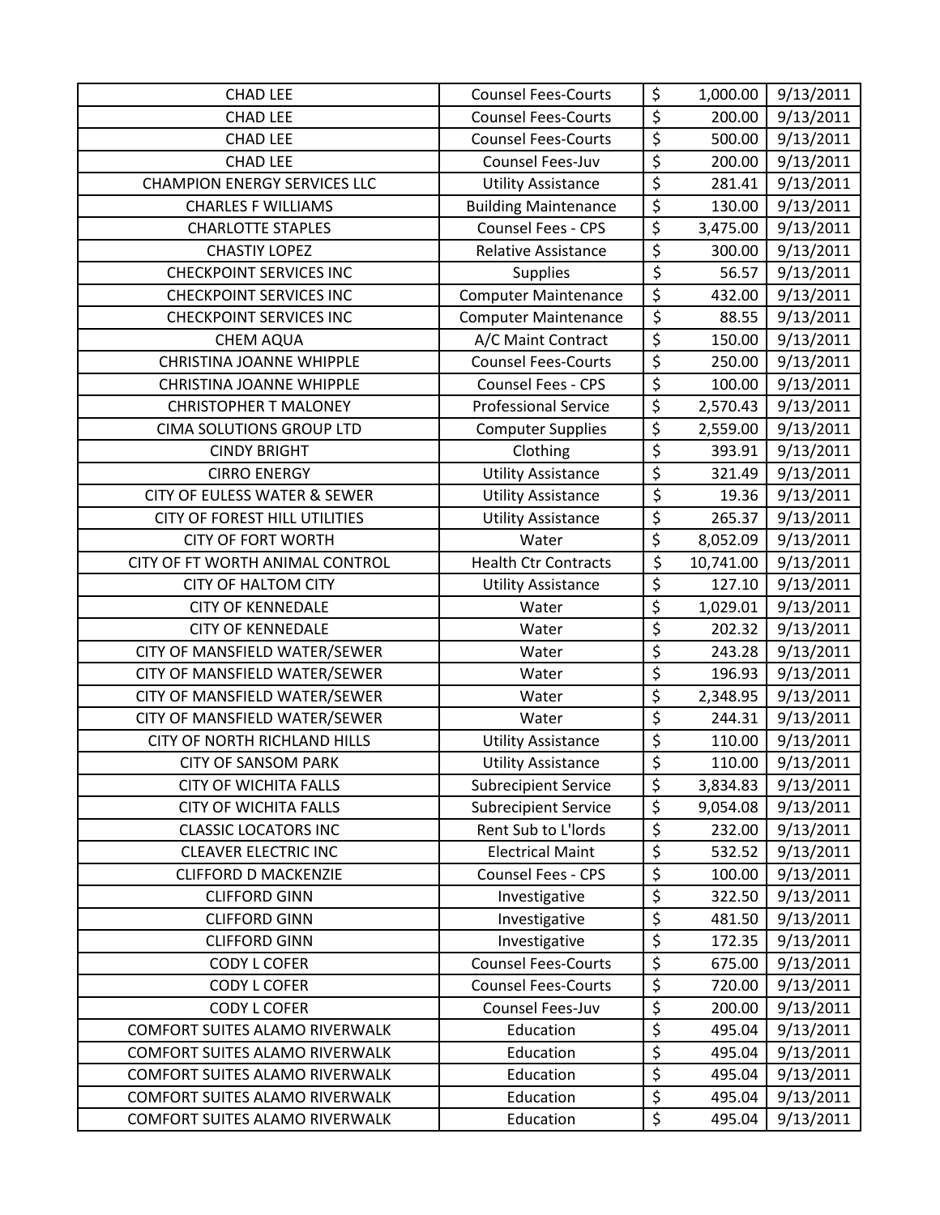| CHAD LEE | Counsel Fees-Courts | $ | 1,000.00 | 9/13/2011 |
|---|---|---|---|---|
| CHAD LEE | Counsel Fees-Courts | $ | 200.00 | 9/13/2011 |
| CHAD LEE | Counsel Fees-Courts | $ | 500.00 | 9/13/2011 |
| CHAD LEE | Counsel Fees-Juv | $ | 200.00 | 9/13/2011 |
| CHAMPION ENERGY SERVICES LLC | Utility Assistance | $ | 281.41 | 9/13/2011 |
| CHARLES F WILLIAMS | Building Maintenance | $ | 130.00 | 9/13/2011 |
| CHARLOTTE STAPLES | Counsel Fees - CPS | $ | 3,475.00 | 9/13/2011 |
| CHASTIY LOPEZ | Relative Assistance | $ | 300.00 | 9/13/2011 |
| CHECKPOINT SERVICES INC | Supplies | $ | 56.57 | 9/13/2011 |
| CHECKPOINT SERVICES INC | Computer Maintenance | $ | 432.00 | 9/13/2011 |
| CHECKPOINT SERVICES INC | Computer Maintenance | $ | 88.55 | 9/13/2011 |
| CHEM AQUA | A/C Maint Contract | $ | 150.00 | 9/13/2011 |
| CHRISTINA JOANNE WHIPPLE | Counsel Fees-Courts | $ | 250.00 | 9/13/2011 |
| CHRISTINA JOANNE WHIPPLE | Counsel Fees - CPS | $ | 100.00 | 9/13/2011 |
| CHRISTOPHER T MALONEY | Professional Service | $ | 2,570.43 | 9/13/2011 |
| CIMA SOLUTIONS GROUP LTD | Computer Supplies | $ | 2,559.00 | 9/13/2011 |
| CINDY BRIGHT | Clothing | $ | 393.91 | 9/13/2011 |
| CIRRO ENERGY | Utility Assistance | $ | 321.49 | 9/13/2011 |
| CITY OF EULESS WATER & SEWER | Utility Assistance | $ | 19.36 | 9/13/2011 |
| CITY OF FOREST HILL UTILITIES | Utility Assistance | $ | 265.37 | 9/13/2011 |
| CITY OF FORT WORTH | Water | $ | 8,052.09 | 9/13/2011 |
| CITY OF FT WORTH ANIMAL CONTROL | Health Ctr Contracts | $ | 10,741.00 | 9/13/2011 |
| CITY OF HALTOM CITY | Utility Assistance | $ | 127.10 | 9/13/2011 |
| CITY OF KENNEDALE | Water | $ | 1,029.01 | 9/13/2011 |
| CITY OF KENNEDALE | Water | $ | 202.32 | 9/13/2011 |
| CITY OF MANSFIELD WATER/SEWER | Water | $ | 243.28 | 9/13/2011 |
| CITY OF MANSFIELD WATER/SEWER | Water | $ | 196.93 | 9/13/2011 |
| CITY OF MANSFIELD WATER/SEWER | Water | $ | 2,348.95 | 9/13/2011 |
| CITY OF MANSFIELD WATER/SEWER | Water | $ | 244.31 | 9/13/2011 |
| CITY OF NORTH RICHLAND HILLS | Utility Assistance | $ | 110.00 | 9/13/2011 |
| CITY OF SANSOM PARK | Utility Assistance | $ | 110.00 | 9/13/2011 |
| CITY OF WICHITA FALLS | Subrecipient Service | $ | 3,834.83 | 9/13/2011 |
| CITY OF WICHITA FALLS | Subrecipient Service | $ | 9,054.08 | 9/13/2011 |
| CLASSIC LOCATORS INC | Rent Sub to L'lords | $ | 232.00 | 9/13/2011 |
| CLEAVER ELECTRIC INC | Electrical Maint | $ | 532.52 | 9/13/2011 |
| CLIFFORD D MACKENZIE | Counsel Fees - CPS | $ | 100.00 | 9/13/2011 |
| CLIFFORD GINN | Investigative | $ | 322.50 | 9/13/2011 |
| CLIFFORD GINN | Investigative | $ | 481.50 | 9/13/2011 |
| CLIFFORD GINN | Investigative | $ | 172.35 | 9/13/2011 |
| CODY L COFER | Counsel Fees-Courts | $ | 675.00 | 9/13/2011 |
| CODY L COFER | Counsel Fees-Courts | $ | 720.00 | 9/13/2011 |
| CODY L COFER | Counsel Fees-Juv | $ | 200.00 | 9/13/2011 |
| COMFORT SUITES ALAMO RIVERWALK | Education | $ | 495.04 | 9/13/2011 |
| COMFORT SUITES ALAMO RIVERWALK | Education | $ | 495.04 | 9/13/2011 |
| COMFORT SUITES ALAMO RIVERWALK | Education | $ | 495.04 | 9/13/2011 |
| COMFORT SUITES ALAMO RIVERWALK | Education | $ | 495.04 | 9/13/2011 |
| COMFORT SUITES ALAMO RIVERWALK | Education | $ | 495.04 | 9/13/2011 |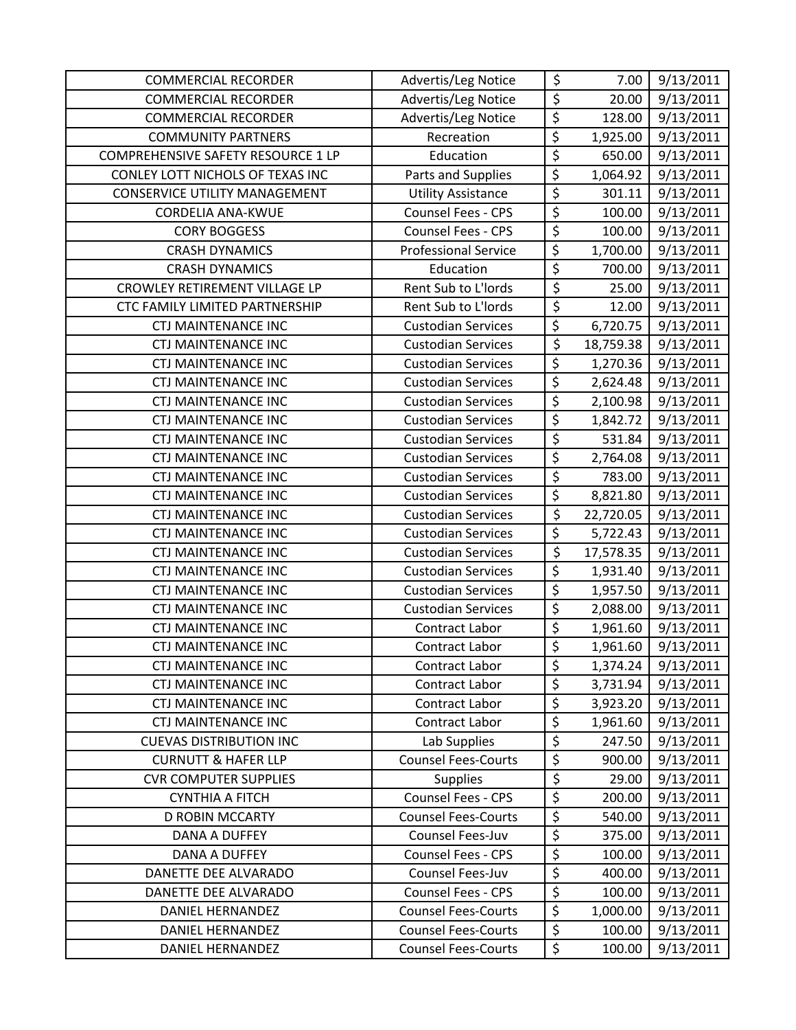| COMMERCIAL RECORDER | Advertis/Leg Notice | $ | 7.00 | 9/13/2011 |
|---|---|---|---|---|
| COMMERCIAL RECORDER | Advertis/Leg Notice | $ | 20.00 | 9/13/2011 |
| COMMERCIAL RECORDER | Advertis/Leg Notice | $ | 128.00 | 9/13/2011 |
| COMMUNITY PARTNERS | Recreation | $ | 1,925.00 | 9/13/2011 |
| COMPREHENSIVE SAFETY RESOURCE 1 LP | Education | $ | 650.00 | 9/13/2011 |
| CONLEY LOTT NICHOLS OF TEXAS INC | Parts and Supplies | $ | 1,064.92 | 9/13/2011 |
| CONSERVICE UTILITY MANAGEMENT | Utility Assistance | $ | 301.11 | 9/13/2011 |
| CORDELIA ANA-KWUE | Counsel Fees - CPS | $ | 100.00 | 9/13/2011 |
| CORY BOGGESS | Counsel Fees - CPS | $ | 100.00 | 9/13/2011 |
| CRASH DYNAMICS | Professional Service | $ | 1,700.00 | 9/13/2011 |
| CRASH DYNAMICS | Education | $ | 700.00 | 9/13/2011 |
| CROWLEY RETIREMENT VILLAGE LP | Rent Sub to L'lords | $ | 25.00 | 9/13/2011 |
| CTC FAMILY LIMITED PARTNERSHIP | Rent Sub to L'lords | $ | 12.00 | 9/13/2011 |
| CTJ MAINTENANCE INC | Custodian Services | $ | 6,720.75 | 9/13/2011 |
| CTJ MAINTENANCE INC | Custodian Services | $ | 18,759.38 | 9/13/2011 |
| CTJ MAINTENANCE INC | Custodian Services | $ | 1,270.36 | 9/13/2011 |
| CTJ MAINTENANCE INC | Custodian Services | $ | 2,624.48 | 9/13/2011 |
| CTJ MAINTENANCE INC | Custodian Services | $ | 2,100.98 | 9/13/2011 |
| CTJ MAINTENANCE INC | Custodian Services | $ | 1,842.72 | 9/13/2011 |
| CTJ MAINTENANCE INC | Custodian Services | $ | 531.84 | 9/13/2011 |
| CTJ MAINTENANCE INC | Custodian Services | $ | 2,764.08 | 9/13/2011 |
| CTJ MAINTENANCE INC | Custodian Services | $ | 783.00 | 9/13/2011 |
| CTJ MAINTENANCE INC | Custodian Services | $ | 8,821.80 | 9/13/2011 |
| CTJ MAINTENANCE INC | Custodian Services | $ | 22,720.05 | 9/13/2011 |
| CTJ MAINTENANCE INC | Custodian Services | $ | 5,722.43 | 9/13/2011 |
| CTJ MAINTENANCE INC | Custodian Services | $ | 17,578.35 | 9/13/2011 |
| CTJ MAINTENANCE INC | Custodian Services | $ | 1,931.40 | 9/13/2011 |
| CTJ MAINTENANCE INC | Custodian Services | $ | 1,957.50 | 9/13/2011 |
| CTJ MAINTENANCE INC | Custodian Services | $ | 2,088.00 | 9/13/2011 |
| CTJ MAINTENANCE INC | Contract Labor | $ | 1,961.60 | 9/13/2011 |
| CTJ MAINTENANCE INC | Contract Labor | $ | 1,961.60 | 9/13/2011 |
| CTJ MAINTENANCE INC | Contract Labor | $ | 1,374.24 | 9/13/2011 |
| CTJ MAINTENANCE INC | Contract Labor | $ | 3,731.94 | 9/13/2011 |
| CTJ MAINTENANCE INC | Contract Labor | $ | 3,923.20 | 9/13/2011 |
| CTJ MAINTENANCE INC | Contract Labor | $ | 1,961.60 | 9/13/2011 |
| CUEVAS DISTRIBUTION INC | Lab Supplies | $ | 247.50 | 9/13/2011 |
| CURNUTT & HAFER LLP | Counsel Fees-Courts | $ | 900.00 | 9/13/2011 |
| CVR COMPUTER SUPPLIES | Supplies | $ | 29.00 | 9/13/2011 |
| CYNTHIA A FITCH | Counsel Fees - CPS | $ | 200.00 | 9/13/2011 |
| D ROBIN MCCARTY | Counsel Fees-Courts | $ | 540.00 | 9/13/2011 |
| DANA A DUFFEY | Counsel Fees-Juv | $ | 375.00 | 9/13/2011 |
| DANA A DUFFEY | Counsel Fees - CPS | $ | 100.00 | 9/13/2011 |
| DANETTE DEE ALVARADO | Counsel Fees-Juv | $ | 400.00 | 9/13/2011 |
| DANETTE DEE ALVARADO | Counsel Fees - CPS | $ | 100.00 | 9/13/2011 |
| DANIEL HERNANDEZ | Counsel Fees-Courts | $ | 1,000.00 | 9/13/2011 |
| DANIEL HERNANDEZ | Counsel Fees-Courts | $ | 100.00 | 9/13/2011 |
| DANIEL HERNANDEZ | Counsel Fees-Courts | $ | 100.00 | 9/13/2011 |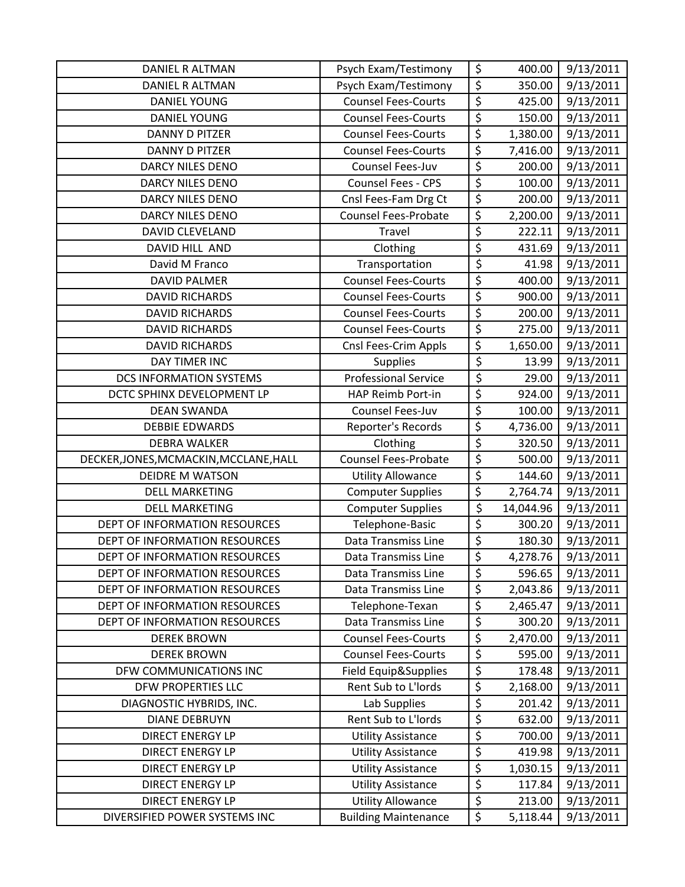| DANIEL R ALTMAN | Psych Exam/Testimony | $ | 400.00 | 9/13/2011 |
|---|---|---|---|---|
| DANIEL R ALTMAN | Psych Exam/Testimony | $ | 350.00 | 9/13/2011 |
| DANIEL YOUNG | Counsel Fees-Courts | $ | 425.00 | 9/13/2011 |
| DANIEL YOUNG | Counsel Fees-Courts | $ | 150.00 | 9/13/2011 |
| DANNY D PITZER | Counsel Fees-Courts | $ | 1,380.00 | 9/13/2011 |
| DANNY D PITZER | Counsel Fees-Courts | $ | 7,416.00 | 9/13/2011 |
| DARCY NILES DENO | Counsel Fees-Juv | $ | 200.00 | 9/13/2011 |
| DARCY NILES DENO | Counsel Fees - CPS | $ | 100.00 | 9/13/2011 |
| DARCY NILES DENO | Cnsl Fees-Fam Drg Ct | $ | 200.00 | 9/13/2011 |
| DARCY NILES DENO | Counsel Fees-Probate | $ | 2,200.00 | 9/13/2011 |
| DAVID CLEVELAND | Travel | $ | 222.11 | 9/13/2011 |
| DAVID HILL AND | Clothing | $ | 431.69 | 9/13/2011 |
| David M Franco | Transportation | $ | 41.98 | 9/13/2011 |
| DAVID PALMER | Counsel Fees-Courts | $ | 400.00 | 9/13/2011 |
| DAVID RICHARDS | Counsel Fees-Courts | $ | 900.00 | 9/13/2011 |
| DAVID RICHARDS | Counsel Fees-Courts | $ | 200.00 | 9/13/2011 |
| DAVID RICHARDS | Counsel Fees-Courts | $ | 275.00 | 9/13/2011 |
| DAVID RICHARDS | Cnsl Fees-Crim Appls | $ | 1,650.00 | 9/13/2011 |
| DAY TIMER INC | Supplies | $ | 13.99 | 9/13/2011 |
| DCS INFORMATION SYSTEMS | Professional Service | $ | 29.00 | 9/13/2011 |
| DCTC SPHINX DEVELOPMENT LP | HAP Reimb Port-in | $ | 924.00 | 9/13/2011 |
| DEAN SWANDA | Counsel Fees-Juv | $ | 100.00 | 9/13/2011 |
| DEBBIE EDWARDS | Reporter's Records | $ | 4,736.00 | 9/13/2011 |
| DEBRA WALKER | Clothing | $ | 320.50 | 9/13/2011 |
| DECKER,JONES,MCMACKIN,MCCLANE,HALL | Counsel Fees-Probate | $ | 500.00 | 9/13/2011 |
| DEIDRE M WATSON | Utility Allowance | $ | 144.60 | 9/13/2011 |
| DELL MARKETING | Computer Supplies | $ | 2,764.74 | 9/13/2011 |
| DELL MARKETING | Computer Supplies | $ | 14,044.96 | 9/13/2011 |
| DEPT OF INFORMATION RESOURCES | Telephone-Basic | $ | 300.20 | 9/13/2011 |
| DEPT OF INFORMATION RESOURCES | Data Transmiss Line | $ | 180.30 | 9/13/2011 |
| DEPT OF INFORMATION RESOURCES | Data Transmiss Line | $ | 4,278.76 | 9/13/2011 |
| DEPT OF INFORMATION RESOURCES | Data Transmiss Line | $ | 596.65 | 9/13/2011 |
| DEPT OF INFORMATION RESOURCES | Data Transmiss Line | $ | 2,043.86 | 9/13/2011 |
| DEPT OF INFORMATION RESOURCES | Telephone-Texan | $ | 2,465.47 | 9/13/2011 |
| DEPT OF INFORMATION RESOURCES | Data Transmiss Line | $ | 300.20 | 9/13/2011 |
| DEREK BROWN | Counsel Fees-Courts | $ | 2,470.00 | 9/13/2011 |
| DEREK BROWN | Counsel Fees-Courts | $ | 595.00 | 9/13/2011 |
| DFW COMMUNICATIONS INC | Field Equip&Supplies | $ | 178.48 | 9/13/2011 |
| DFW PROPERTIES LLC | Rent Sub to L'lords | $ | 2,168.00 | 9/13/2011 |
| DIAGNOSTIC HYBRIDS, INC. | Lab Supplies | $ | 201.42 | 9/13/2011 |
| DIANE DEBRUYN | Rent Sub to L'lords | $ | 632.00 | 9/13/2011 |
| DIRECT ENERGY LP | Utility Assistance | $ | 700.00 | 9/13/2011 |
| DIRECT ENERGY LP | Utility Assistance | $ | 419.98 | 9/13/2011 |
| DIRECT ENERGY LP | Utility Assistance | $ | 1,030.15 | 9/13/2011 |
| DIRECT ENERGY LP | Utility Assistance | $ | 117.84 | 9/13/2011 |
| DIRECT ENERGY LP | Utility Allowance | $ | 213.00 | 9/13/2011 |
| DIVERSIFIED POWER SYSTEMS INC | Building Maintenance | $ | 5,118.44 | 9/13/2011 |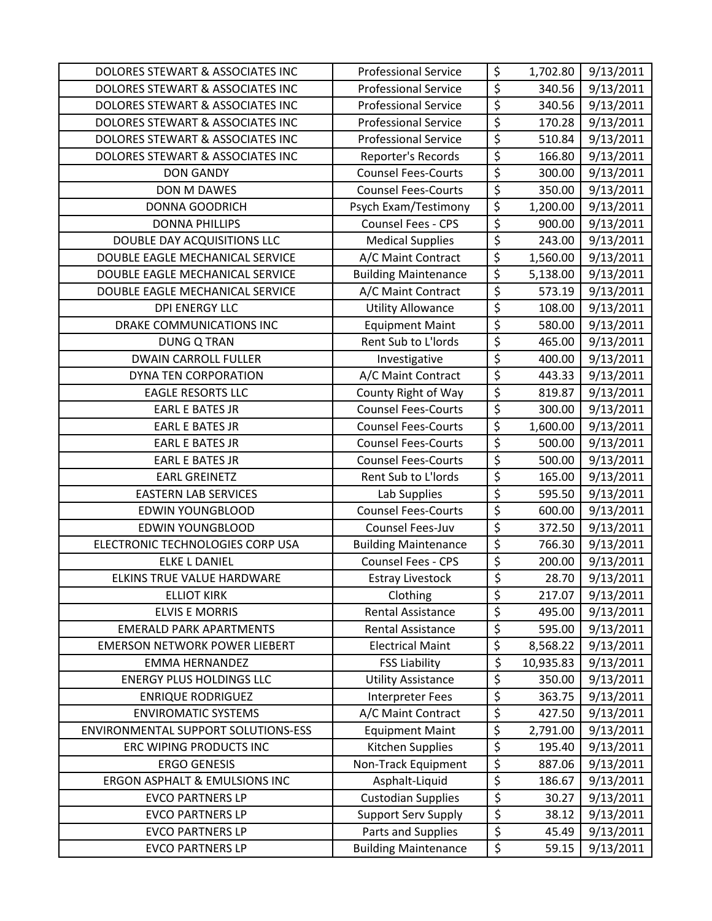| | | | | |
|---|---|---|---|---|
| DOLORES STEWART & ASSOCIATES INC | Professional Service | $ | 1,702.80 | 9/13/2011 |
| DOLORES STEWART & ASSOCIATES INC | Professional Service | $ | 340.56 | 9/13/2011 |
| DOLORES STEWART & ASSOCIATES INC | Professional Service | $ | 340.56 | 9/13/2011 |
| DOLORES STEWART & ASSOCIATES INC | Professional Service | $ | 170.28 | 9/13/2011 |
| DOLORES STEWART & ASSOCIATES INC | Professional Service | $ | 510.84 | 9/13/2011 |
| DOLORES STEWART & ASSOCIATES INC | Reporter's Records | $ | 166.80 | 9/13/2011 |
| DON GANDY | Counsel Fees-Courts | $ | 300.00 | 9/13/2011 |
| DON M DAWES | Counsel Fees-Courts | $ | 350.00 | 9/13/2011 |
| DONNA GOODRICH | Psych Exam/Testimony | $ | 1,200.00 | 9/13/2011 |
| DONNA PHILLIPS | Counsel Fees - CPS | $ | 900.00 | 9/13/2011 |
| DOUBLE DAY ACQUISITIONS LLC | Medical Supplies | $ | 243.00 | 9/13/2011 |
| DOUBLE EAGLE MECHANICAL SERVICE | A/C Maint Contract | $ | 1,560.00 | 9/13/2011 |
| DOUBLE EAGLE MECHANICAL SERVICE | Building Maintenance | $ | 5,138.00 | 9/13/2011 |
| DOUBLE EAGLE MECHANICAL SERVICE | A/C Maint Contract | $ | 573.19 | 9/13/2011 |
| DPI ENERGY LLC | Utility Allowance | $ | 108.00 | 9/13/2011 |
| DRAKE COMMUNICATIONS INC | Equipment Maint | $ | 580.00 | 9/13/2011 |
| DUNG Q TRAN | Rent Sub to L'lords | $ | 465.00 | 9/13/2011 |
| DWAIN CARROLL FULLER | Investigative | $ | 400.00 | 9/13/2011 |
| DYNA TEN CORPORATION | A/C Maint Contract | $ | 443.33 | 9/13/2011 |
| EAGLE RESORTS LLC | County Right of Way | $ | 819.87 | 9/13/2011 |
| EARL E BATES JR | Counsel Fees-Courts | $ | 300.00 | 9/13/2011 |
| EARL E BATES JR | Counsel Fees-Courts | $ | 1,600.00 | 9/13/2011 |
| EARL E BATES JR | Counsel Fees-Courts | $ | 500.00 | 9/13/2011 |
| EARL E BATES JR | Counsel Fees-Courts | $ | 500.00 | 9/13/2011 |
| EARL GREINETZ | Rent Sub to L'lords | $ | 165.00 | 9/13/2011 |
| EASTERN LAB SERVICES | Lab Supplies | $ | 595.50 | 9/13/2011 |
| EDWIN YOUNGBLOOD | Counsel Fees-Courts | $ | 600.00 | 9/13/2011 |
| EDWIN YOUNGBLOOD | Counsel Fees-Juv | $ | 372.50 | 9/13/2011 |
| ELECTRONIC TECHNOLOGIES CORP USA | Building Maintenance | $ | 766.30 | 9/13/2011 |
| ELKE L DANIEL | Counsel Fees - CPS | $ | 200.00 | 9/13/2011 |
| ELKINS TRUE VALUE HARDWARE | Estray Livestock | $ | 28.70 | 9/13/2011 |
| ELLIOT KIRK | Clothing | $ | 217.07 | 9/13/2011 |
| ELVIS E MORRIS | Rental Assistance | $ | 495.00 | 9/13/2011 |
| EMERALD PARK APARTMENTS | Rental Assistance | $ | 595.00 | 9/13/2011 |
| EMERSON NETWORK POWER LIEBERT | Electrical Maint | $ | 8,568.22 | 9/13/2011 |
| EMMA HERNANDEZ | FSS Liability | $ | 10,935.83 | 9/13/2011 |
| ENERGY PLUS HOLDINGS LLC | Utility Assistance | $ | 350.00 | 9/13/2011 |
| ENRIQUE RODRIGUEZ | Interpreter Fees | $ | 363.75 | 9/13/2011 |
| ENVIROMATIC SYSTEMS | A/C Maint Contract | $ | 427.50 | 9/13/2011 |
| ENVIRONMENTAL SUPPORT SOLUTIONS-ESS | Equipment Maint | $ | 2,791.00 | 9/13/2011 |
| ERC WIPING PRODUCTS INC | Kitchen Supplies | $ | 195.40 | 9/13/2011 |
| ERGO GENESIS | Non-Track Equipment | $ | 887.06 | 9/13/2011 |
| ERGON ASPHALT & EMULSIONS INC | Asphalt-Liquid | $ | 186.67 | 9/13/2011 |
| EVCO PARTNERS LP | Custodian Supplies | $ | 30.27 | 9/13/2011 |
| EVCO PARTNERS LP | Support Serv Supply | $ | 38.12 | 9/13/2011 |
| EVCO PARTNERS LP | Parts and Supplies | $ | 45.49 | 9/13/2011 |
| EVCO PARTNERS LP | Building Maintenance | $ | 59.15 | 9/13/2011 |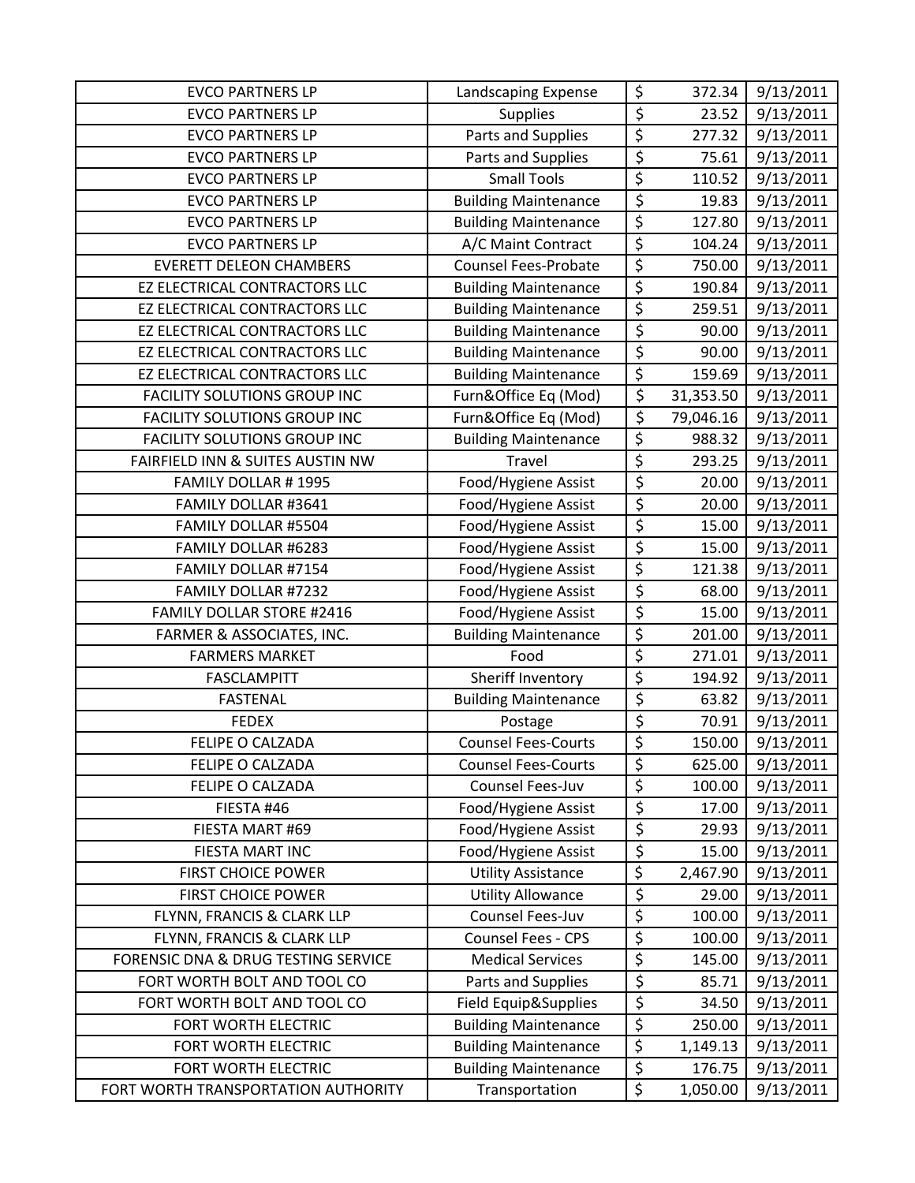| EVCO PARTNERS LP | Landscaping Expense | $ | 372.34 | 9/13/2011 |
|---|---|---|---|---|
| EVCO PARTNERS LP | Supplies | $ | 23.52 | 9/13/2011 |
| EVCO PARTNERS LP | Parts and Supplies | $ | 277.32 | 9/13/2011 |
| EVCO PARTNERS LP | Parts and Supplies | $ | 75.61 | 9/13/2011 |
| EVCO PARTNERS LP | Small Tools | $ | 110.52 | 9/13/2011 |
| EVCO PARTNERS LP | Building Maintenance | $ | 19.83 | 9/13/2011 |
| EVCO PARTNERS LP | Building Maintenance | $ | 127.80 | 9/13/2011 |
| EVCO PARTNERS LP | A/C Maint Contract | $ | 104.24 | 9/13/2011 |
| EVERETT DELEON CHAMBERS | Counsel Fees-Probate | $ | 750.00 | 9/13/2011 |
| EZ ELECTRICAL CONTRACTORS LLC | Building Maintenance | $ | 190.84 | 9/13/2011 |
| EZ ELECTRICAL CONTRACTORS LLC | Building Maintenance | $ | 259.51 | 9/13/2011 |
| EZ ELECTRICAL CONTRACTORS LLC | Building Maintenance | $ | 90.00 | 9/13/2011 |
| EZ ELECTRICAL CONTRACTORS LLC | Building Maintenance | $ | 90.00 | 9/13/2011 |
| EZ ELECTRICAL CONTRACTORS LLC | Building Maintenance | $ | 159.69 | 9/13/2011 |
| FACILITY SOLUTIONS GROUP INC | Furn&Office Eq (Mod) | $ | 31,353.50 | 9/13/2011 |
| FACILITY SOLUTIONS GROUP INC | Furn&Office Eq (Mod) | $ | 79,046.16 | 9/13/2011 |
| FACILITY SOLUTIONS GROUP INC | Building Maintenance | $ | 988.32 | 9/13/2011 |
| FAIRFIELD INN & SUITES AUSTIN NW | Travel | $ | 293.25 | 9/13/2011 |
| FAMILY DOLLAR # 1995 | Food/Hygiene Assist | $ | 20.00 | 9/13/2011 |
| FAMILY DOLLAR #3641 | Food/Hygiene Assist | $ | 20.00 | 9/13/2011 |
| FAMILY DOLLAR #5504 | Food/Hygiene Assist | $ | 15.00 | 9/13/2011 |
| FAMILY DOLLAR #6283 | Food/Hygiene Assist | $ | 15.00 | 9/13/2011 |
| FAMILY DOLLAR #7154 | Food/Hygiene Assist | $ | 121.38 | 9/13/2011 |
| FAMILY DOLLAR #7232 | Food/Hygiene Assist | $ | 68.00 | 9/13/2011 |
| FAMILY DOLLAR STORE #2416 | Food/Hygiene Assist | $ | 15.00 | 9/13/2011 |
| FARMER & ASSOCIATES, INC. | Building Maintenance | $ | 201.00 | 9/13/2011 |
| FARMERS MARKET | Food | $ | 271.01 | 9/13/2011 |
| FASCLAMPITT | Sheriff Inventory | $ | 194.92 | 9/13/2011 |
| FASTENAL | Building Maintenance | $ | 63.82 | 9/13/2011 |
| FEDEX | Postage | $ | 70.91 | 9/13/2011 |
| FELIPE O CALZADA | Counsel Fees-Courts | $ | 150.00 | 9/13/2011 |
| FELIPE O CALZADA | Counsel Fees-Courts | $ | 625.00 | 9/13/2011 |
| FELIPE O CALZADA | Counsel Fees-Juv | $ | 100.00 | 9/13/2011 |
| FIESTA #46 | Food/Hygiene Assist | $ | 17.00 | 9/13/2011 |
| FIESTA MART #69 | Food/Hygiene Assist | $ | 29.93 | 9/13/2011 |
| FIESTA MART INC | Food/Hygiene Assist | $ | 15.00 | 9/13/2011 |
| FIRST CHOICE POWER | Utility Assistance | $ | 2,467.90 | 9/13/2011 |
| FIRST CHOICE POWER | Utility Allowance | $ | 29.00 | 9/13/2011 |
| FLYNN, FRANCIS & CLARK LLP | Counsel Fees-Juv | $ | 100.00 | 9/13/2011 |
| FLYNN, FRANCIS & CLARK LLP | Counsel Fees - CPS | $ | 100.00 | 9/13/2011 |
| FORENSIC DNA & DRUG TESTING SERVICE | Medical Services | $ | 145.00 | 9/13/2011 |
| FORT WORTH BOLT AND TOOL CO | Parts and Supplies | $ | 85.71 | 9/13/2011 |
| FORT WORTH BOLT AND TOOL CO | Field Equip&Supplies | $ | 34.50 | 9/13/2011 |
| FORT WORTH ELECTRIC | Building Maintenance | $ | 250.00 | 9/13/2011 |
| FORT WORTH ELECTRIC | Building Maintenance | $ | 1,149.13 | 9/13/2011 |
| FORT WORTH ELECTRIC | Building Maintenance | $ | 176.75 | 9/13/2011 |
| FORT WORTH TRANSPORTATION AUTHORITY | Transportation | $ | 1,050.00 | 9/13/2011 |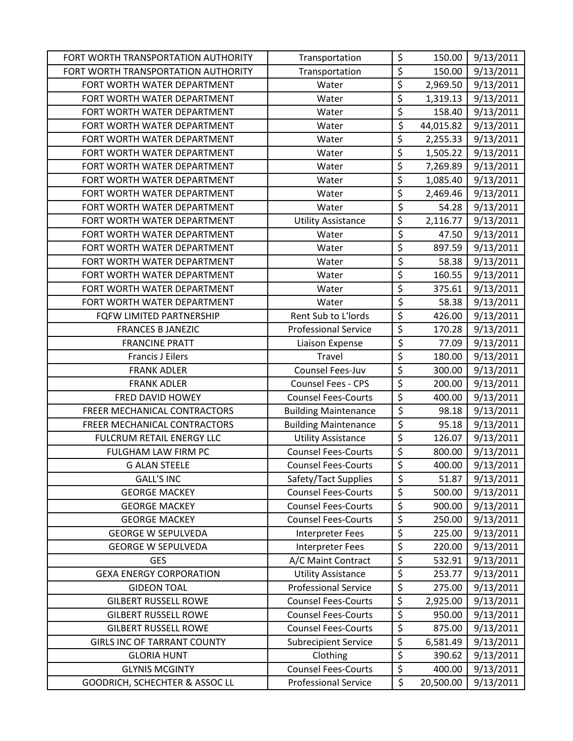| | | | | |
|---|---|---|---|---|
| FORT WORTH TRANSPORTATION AUTHORITY | Transportation | $ | 150.00 | 9/13/2011 |
| FORT WORTH TRANSPORTATION AUTHORITY | Transportation | $ | 150.00 | 9/13/2011 |
| FORT WORTH WATER DEPARTMENT | Water | $ | 2,969.50 | 9/13/2011 |
| FORT WORTH WATER DEPARTMENT | Water | $ | 1,319.13 | 9/13/2011 |
| FORT WORTH WATER DEPARTMENT | Water | $ | 158.40 | 9/13/2011 |
| FORT WORTH WATER DEPARTMENT | Water | $ | 44,015.82 | 9/13/2011 |
| FORT WORTH WATER DEPARTMENT | Water | $ | 2,255.33 | 9/13/2011 |
| FORT WORTH WATER DEPARTMENT | Water | $ | 1,505.22 | 9/13/2011 |
| FORT WORTH WATER DEPARTMENT | Water | $ | 7,269.89 | 9/13/2011 |
| FORT WORTH WATER DEPARTMENT | Water | $ | 1,085.40 | 9/13/2011 |
| FORT WORTH WATER DEPARTMENT | Water | $ | 2,469.46 | 9/13/2011 |
| FORT WORTH WATER DEPARTMENT | Water | $ | 54.28 | 9/13/2011 |
| FORT WORTH WATER DEPARTMENT | Utility Assistance | $ | 2,116.77 | 9/13/2011 |
| FORT WORTH WATER DEPARTMENT | Water | $ | 47.50 | 9/13/2011 |
| FORT WORTH WATER DEPARTMENT | Water | $ | 897.59 | 9/13/2011 |
| FORT WORTH WATER DEPARTMENT | Water | $ | 58.38 | 9/13/2011 |
| FORT WORTH WATER DEPARTMENT | Water | $ | 160.55 | 9/13/2011 |
| FORT WORTH WATER DEPARTMENT | Water | $ | 375.61 | 9/13/2011 |
| FORT WORTH WATER DEPARTMENT | Water | $ | 58.38 | 9/13/2011 |
| FQFW LIMITED PARTNERSHIP | Rent Sub to L'lords | $ | 426.00 | 9/13/2011 |
| FRANCES B JANEZIC | Professional Service | $ | 170.28 | 9/13/2011 |
| FRANCINE PRATT | Liaison Expense | $ | 77.09 | 9/13/2011 |
| Francis J Eilers | Travel | $ | 180.00 | 9/13/2011 |
| FRANK ADLER | Counsel Fees-Juv | $ | 300.00 | 9/13/2011 |
| FRANK ADLER | Counsel Fees - CPS | $ | 200.00 | 9/13/2011 |
| FRED DAVID HOWEY | Counsel Fees-Courts | $ | 400.00 | 9/13/2011 |
| FREER MECHANICAL CONTRACTORS | Building Maintenance | $ | 98.18 | 9/13/2011 |
| FREER MECHANICAL CONTRACTORS | Building Maintenance | $ | 95.18 | 9/13/2011 |
| FULCRUM RETAIL ENERGY LLC | Utility Assistance | $ | 126.07 | 9/13/2011 |
| FULGHAM LAW FIRM PC | Counsel Fees-Courts | $ | 800.00 | 9/13/2011 |
| G ALAN STEELE | Counsel Fees-Courts | $ | 400.00 | 9/13/2011 |
| GALL'S INC | Safety/Tact Supplies | $ | 51.87 | 9/13/2011 |
| GEORGE MACKEY | Counsel Fees-Courts | $ | 500.00 | 9/13/2011 |
| GEORGE MACKEY | Counsel Fees-Courts | $ | 900.00 | 9/13/2011 |
| GEORGE MACKEY | Counsel Fees-Courts | $ | 250.00 | 9/13/2011 |
| GEORGE W SEPULVEDA | Interpreter Fees | $ | 225.00 | 9/13/2011 |
| GEORGE W SEPULVEDA | Interpreter Fees | $ | 220.00 | 9/13/2011 |
| GES | A/C Maint Contract | $ | 532.91 | 9/13/2011 |
| GEXA ENERGY CORPORATION | Utility Assistance | $ | 253.77 | 9/13/2011 |
| GIDEON TOAL | Professional Service | $ | 275.00 | 9/13/2011 |
| GILBERT RUSSELL ROWE | Counsel Fees-Courts | $ | 2,925.00 | 9/13/2011 |
| GILBERT RUSSELL ROWE | Counsel Fees-Courts | $ | 950.00 | 9/13/2011 |
| GILBERT RUSSELL ROWE | Counsel Fees-Courts | $ | 875.00 | 9/13/2011 |
| GIRLS INC OF TARRANT COUNTY | Subrecipient Service | $ | 6,581.49 | 9/13/2011 |
| GLORIA HUNT | Clothing | $ | 390.62 | 9/13/2011 |
| GLYNIS MCGINTY | Counsel Fees-Courts | $ | 400.00 | 9/13/2011 |
| GOODRICH, SCHECHTER & ASSOC LL | Professional Service | $ | 20,500.00 | 9/13/2011 |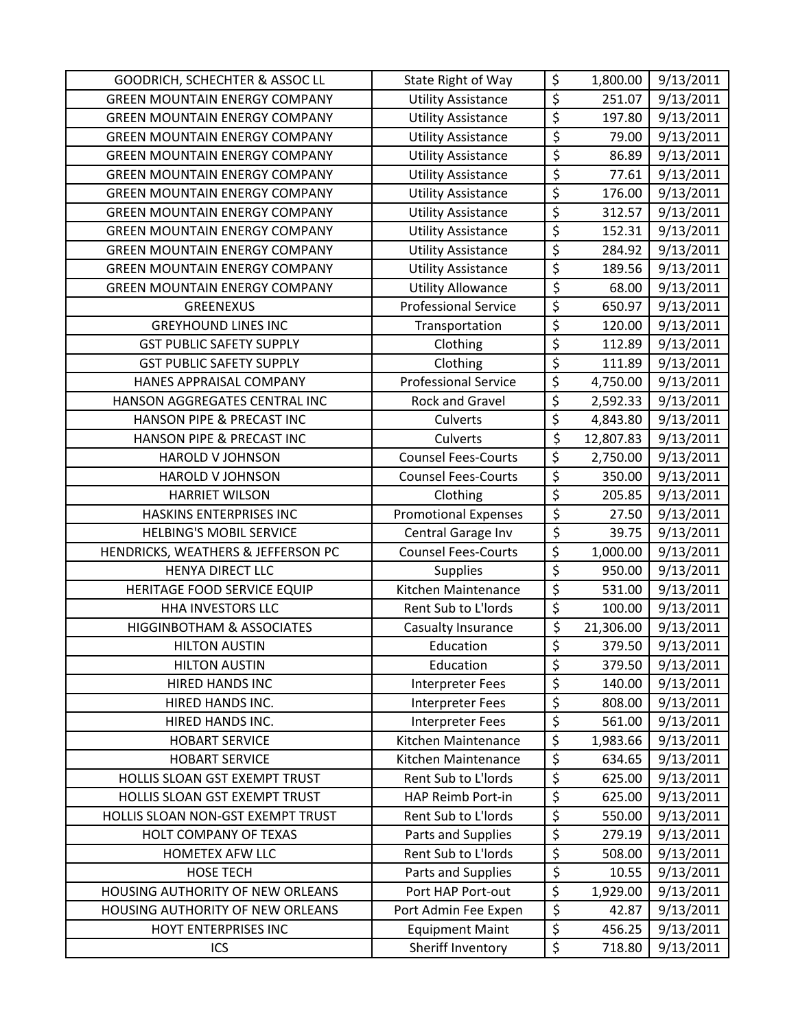| GOODRICH, SCHECHTER & ASSOC LL | State Right of Way | $ | 1,800.00 | 9/13/2011 |
|---|---|---|---|---|
| GREEN MOUNTAIN ENERGY COMPANY | Utility Assistance | $ | 251.07 | 9/13/2011 |
| GREEN MOUNTAIN ENERGY COMPANY | Utility Assistance | $ | 197.80 | 9/13/2011 |
| GREEN MOUNTAIN ENERGY COMPANY | Utility Assistance | $ | 79.00 | 9/13/2011 |
| GREEN MOUNTAIN ENERGY COMPANY | Utility Assistance | $ | 86.89 | 9/13/2011 |
| GREEN MOUNTAIN ENERGY COMPANY | Utility Assistance | $ | 77.61 | 9/13/2011 |
| GREEN MOUNTAIN ENERGY COMPANY | Utility Assistance | $ | 176.00 | 9/13/2011 |
| GREEN MOUNTAIN ENERGY COMPANY | Utility Assistance | $ | 312.57 | 9/13/2011 |
| GREEN MOUNTAIN ENERGY COMPANY | Utility Assistance | $ | 152.31 | 9/13/2011 |
| GREEN MOUNTAIN ENERGY COMPANY | Utility Assistance | $ | 284.92 | 9/13/2011 |
| GREEN MOUNTAIN ENERGY COMPANY | Utility Assistance | $ | 189.56 | 9/13/2011 |
| GREEN MOUNTAIN ENERGY COMPANY | Utility Allowance | $ | 68.00 | 9/13/2011 |
| GREENEXUS | Professional Service | $ | 650.97 | 9/13/2011 |
| GREYHOUND LINES INC | Transportation | $ | 120.00 | 9/13/2011 |
| GST PUBLIC SAFETY SUPPLY | Clothing | $ | 112.89 | 9/13/2011 |
| GST PUBLIC SAFETY SUPPLY | Clothing | $ | 111.89 | 9/13/2011 |
| HANES APPRAISAL COMPANY | Professional Service | $ | 4,750.00 | 9/13/2011 |
| HANSON AGGREGATES CENTRAL INC | Rock and Gravel | $ | 2,592.33 | 9/13/2011 |
| HANSON PIPE & PRECAST INC | Culverts | $ | 4,843.80 | 9/13/2011 |
| HANSON PIPE & PRECAST INC | Culverts | $ | 12,807.83 | 9/13/2011 |
| HAROLD V JOHNSON | Counsel Fees-Courts | $ | 2,750.00 | 9/13/2011 |
| HAROLD V JOHNSON | Counsel Fees-Courts | $ | 350.00 | 9/13/2011 |
| HARRIET WILSON | Clothing | $ | 205.85 | 9/13/2011 |
| HASKINS ENTERPRISES INC | Promotional Expenses | $ | 27.50 | 9/13/2011 |
| HELBING'S MOBIL SERVICE | Central Garage Inv | $ | 39.75 | 9/13/2011 |
| HENDRICKS, WEATHERS & JEFFERSON PC | Counsel Fees-Courts | $ | 1,000.00 | 9/13/2011 |
| HENYA DIRECT LLC | Supplies | $ | 950.00 | 9/13/2011 |
| HERITAGE FOOD SERVICE EQUIP | Kitchen Maintenance | $ | 531.00 | 9/13/2011 |
| HHA INVESTORS LLC | Rent Sub to L'lords | $ | 100.00 | 9/13/2011 |
| HIGGINBOTHAM & ASSOCIATES | Casualty Insurance | $ | 21,306.00 | 9/13/2011 |
| HILTON AUSTIN | Education | $ | 379.50 | 9/13/2011 |
| HILTON AUSTIN | Education | $ | 379.50 | 9/13/2011 |
| HIRED HANDS INC | Interpreter Fees | $ | 140.00 | 9/13/2011 |
| HIRED HANDS INC. | Interpreter Fees | $ | 808.00 | 9/13/2011 |
| HIRED HANDS INC. | Interpreter Fees | $ | 561.00 | 9/13/2011 |
| HOBART SERVICE | Kitchen Maintenance | $ | 1,983.66 | 9/13/2011 |
| HOBART SERVICE | Kitchen Maintenance | $ | 634.65 | 9/13/2011 |
| HOLLIS SLOAN GST EXEMPT TRUST | Rent Sub to L'lords | $ | 625.00 | 9/13/2011 |
| HOLLIS SLOAN GST EXEMPT TRUST | HAP Reimb Port-in | $ | 625.00 | 9/13/2011 |
| HOLLIS SLOAN NON-GST EXEMPT TRUST | Rent Sub to L'lords | $ | 550.00 | 9/13/2011 |
| HOLT COMPANY OF TEXAS | Parts and Supplies | $ | 279.19 | 9/13/2011 |
| HOMETEX AFW LLC | Rent Sub to L'lords | $ | 508.00 | 9/13/2011 |
| HOSE TECH | Parts and Supplies | $ | 10.55 | 9/13/2011 |
| HOUSING AUTHORITY OF NEW ORLEANS | Port HAP Port-out | $ | 1,929.00 | 9/13/2011 |
| HOUSING AUTHORITY OF NEW ORLEANS | Port Admin Fee Expen | $ | 42.87 | 9/13/2011 |
| HOYT ENTERPRISES INC | Equipment Maint | $ | 456.25 | 9/13/2011 |
| ICS | Sheriff Inventory | $ | 718.80 | 9/13/2011 |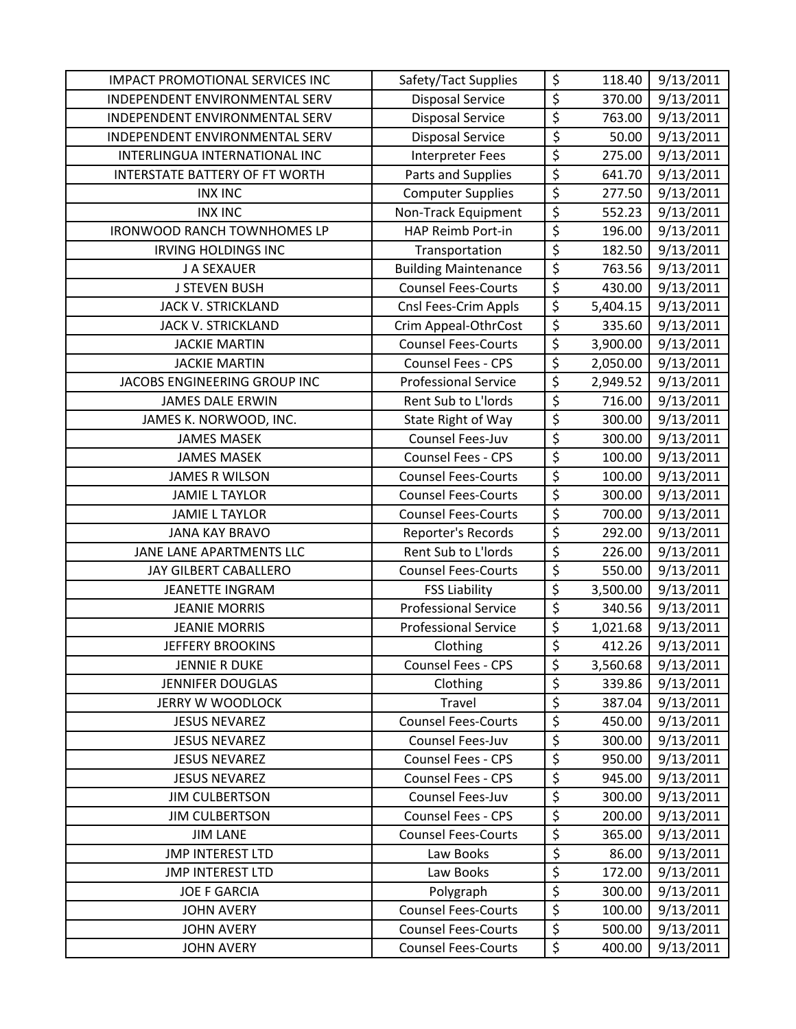| IMPACT PROMOTIONAL SERVICES INC | Safety/Tact Supplies | $ | 118.40 | 9/13/2011 |
|---|---|---|---|---|
| INDEPENDENT ENVIRONMENTAL SERV | Disposal Service | $ | 370.00 | 9/13/2011 |
| INDEPENDENT ENVIRONMENTAL SERV | Disposal Service | $ | 763.00 | 9/13/2011 |
| INDEPENDENT ENVIRONMENTAL SERV | Disposal Service | $ | 50.00 | 9/13/2011 |
| INTERLINGUA INTERNATIONAL INC | Interpreter Fees | $ | 275.00 | 9/13/2011 |
| INTERSTATE BATTERY OF FT WORTH | Parts and Supplies | $ | 641.70 | 9/13/2011 |
| INX INC | Computer Supplies | $ | 277.50 | 9/13/2011 |
| INX INC | Non-Track Equipment | $ | 552.23 | 9/13/2011 |
| IRONWOOD RANCH TOWNHOMES LP | HAP Reimb Port-in | $ | 196.00 | 9/13/2011 |
| IRVING HOLDINGS INC | Transportation | $ | 182.50 | 9/13/2011 |
| J A SEXAUER | Building Maintenance | $ | 763.56 | 9/13/2011 |
| J STEVEN BUSH | Counsel Fees-Courts | $ | 430.00 | 9/13/2011 |
| JACK V. STRICKLAND | Cnsl Fees-Crim Appls | $ | 5,404.15 | 9/13/2011 |
| JACK V. STRICKLAND | Crim Appeal-OthrCost | $ | 335.60 | 9/13/2011 |
| JACKIE MARTIN | Counsel Fees-Courts | $ | 3,900.00 | 9/13/2011 |
| JACKIE MARTIN | Counsel Fees - CPS | $ | 2,050.00 | 9/13/2011 |
| JACOBS ENGINEERING GROUP INC | Professional Service | $ | 2,949.52 | 9/13/2011 |
| JAMES DALE ERWIN | Rent Sub to L'lords | $ | 716.00 | 9/13/2011 |
| JAMES K. NORWOOD, INC. | State Right of Way | $ | 300.00 | 9/13/2011 |
| JAMES MASEK | Counsel Fees-Juv | $ | 300.00 | 9/13/2011 |
| JAMES MASEK | Counsel Fees - CPS | $ | 100.00 | 9/13/2011 |
| JAMES R WILSON | Counsel Fees-Courts | $ | 100.00 | 9/13/2011 |
| JAMIE L TAYLOR | Counsel Fees-Courts | $ | 300.00 | 9/13/2011 |
| JAMIE L TAYLOR | Counsel Fees-Courts | $ | 700.00 | 9/13/2011 |
| JANA KAY BRAVO | Reporter's Records | $ | 292.00 | 9/13/2011 |
| JANE LANE APARTMENTS LLC | Rent Sub to L'lords | $ | 226.00 | 9/13/2011 |
| JAY GILBERT CABALLERO | Counsel Fees-Courts | $ | 550.00 | 9/13/2011 |
| JEANETTE INGRAM | FSS Liability | $ | 3,500.00 | 9/13/2011 |
| JEANIE MORRIS | Professional Service | $ | 340.56 | 9/13/2011 |
| JEANIE MORRIS | Professional Service | $ | 1,021.68 | 9/13/2011 |
| JEFFERY BROOKINS | Clothing | $ | 412.26 | 9/13/2011 |
| JENNIE R DUKE | Counsel Fees - CPS | $ | 3,560.68 | 9/13/2011 |
| JENNIFER DOUGLAS | Clothing | $ | 339.86 | 9/13/2011 |
| JERRY W WOODLOCK | Travel | $ | 387.04 | 9/13/2011 |
| JESUS NEVAREZ | Counsel Fees-Courts | $ | 450.00 | 9/13/2011 |
| JESUS NEVAREZ | Counsel Fees-Juv | $ | 300.00 | 9/13/2011 |
| JESUS NEVAREZ | Counsel Fees - CPS | $ | 950.00 | 9/13/2011 |
| JESUS NEVAREZ | Counsel Fees - CPS | $ | 945.00 | 9/13/2011 |
| JIM CULBERTSON | Counsel Fees-Juv | $ | 300.00 | 9/13/2011 |
| JIM CULBERTSON | Counsel Fees - CPS | $ | 200.00 | 9/13/2011 |
| JIM LANE | Counsel Fees-Courts | $ | 365.00 | 9/13/2011 |
| JMP INTEREST LTD | Law Books | $ | 86.00 | 9/13/2011 |
| JMP INTEREST LTD | Law Books | $ | 172.00 | 9/13/2011 |
| JOE F GARCIA | Polygraph | $ | 300.00 | 9/13/2011 |
| JOHN AVERY | Counsel Fees-Courts | $ | 100.00 | 9/13/2011 |
| JOHN AVERY | Counsel Fees-Courts | $ | 500.00 | 9/13/2011 |
| JOHN AVERY | Counsel Fees-Courts | $ | 400.00 | 9/13/2011 |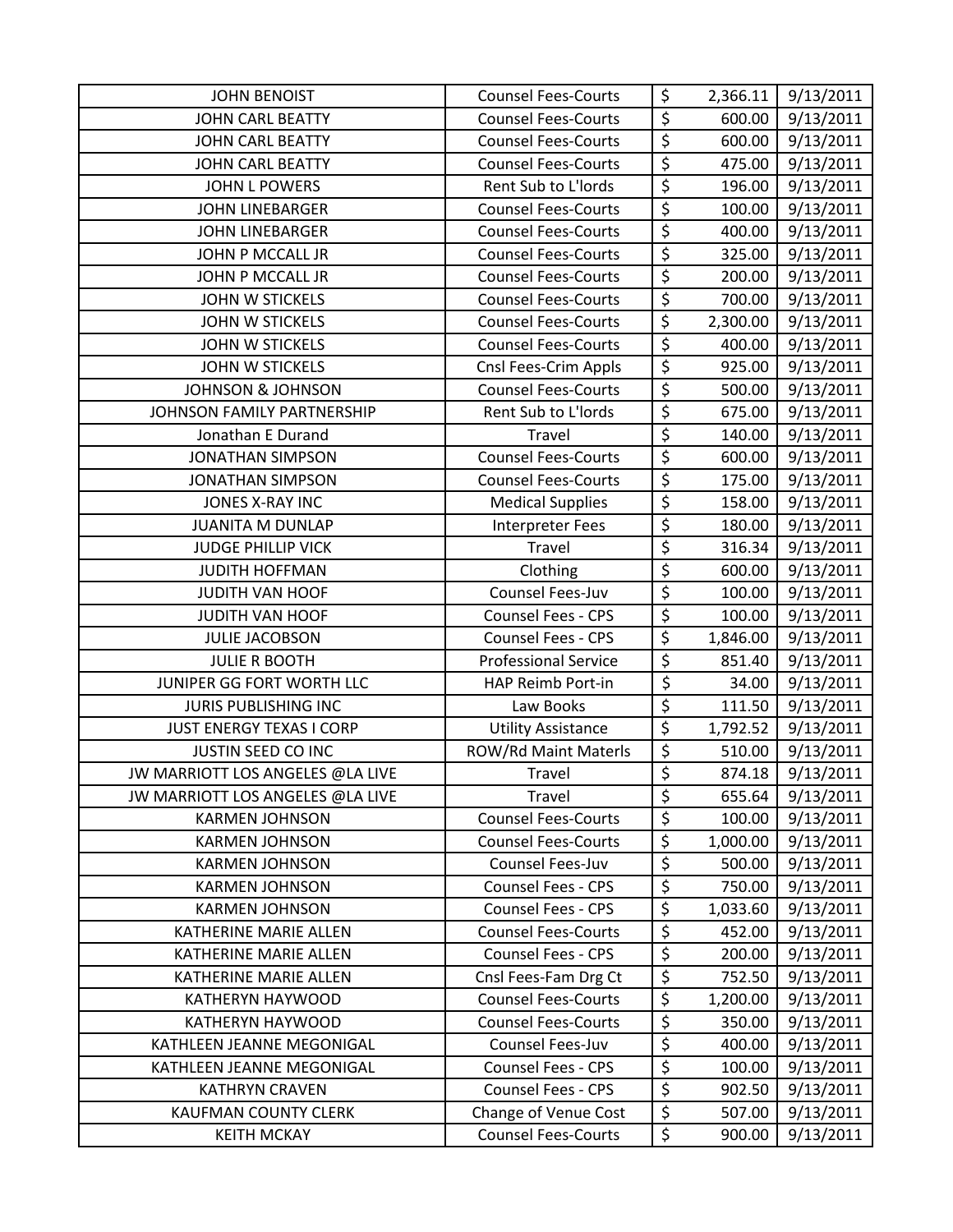| JOHN BENOIST | Counsel Fees-Courts | $ | 2,366.11 | 9/13/2011 |
|---|---|---|---|---|
| JOHN CARL BEATTY | Counsel Fees-Courts | $ | 600.00 | 9/13/2011 |
| JOHN CARL BEATTY | Counsel Fees-Courts | $ | 600.00 | 9/13/2011 |
| JOHN CARL BEATTY | Counsel Fees-Courts | $ | 475.00 | 9/13/2011 |
| JOHN L POWERS | Rent Sub to L'lords | $ | 196.00 | 9/13/2011 |
| JOHN LINEBARGER | Counsel Fees-Courts | $ | 100.00 | 9/13/2011 |
| JOHN LINEBARGER | Counsel Fees-Courts | $ | 400.00 | 9/13/2011 |
| JOHN P MCCALL JR | Counsel Fees-Courts | $ | 325.00 | 9/13/2011 |
| JOHN P MCCALL JR | Counsel Fees-Courts | $ | 200.00 | 9/13/2011 |
| JOHN W STICKELS | Counsel Fees-Courts | $ | 700.00 | 9/13/2011 |
| JOHN W STICKELS | Counsel Fees-Courts | $ | 2,300.00 | 9/13/2011 |
| JOHN W STICKELS | Counsel Fees-Courts | $ | 400.00 | 9/13/2011 |
| JOHN W STICKELS | Cnsl Fees-Crim Appls | $ | 925.00 | 9/13/2011 |
| JOHNSON & JOHNSON | Counsel Fees-Courts | $ | 500.00 | 9/13/2011 |
| JOHNSON FAMILY PARTNERSHIP | Rent Sub to L'lords | $ | 675.00 | 9/13/2011 |
| Jonathan E Durand | Travel | $ | 140.00 | 9/13/2011 |
| JONATHAN SIMPSON | Counsel Fees-Courts | $ | 600.00 | 9/13/2011 |
| JONATHAN SIMPSON | Counsel Fees-Courts | $ | 175.00 | 9/13/2011 |
| JONES X-RAY INC | Medical Supplies | $ | 158.00 | 9/13/2011 |
| JUANITA M DUNLAP | Interpreter Fees | $ | 180.00 | 9/13/2011 |
| JUDGE PHILLIP VICK | Travel | $ | 316.34 | 9/13/2011 |
| JUDITH HOFFMAN | Clothing | $ | 600.00 | 9/13/2011 |
| JUDITH VAN HOOF | Counsel Fees-Juv | $ | 100.00 | 9/13/2011 |
| JUDITH VAN HOOF | Counsel Fees - CPS | $ | 100.00 | 9/13/2011 |
| JULIE JACOBSON | Counsel Fees - CPS | $ | 1,846.00 | 9/13/2011 |
| JULIE R BOOTH | Professional Service | $ | 851.40 | 9/13/2011 |
| JUNIPER GG FORT WORTH LLC | HAP Reimb Port-in | $ | 34.00 | 9/13/2011 |
| JURIS PUBLISHING INC | Law Books | $ | 111.50 | 9/13/2011 |
| JUST ENERGY TEXAS I CORP | Utility Assistance | $ | 1,792.52 | 9/13/2011 |
| JUSTIN SEED CO INC | ROW/Rd Maint Materls | $ | 510.00 | 9/13/2011 |
| JW MARRIOTT LOS ANGELES @LA LIVE | Travel | $ | 874.18 | 9/13/2011 |
| JW MARRIOTT LOS ANGELES @LA LIVE | Travel | $ | 655.64 | 9/13/2011 |
| KARMEN JOHNSON | Counsel Fees-Courts | $ | 100.00 | 9/13/2011 |
| KARMEN JOHNSON | Counsel Fees-Courts | $ | 1,000.00 | 9/13/2011 |
| KARMEN JOHNSON | Counsel Fees-Juv | $ | 500.00 | 9/13/2011 |
| KARMEN JOHNSON | Counsel Fees - CPS | $ | 750.00 | 9/13/2011 |
| KARMEN JOHNSON | Counsel Fees - CPS | $ | 1,033.60 | 9/13/2011 |
| KATHERINE MARIE ALLEN | Counsel Fees-Courts | $ | 452.00 | 9/13/2011 |
| KATHERINE MARIE ALLEN | Counsel Fees - CPS | $ | 200.00 | 9/13/2011 |
| KATHERINE MARIE ALLEN | Cnsl Fees-Fam Drg Ct | $ | 752.50 | 9/13/2011 |
| KATHERYN HAYWOOD | Counsel Fees-Courts | $ | 1,200.00 | 9/13/2011 |
| KATHERYN HAYWOOD | Counsel Fees-Courts | $ | 350.00 | 9/13/2011 |
| KATHLEEN JEANNE MEGONIGAL | Counsel Fees-Juv | $ | 400.00 | 9/13/2011 |
| KATHLEEN JEANNE MEGONIGAL | Counsel Fees - CPS | $ | 100.00 | 9/13/2011 |
| KATHRYN CRAVEN | Counsel Fees - CPS | $ | 902.50 | 9/13/2011 |
| KAUFMAN COUNTY CLERK | Change of Venue Cost | $ | 507.00 | 9/13/2011 |
| KEITH MCKAY | Counsel Fees-Courts | $ | 900.00 | 9/13/2011 |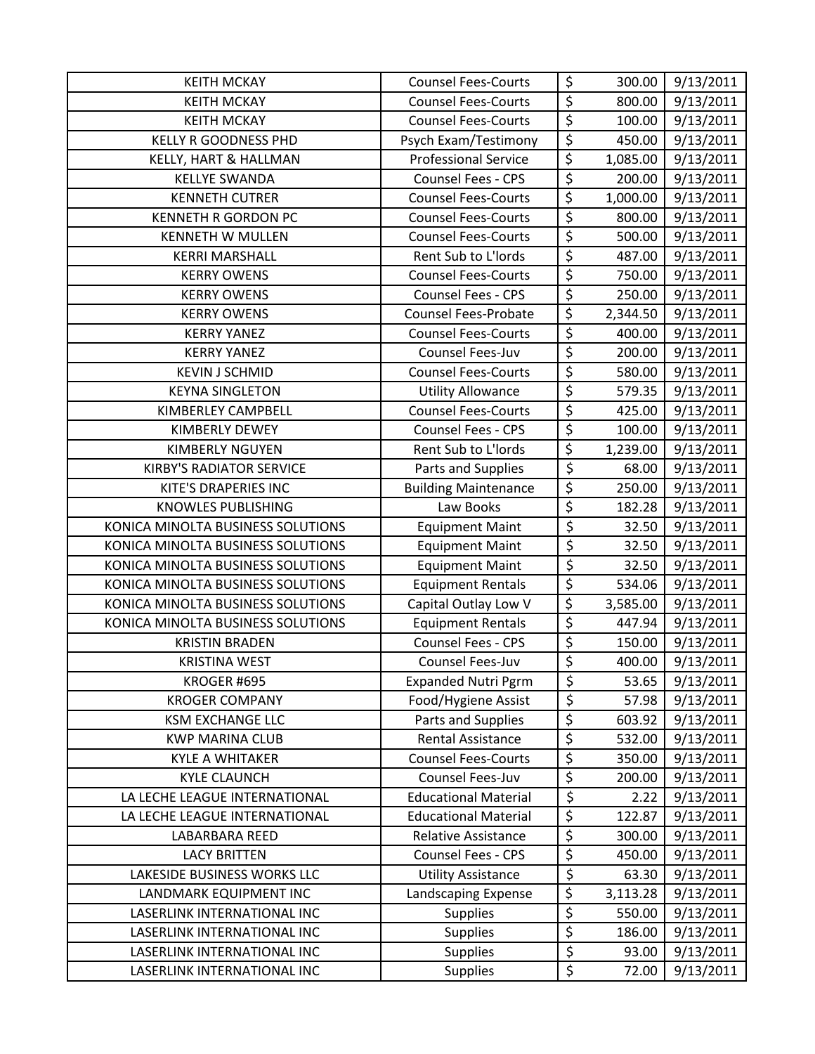| KEITH MCKAY | Counsel Fees-Courts | $ | 300.00 | 9/13/2011 |
|---|---|---|---|---|
| KEITH MCKAY | Counsel Fees-Courts | $ | 800.00 | 9/13/2011 |
| KEITH MCKAY | Counsel Fees-Courts | $ | 100.00 | 9/13/2011 |
| KELLY R GOODNESS PHD | Psych Exam/Testimony | $ | 450.00 | 9/13/2011 |
| KELLY, HART & HALLMAN | Professional Service | $ | 1,085.00 | 9/13/2011 |
| KELLYE SWANDA | Counsel Fees - CPS | $ | 200.00 | 9/13/2011 |
| KENNETH CUTRER | Counsel Fees-Courts | $ | 1,000.00 | 9/13/2011 |
| KENNETH R GORDON PC | Counsel Fees-Courts | $ | 800.00 | 9/13/2011 |
| KENNETH W MULLEN | Counsel Fees-Courts | $ | 500.00 | 9/13/2011 |
| KERRI MARSHALL | Rent Sub to L'lords | $ | 487.00 | 9/13/2011 |
| KERRY OWENS | Counsel Fees-Courts | $ | 750.00 | 9/13/2011 |
| KERRY OWENS | Counsel Fees - CPS | $ | 250.00 | 9/13/2011 |
| KERRY OWENS | Counsel Fees-Probate | $ | 2,344.50 | 9/13/2011 |
| KERRY YANEZ | Counsel Fees-Courts | $ | 400.00 | 9/13/2011 |
| KERRY YANEZ | Counsel Fees-Juv | $ | 200.00 | 9/13/2011 |
| KEVIN J SCHMID | Counsel Fees-Courts | $ | 580.00 | 9/13/2011 |
| KEYNA SINGLETON | Utility Allowance | $ | 579.35 | 9/13/2011 |
| KIMBERLEY CAMPBELL | Counsel Fees-Courts | $ | 425.00 | 9/13/2011 |
| KIMBERLY DEWEY | Counsel Fees - CPS | $ | 100.00 | 9/13/2011 |
| KIMBERLY NGUYEN | Rent Sub to L'lords | $ | 1,239.00 | 9/13/2011 |
| KIRBY'S RADIATOR SERVICE | Parts and Supplies | $ | 68.00 | 9/13/2011 |
| KITE'S DRAPERIES INC | Building Maintenance | $ | 250.00 | 9/13/2011 |
| KNOWLES PUBLISHING | Law Books | $ | 182.28 | 9/13/2011 |
| KONICA MINOLTA BUSINESS SOLUTIONS | Equipment Maint | $ | 32.50 | 9/13/2011 |
| KONICA MINOLTA BUSINESS SOLUTIONS | Equipment Maint | $ | 32.50 | 9/13/2011 |
| KONICA MINOLTA BUSINESS SOLUTIONS | Equipment Maint | $ | 32.50 | 9/13/2011 |
| KONICA MINOLTA BUSINESS SOLUTIONS | Equipment Rentals | $ | 534.06 | 9/13/2011 |
| KONICA MINOLTA BUSINESS SOLUTIONS | Capital Outlay Low V | $ | 3,585.00 | 9/13/2011 |
| KONICA MINOLTA BUSINESS SOLUTIONS | Equipment Rentals | $ | 447.94 | 9/13/2011 |
| KRISTIN BRADEN | Counsel Fees - CPS | $ | 150.00 | 9/13/2011 |
| KRISTINA WEST | Counsel Fees-Juv | $ | 400.00 | 9/13/2011 |
| KROGER #695 | Expanded Nutri Pgrm | $ | 53.65 | 9/13/2011 |
| KROGER COMPANY | Food/Hygiene Assist | $ | 57.98 | 9/13/2011 |
| KSM EXCHANGE LLC | Parts and Supplies | $ | 603.92 | 9/13/2011 |
| KWP MARINA CLUB | Rental Assistance | $ | 532.00 | 9/13/2011 |
| KYLE A WHITAKER | Counsel Fees-Courts | $ | 350.00 | 9/13/2011 |
| KYLE CLAUNCH | Counsel Fees-Juv | $ | 200.00 | 9/13/2011 |
| LA LECHE LEAGUE INTERNATIONAL | Educational Material | $ | 2.22 | 9/13/2011 |
| LA LECHE LEAGUE INTERNATIONAL | Educational Material | $ | 122.87 | 9/13/2011 |
| LABARBARA REED | Relative Assistance | $ | 300.00 | 9/13/2011 |
| LACY BRITTEN | Counsel Fees - CPS | $ | 450.00 | 9/13/2011 |
| LAKESIDE BUSINESS WORKS LLC | Utility Assistance | $ | 63.30 | 9/13/2011 |
| LANDMARK EQUIPMENT INC | Landscaping Expense | $ | 3,113.28 | 9/13/2011 |
| LASERLINK INTERNATIONAL INC | Supplies | $ | 550.00 | 9/13/2011 |
| LASERLINK INTERNATIONAL INC | Supplies | $ | 186.00 | 9/13/2011 |
| LASERLINK INTERNATIONAL INC | Supplies | $ | 93.00 | 9/13/2011 |
| LASERLINK INTERNATIONAL INC | Supplies | $ | 72.00 | 9/13/2011 |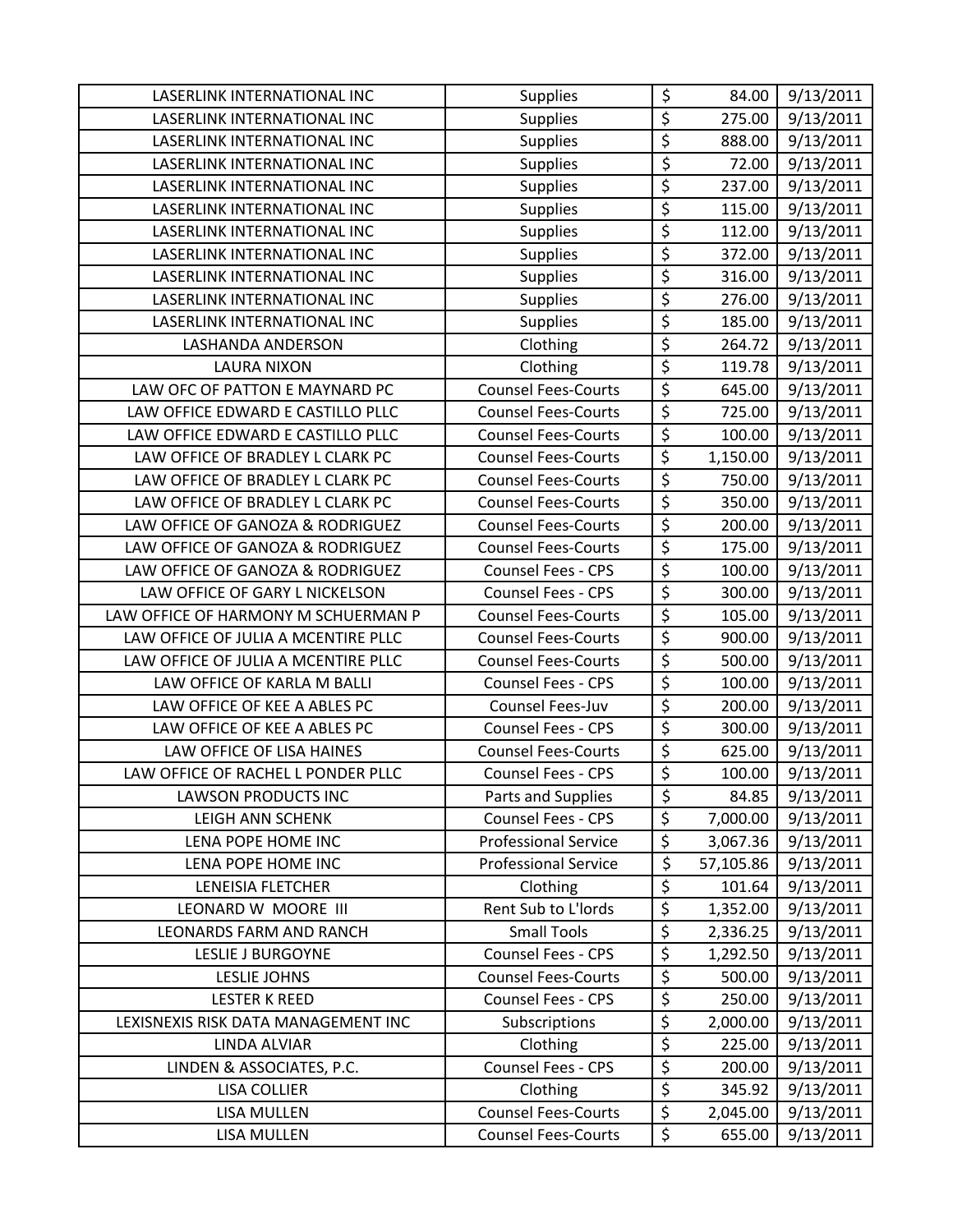| LASERLINK INTERNATIONAL INC | Supplies | $ | 84.00 | 9/13/2011 |
|---|---|---|---|---|
| LASERLINK INTERNATIONAL INC | Supplies | $ | 275.00 | 9/13/2011 |
| LASERLINK INTERNATIONAL INC | Supplies | $ | 888.00 | 9/13/2011 |
| LASERLINK INTERNATIONAL INC | Supplies | $ | 72.00 | 9/13/2011 |
| LASERLINK INTERNATIONAL INC | Supplies | $ | 237.00 | 9/13/2011 |
| LASERLINK INTERNATIONAL INC | Supplies | $ | 115.00 | 9/13/2011 |
| LASERLINK INTERNATIONAL INC | Supplies | $ | 112.00 | 9/13/2011 |
| LASERLINK INTERNATIONAL INC | Supplies | $ | 372.00 | 9/13/2011 |
| LASERLINK INTERNATIONAL INC | Supplies | $ | 316.00 | 9/13/2011 |
| LASERLINK INTERNATIONAL INC | Supplies | $ | 276.00 | 9/13/2011 |
| LASERLINK INTERNATIONAL INC | Supplies | $ | 185.00 | 9/13/2011 |
| LASHANDA ANDERSON | Clothing | $ | 264.72 | 9/13/2011 |
| LAURA NIXON | Clothing | $ | 119.78 | 9/13/2011 |
| LAW OFC OF PATTON E MAYNARD PC | Counsel Fees-Courts | $ | 645.00 | 9/13/2011 |
| LAW OFFICE EDWARD E CASTILLO PLLC | Counsel Fees-Courts | $ | 725.00 | 9/13/2011 |
| LAW OFFICE EDWARD E CASTILLO PLLC | Counsel Fees-Courts | $ | 100.00 | 9/13/2011 |
| LAW OFFICE OF BRADLEY L CLARK PC | Counsel Fees-Courts | $ | 1,150.00 | 9/13/2011 |
| LAW OFFICE OF BRADLEY L CLARK PC | Counsel Fees-Courts | $ | 750.00 | 9/13/2011 |
| LAW OFFICE OF BRADLEY L CLARK PC | Counsel Fees-Courts | $ | 350.00 | 9/13/2011 |
| LAW OFFICE OF GANOZA & RODRIGUEZ | Counsel Fees-Courts | $ | 200.00 | 9/13/2011 |
| LAW OFFICE OF GANOZA & RODRIGUEZ | Counsel Fees-Courts | $ | 175.00 | 9/13/2011 |
| LAW OFFICE OF GANOZA & RODRIGUEZ | Counsel Fees - CPS | $ | 100.00 | 9/13/2011 |
| LAW OFFICE OF GARY L NICKELSON | Counsel Fees - CPS | $ | 300.00 | 9/13/2011 |
| LAW OFFICE OF HARMONY M SCHUERMAN P | Counsel Fees-Courts | $ | 105.00 | 9/13/2011 |
| LAW OFFICE OF JULIA A MCENTIRE PLLC | Counsel Fees-Courts | $ | 900.00 | 9/13/2011 |
| LAW OFFICE OF JULIA A MCENTIRE PLLC | Counsel Fees-Courts | $ | 500.00 | 9/13/2011 |
| LAW OFFICE OF KARLA M BALLI | Counsel Fees - CPS | $ | 100.00 | 9/13/2011 |
| LAW OFFICE OF KEE A ABLES PC | Counsel Fees-Juv | $ | 200.00 | 9/13/2011 |
| LAW OFFICE OF KEE A ABLES PC | Counsel Fees - CPS | $ | 300.00 | 9/13/2011 |
| LAW OFFICE OF LISA HAINES | Counsel Fees-Courts | $ | 625.00 | 9/13/2011 |
| LAW OFFICE OF RACHEL L PONDER PLLC | Counsel Fees - CPS | $ | 100.00 | 9/13/2011 |
| LAWSON PRODUCTS INC | Parts and Supplies | $ | 84.85 | 9/13/2011 |
| LEIGH ANN SCHENK | Counsel Fees - CPS | $ | 7,000.00 | 9/13/2011 |
| LENA POPE HOME INC | Professional Service | $ | 3,067.36 | 9/13/2011 |
| LENA POPE HOME INC | Professional Service | $ | 57,105.86 | 9/13/2011 |
| LENEISIA FLETCHER | Clothing | $ | 101.64 | 9/13/2011 |
| LEONARD W MOORE III | Rent Sub to L'lords | $ | 1,352.00 | 9/13/2011 |
| LEONARDS FARM AND RANCH | Small Tools | $ | 2,336.25 | 9/13/2011 |
| LESLIE J BURGOYNE | Counsel Fees - CPS | $ | 1,292.50 | 9/13/2011 |
| LESLIE JOHNS | Counsel Fees-Courts | $ | 500.00 | 9/13/2011 |
| LESTER K REED | Counsel Fees - CPS | $ | 250.00 | 9/13/2011 |
| LEXISNEXIS RISK DATA MANAGEMENT INC | Subscriptions | $ | 2,000.00 | 9/13/2011 |
| LINDA ALVIAR | Clothing | $ | 225.00 | 9/13/2011 |
| LINDEN & ASSOCIATES, P.C. | Counsel Fees - CPS | $ | 200.00 | 9/13/2011 |
| LISA COLLIER | Clothing | $ | 345.92 | 9/13/2011 |
| LISA MULLEN | Counsel Fees-Courts | $ | 2,045.00 | 9/13/2011 |
| LISA MULLEN | Counsel Fees-Courts | $ | 655.00 | 9/13/2011 |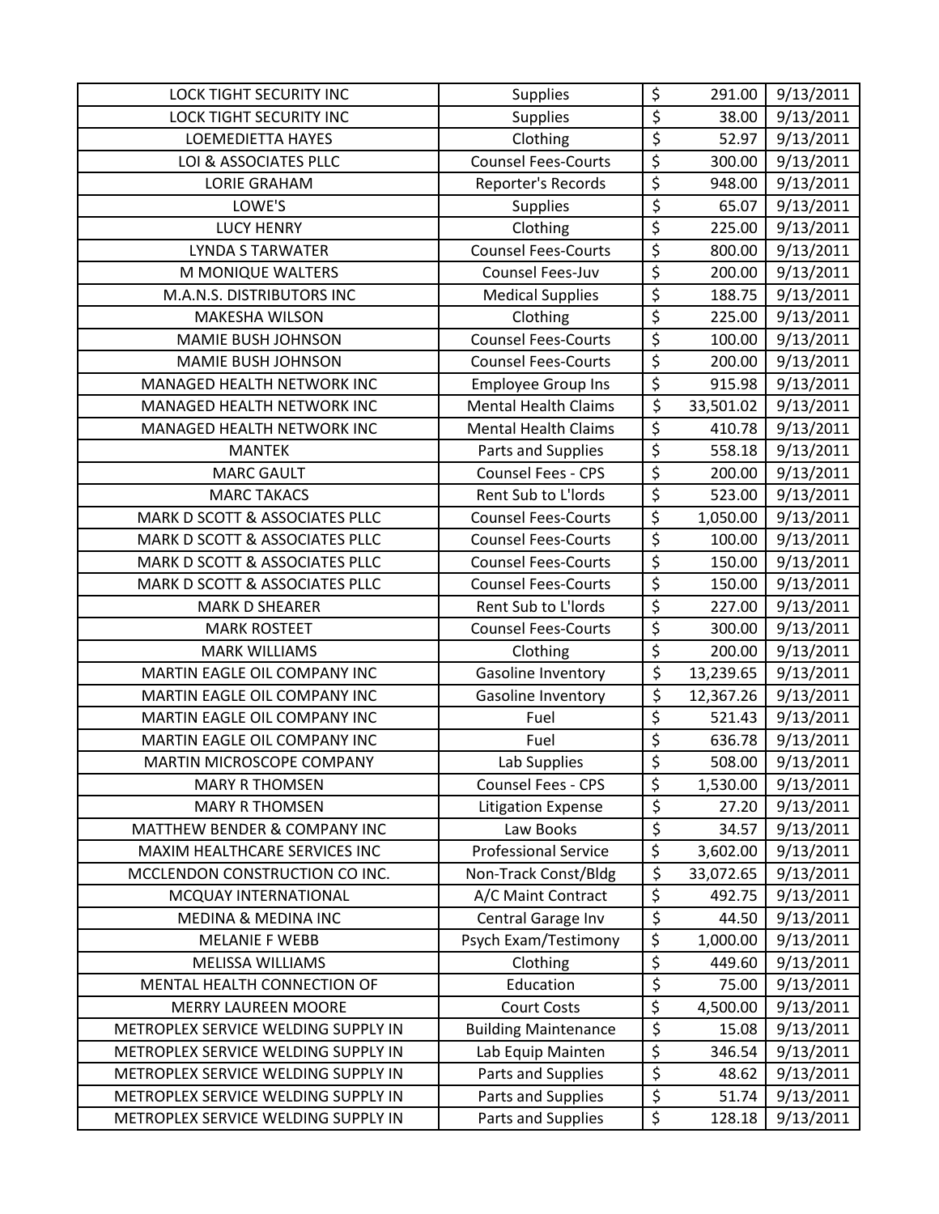| | | | | |
|---|---|---|---|---|
| LOCK TIGHT SECURITY INC | Supplies | $ | 291.00 | 9/13/2011 |
| LOCK TIGHT SECURITY INC | Supplies | $ | 38.00 | 9/13/2011 |
| LOEMEDIETTA HAYES | Clothing | $ | 52.97 | 9/13/2011 |
| LOI & ASSOCIATES PLLC | Counsel Fees-Courts | $ | 300.00 | 9/13/2011 |
| LORIE GRAHAM | Reporter's Records | $ | 948.00 | 9/13/2011 |
| LOWE'S | Supplies | $ | 65.07 | 9/13/2011 |
| LUCY HENRY | Clothing | $ | 225.00 | 9/13/2011 |
| LYNDA S TARWATER | Counsel Fees-Courts | $ | 800.00 | 9/13/2011 |
| M MONIQUE WALTERS | Counsel Fees-Juv | $ | 200.00 | 9/13/2011 |
| M.A.N.S. DISTRIBUTORS INC | Medical Supplies | $ | 188.75 | 9/13/2011 |
| MAKESHA WILSON | Clothing | $ | 225.00 | 9/13/2011 |
| MAMIE BUSH JOHNSON | Counsel Fees-Courts | $ | 100.00 | 9/13/2011 |
| MAMIE BUSH JOHNSON | Counsel Fees-Courts | $ | 200.00 | 9/13/2011 |
| MANAGED HEALTH NETWORK INC | Employee Group Ins | $ | 915.98 | 9/13/2011 |
| MANAGED HEALTH NETWORK INC | Mental Health Claims | $ | 33,501.02 | 9/13/2011 |
| MANAGED HEALTH NETWORK INC | Mental Health Claims | $ | 410.78 | 9/13/2011 |
| MANTEK | Parts and Supplies | $ | 558.18 | 9/13/2011 |
| MARC GAULT | Counsel Fees - CPS | $ | 200.00 | 9/13/2011 |
| MARC TAKACS | Rent Sub to L'lords | $ | 523.00 | 9/13/2011 |
| MARK D SCOTT & ASSOCIATES PLLC | Counsel Fees-Courts | $ | 1,050.00 | 9/13/2011 |
| MARK D SCOTT & ASSOCIATES PLLC | Counsel Fees-Courts | $ | 100.00 | 9/13/2011 |
| MARK D SCOTT & ASSOCIATES PLLC | Counsel Fees-Courts | $ | 150.00 | 9/13/2011 |
| MARK D SCOTT & ASSOCIATES PLLC | Counsel Fees-Courts | $ | 150.00 | 9/13/2011 |
| MARK D SHEARER | Rent Sub to L'lords | $ | 227.00 | 9/13/2011 |
| MARK ROSTEET | Counsel Fees-Courts | $ | 300.00 | 9/13/2011 |
| MARK WILLIAMS | Clothing | $ | 200.00 | 9/13/2011 |
| MARTIN EAGLE OIL COMPANY INC | Gasoline Inventory | $ | 13,239.65 | 9/13/2011 |
| MARTIN EAGLE OIL COMPANY INC | Gasoline Inventory | $ | 12,367.26 | 9/13/2011 |
| MARTIN EAGLE OIL COMPANY INC | Fuel | $ | 521.43 | 9/13/2011 |
| MARTIN EAGLE OIL COMPANY INC | Fuel | $ | 636.78 | 9/13/2011 |
| MARTIN MICROSCOPE COMPANY | Lab Supplies | $ | 508.00 | 9/13/2011 |
| MARY R THOMSEN | Counsel Fees - CPS | $ | 1,530.00 | 9/13/2011 |
| MARY R THOMSEN | Litigation Expense | $ | 27.20 | 9/13/2011 |
| MATTHEW BENDER & COMPANY INC | Law Books | $ | 34.57 | 9/13/2011 |
| MAXIM HEALTHCARE SERVICES INC | Professional Service | $ | 3,602.00 | 9/13/2011 |
| MCCLENDON CONSTRUCTION CO INC. | Non-Track Const/Bldg | $ | 33,072.65 | 9/13/2011 |
| MCQUAY INTERNATIONAL | A/C Maint Contract | $ | 492.75 | 9/13/2011 |
| MEDINA & MEDINA INC | Central Garage Inv | $ | 44.50 | 9/13/2011 |
| MELANIE F WEBB | Psych Exam/Testimony | $ | 1,000.00 | 9/13/2011 |
| MELISSA WILLIAMS | Clothing | $ | 449.60 | 9/13/2011 |
| MENTAL HEALTH CONNECTION OF | Education | $ | 75.00 | 9/13/2011 |
| MERRY LAUREEN MOORE | Court Costs | $ | 4,500.00 | 9/13/2011 |
| METROPLEX SERVICE WELDING SUPPLY IN | Building Maintenance | $ | 15.08 | 9/13/2011 |
| METROPLEX SERVICE WELDING SUPPLY IN | Lab Equip Mainten | $ | 346.54 | 9/13/2011 |
| METROPLEX SERVICE WELDING SUPPLY IN | Parts and Supplies | $ | 48.62 | 9/13/2011 |
| METROPLEX SERVICE WELDING SUPPLY IN | Parts and Supplies | $ | 51.74 | 9/13/2011 |
| METROPLEX SERVICE WELDING SUPPLY IN | Parts and Supplies | $ | 128.18 | 9/13/2011 |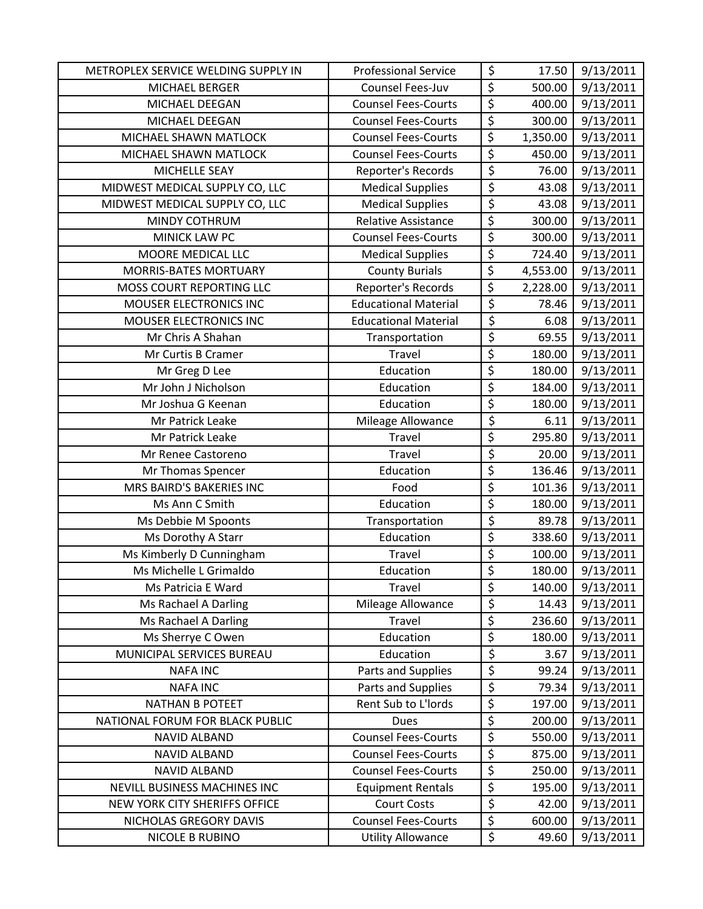| METROPLEX SERVICE WELDING SUPPLY IN | Professional Service | $ | 17.50 | 9/13/2011 |
|---|---|---|---|---|
| MICHAEL BERGER | Counsel Fees-Juv | $ | 500.00 | 9/13/2011 |
| MICHAEL DEEGAN | Counsel Fees-Courts | $ | 400.00 | 9/13/2011 |
| MICHAEL DEEGAN | Counsel Fees-Courts | $ | 300.00 | 9/13/2011 |
| MICHAEL SHAWN MATLOCK | Counsel Fees-Courts | $ | 1,350.00 | 9/13/2011 |
| MICHAEL SHAWN MATLOCK | Counsel Fees-Courts | $ | 450.00 | 9/13/2011 |
| MICHELLE SEAY | Reporter's Records | $ | 76.00 | 9/13/2011 |
| MIDWEST MEDICAL SUPPLY CO, LLC | Medical Supplies | $ | 43.08 | 9/13/2011 |
| MIDWEST MEDICAL SUPPLY CO, LLC | Medical Supplies | $ | 43.08 | 9/13/2011 |
| MINDY COTHRUM | Relative Assistance | $ | 300.00 | 9/13/2011 |
| MINICK LAW PC | Counsel Fees-Courts | $ | 300.00 | 9/13/2011 |
| MOORE MEDICAL LLC | Medical Supplies | $ | 724.40 | 9/13/2011 |
| MORRIS-BATES MORTUARY | County Burials | $ | 4,553.00 | 9/13/2011 |
| MOSS COURT REPORTING LLC | Reporter's Records | $ | 2,228.00 | 9/13/2011 |
| MOUSER ELECTRONICS INC | Educational Material | $ | 78.46 | 9/13/2011 |
| MOUSER ELECTRONICS INC | Educational Material | $ | 6.08 | 9/13/2011 |
| Mr Chris A Shahan | Transportation | $ | 69.55 | 9/13/2011 |
| Mr Curtis B Cramer | Travel | $ | 180.00 | 9/13/2011 |
| Mr Greg D Lee | Education | $ | 180.00 | 9/13/2011 |
| Mr John J Nicholson | Education | $ | 184.00 | 9/13/2011 |
| Mr Joshua G Keenan | Education | $ | 180.00 | 9/13/2011 |
| Mr Patrick Leake | Mileage Allowance | $ | 6.11 | 9/13/2011 |
| Mr Patrick Leake | Travel | $ | 295.80 | 9/13/2011 |
| Mr Renee Castoreno | Travel | $ | 20.00 | 9/13/2011 |
| Mr Thomas Spencer | Education | $ | 136.46 | 9/13/2011 |
| MRS BAIRD'S BAKERIES INC | Food | $ | 101.36 | 9/13/2011 |
| Ms Ann C Smith | Education | $ | 180.00 | 9/13/2011 |
| Ms Debbie M Spoonts | Transportation | $ | 89.78 | 9/13/2011 |
| Ms Dorothy A Starr | Education | $ | 338.60 | 9/13/2011 |
| Ms Kimberly D Cunningham | Travel | $ | 100.00 | 9/13/2011 |
| Ms Michelle L Grimaldo | Education | $ | 180.00 | 9/13/2011 |
| Ms Patricia E Ward | Travel | $ | 140.00 | 9/13/2011 |
| Ms Rachael A Darling | Mileage Allowance | $ | 14.43 | 9/13/2011 |
| Ms Rachael A Darling | Travel | $ | 236.60 | 9/13/2011 |
| Ms Sherrye C Owen | Education | $ | 180.00 | 9/13/2011 |
| MUNICIPAL SERVICES BUREAU | Education | $ | 3.67 | 9/13/2011 |
| NAFA INC | Parts and Supplies | $ | 99.24 | 9/13/2011 |
| NAFA INC | Parts and Supplies | $ | 79.34 | 9/13/2011 |
| NATHAN B POTEET | Rent Sub to L'lords | $ | 197.00 | 9/13/2011 |
| NATIONAL FORUM FOR BLACK PUBLIC | Dues | $ | 200.00 | 9/13/2011 |
| NAVID ALBAND | Counsel Fees-Courts | $ | 550.00 | 9/13/2011 |
| NAVID ALBAND | Counsel Fees-Courts | $ | 875.00 | 9/13/2011 |
| NAVID ALBAND | Counsel Fees-Courts | $ | 250.00 | 9/13/2011 |
| NEVILL BUSINESS MACHINES INC | Equipment Rentals | $ | 195.00 | 9/13/2011 |
| NEW YORK CITY SHERIFFS OFFICE | Court Costs | $ | 42.00 | 9/13/2011 |
| NICHOLAS GREGORY DAVIS | Counsel Fees-Courts | $ | 600.00 | 9/13/2011 |
| NICOLE B RUBINO | Utility Allowance | $ | 49.60 | 9/13/2011 |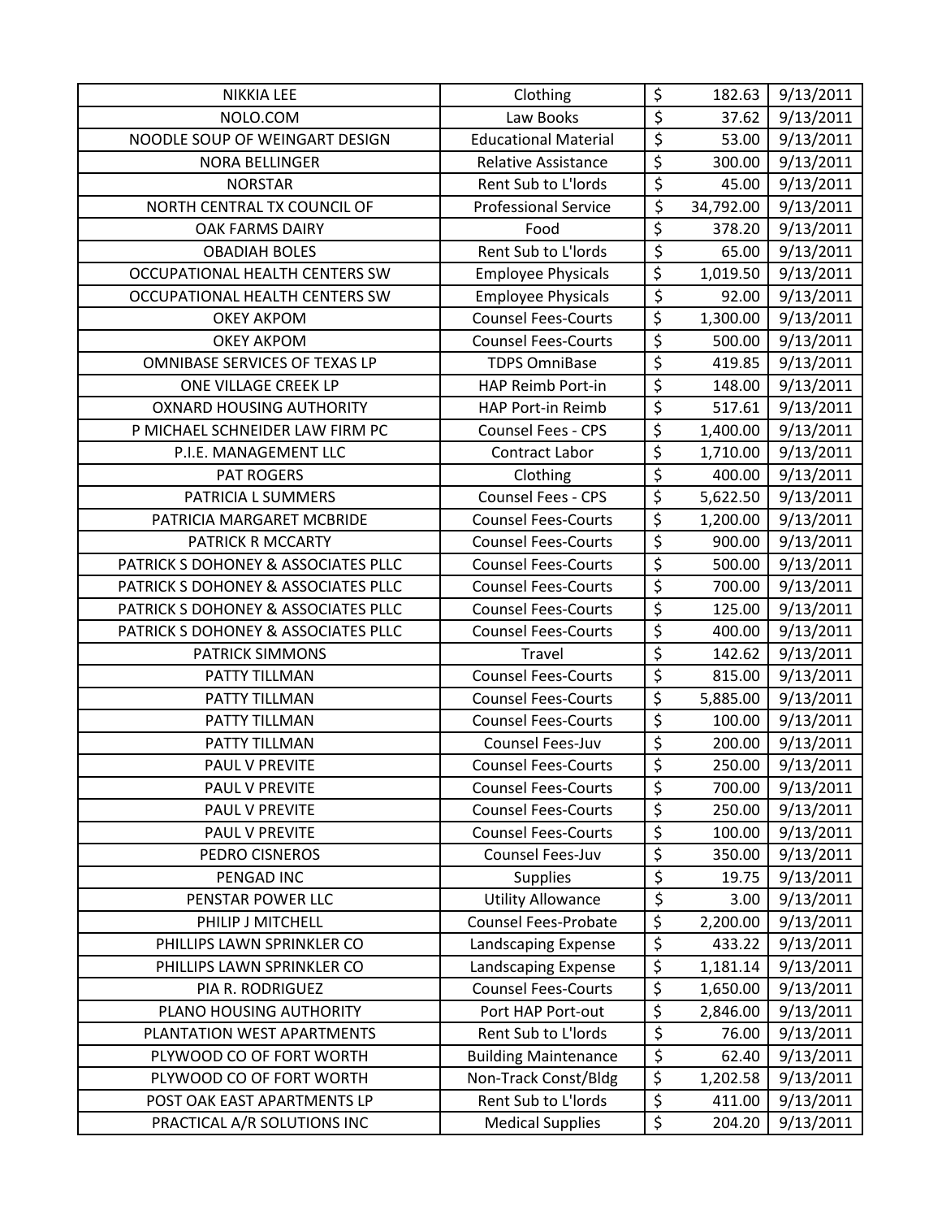| NIKKIA LEE | Clothing | $ | 182.63 | 9/13/2011 |
|---|---|---|---|---|
| NOLO.COM | Law Books | $ | 37.62 | 9/13/2011 |
| NOODLE SOUP OF WEINGART DESIGN | Educational Material | $ | 53.00 | 9/13/2011 |
| NORA BELLINGER | Relative Assistance | $ | 300.00 | 9/13/2011 |
| NORSTAR | Rent Sub to L'lords | $ | 45.00 | 9/13/2011 |
| NORTH CENTRAL TX COUNCIL OF | Professional Service | $ | 34,792.00 | 9/13/2011 |
| OAK FARMS DAIRY | Food | $ | 378.20 | 9/13/2011 |
| OBADIAH BOLES | Rent Sub to L'lords | $ | 65.00 | 9/13/2011 |
| OCCUPATIONAL HEALTH CENTERS SW | Employee Physicals | $ | 1,019.50 | 9/13/2011 |
| OCCUPATIONAL HEALTH CENTERS SW | Employee Physicals | $ | 92.00 | 9/13/2011 |
| OKEY AKPOM | Counsel Fees-Courts | $ | 1,300.00 | 9/13/2011 |
| OKEY AKPOM | Counsel Fees-Courts | $ | 500.00 | 9/13/2011 |
| OMNIBASE SERVICES OF TEXAS LP | TDPS OmniBase | $ | 419.85 | 9/13/2011 |
| ONE VILLAGE CREEK LP | HAP Reimb Port-in | $ | 148.00 | 9/13/2011 |
| OXNARD HOUSING AUTHORITY | HAP Port-in Reimb | $ | 517.61 | 9/13/2011 |
| P MICHAEL SCHNEIDER LAW FIRM PC | Counsel Fees - CPS | $ | 1,400.00 | 9/13/2011 |
| P.I.E. MANAGEMENT LLC | Contract Labor | $ | 1,710.00 | 9/13/2011 |
| PAT ROGERS | Clothing | $ | 400.00 | 9/13/2011 |
| PATRICIA L SUMMERS | Counsel Fees - CPS | $ | 5,622.50 | 9/13/2011 |
| PATRICIA MARGARET MCBRIDE | Counsel Fees-Courts | $ | 1,200.00 | 9/13/2011 |
| PATRICK R MCCARTY | Counsel Fees-Courts | $ | 900.00 | 9/13/2011 |
| PATRICK S DOHONEY & ASSOCIATES PLLC | Counsel Fees-Courts | $ | 500.00 | 9/13/2011 |
| PATRICK S DOHONEY & ASSOCIATES PLLC | Counsel Fees-Courts | $ | 700.00 | 9/13/2011 |
| PATRICK S DOHONEY & ASSOCIATES PLLC | Counsel Fees-Courts | $ | 125.00 | 9/13/2011 |
| PATRICK S DOHONEY & ASSOCIATES PLLC | Counsel Fees-Courts | $ | 400.00 | 9/13/2011 |
| PATRICK SIMMONS | Travel | $ | 142.62 | 9/13/2011 |
| PATTY TILLMAN | Counsel Fees-Courts | $ | 815.00 | 9/13/2011 |
| PATTY TILLMAN | Counsel Fees-Courts | $ | 5,885.00 | 9/13/2011 |
| PATTY TILLMAN | Counsel Fees-Courts | $ | 100.00 | 9/13/2011 |
| PATTY TILLMAN | Counsel Fees-Juv | $ | 200.00 | 9/13/2011 |
| PAUL V PREVITE | Counsel Fees-Courts | $ | 250.00 | 9/13/2011 |
| PAUL V PREVITE | Counsel Fees-Courts | $ | 700.00 | 9/13/2011 |
| PAUL V PREVITE | Counsel Fees-Courts | $ | 250.00 | 9/13/2011 |
| PAUL V PREVITE | Counsel Fees-Courts | $ | 100.00 | 9/13/2011 |
| PEDRO CISNEROS | Counsel Fees-Juv | $ | 350.00 | 9/13/2011 |
| PENGAD INC | Supplies | $ | 19.75 | 9/13/2011 |
| PENSTAR POWER LLC | Utility Allowance | $ | 3.00 | 9/13/2011 |
| PHILIP J MITCHELL | Counsel Fees-Probate | $ | 2,200.00 | 9/13/2011 |
| PHILLIPS LAWN SPRINKLER CO | Landscaping Expense | $ | 433.22 | 9/13/2011 |
| PHILLIPS LAWN SPRINKLER CO | Landscaping Expense | $ | 1,181.14 | 9/13/2011 |
| PIA R. RODRIGUEZ | Counsel Fees-Courts | $ | 1,650.00 | 9/13/2011 |
| PLANO HOUSING AUTHORITY | Port HAP Port-out | $ | 2,846.00 | 9/13/2011 |
| PLANTATION WEST APARTMENTS | Rent Sub to L'lords | $ | 76.00 | 9/13/2011 |
| PLYWOOD CO OF FORT WORTH | Building Maintenance | $ | 62.40 | 9/13/2011 |
| PLYWOOD CO OF FORT WORTH | Non-Track Const/Bldg | $ | 1,202.58 | 9/13/2011 |
| POST OAK EAST APARTMENTS LP | Rent Sub to L'lords | $ | 411.00 | 9/13/2011 |
| PRACTICAL A/R SOLUTIONS INC | Medical Supplies | $ | 204.20 | 9/13/2011 |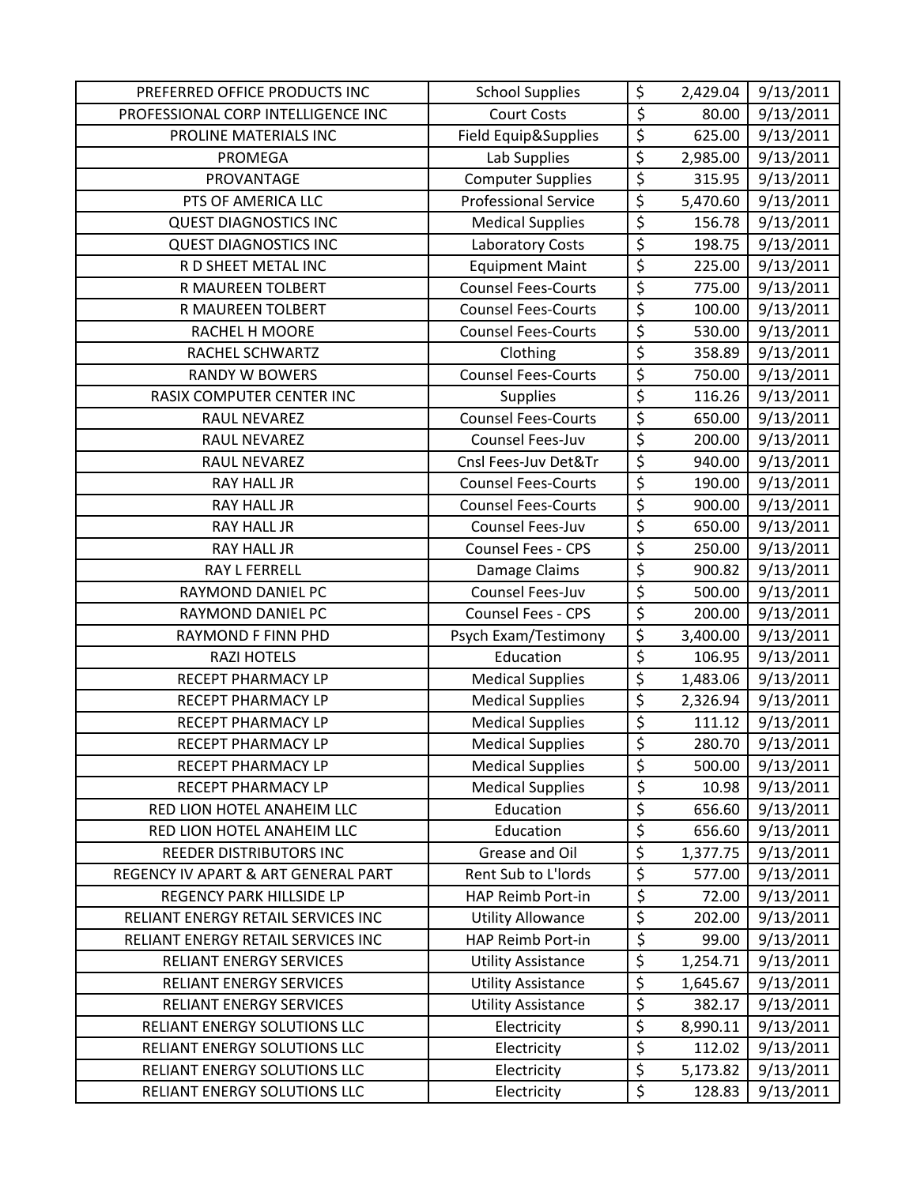| | | | | |
|---|---|---|---|---|
| PREFERRED OFFICE PRODUCTS INC | School Supplies | $ | 2,429.04 | 9/13/2011 |
| PROFESSIONAL CORP INTELLIGENCE INC | Court Costs | $ | 80.00 | 9/13/2011 |
| PROLINE MATERIALS INC | Field Equip&Supplies | $ | 625.00 | 9/13/2011 |
| PROMEGA | Lab Supplies | $ | 2,985.00 | 9/13/2011 |
| PROVANTAGE | Computer Supplies | $ | 315.95 | 9/13/2011 |
| PTS OF AMERICA LLC | Professional Service | $ | 5,470.60 | 9/13/2011 |
| QUEST DIAGNOSTICS INC | Medical Supplies | $ | 156.78 | 9/13/2011 |
| QUEST DIAGNOSTICS INC | Laboratory Costs | $ | 198.75 | 9/13/2011 |
| R D SHEET METAL INC | Equipment Maint | $ | 225.00 | 9/13/2011 |
| R MAUREEN TOLBERT | Counsel Fees-Courts | $ | 775.00 | 9/13/2011 |
| R MAUREEN TOLBERT | Counsel Fees-Courts | $ | 100.00 | 9/13/2011 |
| RACHEL H MOORE | Counsel Fees-Courts | $ | 530.00 | 9/13/2011 |
| RACHEL SCHWARTZ | Clothing | $ | 358.89 | 9/13/2011 |
| RANDY W BOWERS | Counsel Fees-Courts | $ | 750.00 | 9/13/2011 |
| RASIX COMPUTER CENTER INC | Supplies | $ | 116.26 | 9/13/2011 |
| RAUL NEVAREZ | Counsel Fees-Courts | $ | 650.00 | 9/13/2011 |
| RAUL NEVAREZ | Counsel Fees-Juv | $ | 200.00 | 9/13/2011 |
| RAUL NEVAREZ | Cnsl Fees-Juv Det&Tr | $ | 940.00 | 9/13/2011 |
| RAY HALL JR | Counsel Fees-Courts | $ | 190.00 | 9/13/2011 |
| RAY HALL JR | Counsel Fees-Courts | $ | 900.00 | 9/13/2011 |
| RAY HALL JR | Counsel Fees-Juv | $ | 650.00 | 9/13/2011 |
| RAY HALL JR | Counsel Fees - CPS | $ | 250.00 | 9/13/2011 |
| RAY L FERRELL | Damage Claims | $ | 900.82 | 9/13/2011 |
| RAYMOND DANIEL PC | Counsel Fees-Juv | $ | 500.00 | 9/13/2011 |
| RAYMOND DANIEL PC | Counsel Fees - CPS | $ | 200.00 | 9/13/2011 |
| RAYMOND F FINN PHD | Psych Exam/Testimony | $ | 3,400.00 | 9/13/2011 |
| RAZI HOTELS | Education | $ | 106.95 | 9/13/2011 |
| RECEPT PHARMACY LP | Medical Supplies | $ | 1,483.06 | 9/13/2011 |
| RECEPT PHARMACY LP | Medical Supplies | $ | 2,326.94 | 9/13/2011 |
| RECEPT PHARMACY LP | Medical Supplies | $ | 111.12 | 9/13/2011 |
| RECEPT PHARMACY LP | Medical Supplies | $ | 280.70 | 9/13/2011 |
| RECEPT PHARMACY LP | Medical Supplies | $ | 500.00 | 9/13/2011 |
| RECEPT PHARMACY LP | Medical Supplies | $ | 10.98 | 9/13/2011 |
| RED LION HOTEL ANAHEIM LLC | Education | $ | 656.60 | 9/13/2011 |
| RED LION HOTEL ANAHEIM LLC | Education | $ | 656.60 | 9/13/2011 |
| REEDER DISTRIBUTORS INC | Grease and Oil | $ | 1,377.75 | 9/13/2011 |
| REGENCY IV APART & ART GENERAL PART | Rent Sub to L'lords | $ | 577.00 | 9/13/2011 |
| REGENCY PARK HILLSIDE LP | HAP Reimb Port-in | $ | 72.00 | 9/13/2011 |
| RELIANT ENERGY RETAIL SERVICES INC | Utility Allowance | $ | 202.00 | 9/13/2011 |
| RELIANT ENERGY RETAIL SERVICES INC | HAP Reimb Port-in | $ | 99.00 | 9/13/2011 |
| RELIANT ENERGY SERVICES | Utility Assistance | $ | 1,254.71 | 9/13/2011 |
| RELIANT ENERGY SERVICES | Utility Assistance | $ | 1,645.67 | 9/13/2011 |
| RELIANT ENERGY SERVICES | Utility Assistance | $ | 382.17 | 9/13/2011 |
| RELIANT ENERGY SOLUTIONS LLC | Electricity | $ | 8,990.11 | 9/13/2011 |
| RELIANT ENERGY SOLUTIONS LLC | Electricity | $ | 112.02 | 9/13/2011 |
| RELIANT ENERGY SOLUTIONS LLC | Electricity | $ | 5,173.82 | 9/13/2011 |
| RELIANT ENERGY SOLUTIONS LLC | Electricity | $ | 128.83 | 9/13/2011 |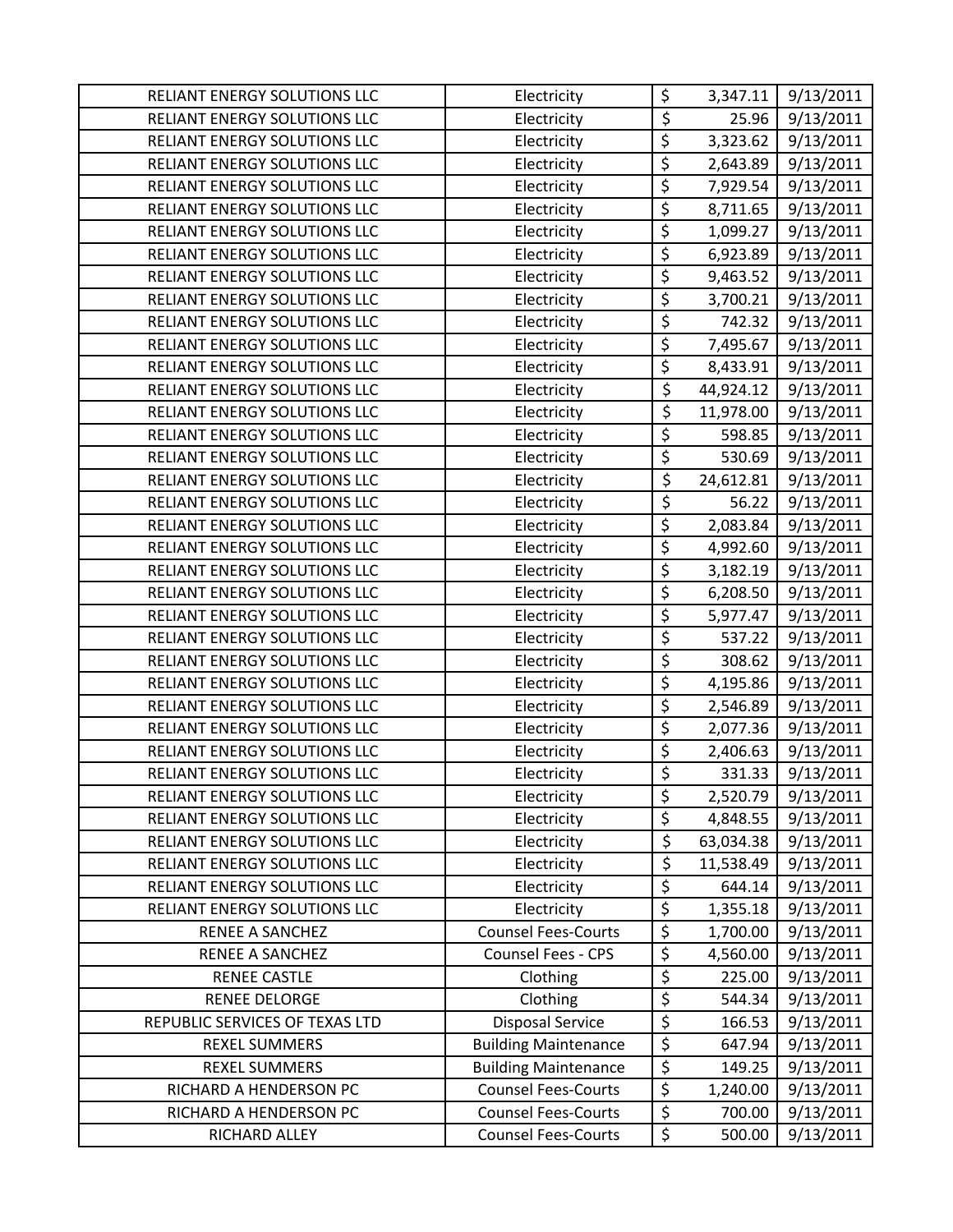| | | | | |
|---|---|---|---|---|
| RELIANT ENERGY SOLUTIONS LLC | Electricity | $ | 3,347.11 | 9/13/2011 |
| RELIANT ENERGY SOLUTIONS LLC | Electricity | $ | 25.96 | 9/13/2011 |
| RELIANT ENERGY SOLUTIONS LLC | Electricity | $ | 3,323.62 | 9/13/2011 |
| RELIANT ENERGY SOLUTIONS LLC | Electricity | $ | 2,643.89 | 9/13/2011 |
| RELIANT ENERGY SOLUTIONS LLC | Electricity | $ | 7,929.54 | 9/13/2011 |
| RELIANT ENERGY SOLUTIONS LLC | Electricity | $ | 8,711.65 | 9/13/2011 |
| RELIANT ENERGY SOLUTIONS LLC | Electricity | $ | 1,099.27 | 9/13/2011 |
| RELIANT ENERGY SOLUTIONS LLC | Electricity | $ | 6,923.89 | 9/13/2011 |
| RELIANT ENERGY SOLUTIONS LLC | Electricity | $ | 9,463.52 | 9/13/2011 |
| RELIANT ENERGY SOLUTIONS LLC | Electricity | $ | 3,700.21 | 9/13/2011 |
| RELIANT ENERGY SOLUTIONS LLC | Electricity | $ | 742.32 | 9/13/2011 |
| RELIANT ENERGY SOLUTIONS LLC | Electricity | $ | 7,495.67 | 9/13/2011 |
| RELIANT ENERGY SOLUTIONS LLC | Electricity | $ | 8,433.91 | 9/13/2011 |
| RELIANT ENERGY SOLUTIONS LLC | Electricity | $ | 44,924.12 | 9/13/2011 |
| RELIANT ENERGY SOLUTIONS LLC | Electricity | $ | 11,978.00 | 9/13/2011 |
| RELIANT ENERGY SOLUTIONS LLC | Electricity | $ | 598.85 | 9/13/2011 |
| RELIANT ENERGY SOLUTIONS LLC | Electricity | $ | 530.69 | 9/13/2011 |
| RELIANT ENERGY SOLUTIONS LLC | Electricity | $ | 24,612.81 | 9/13/2011 |
| RELIANT ENERGY SOLUTIONS LLC | Electricity | $ | 56.22 | 9/13/2011 |
| RELIANT ENERGY SOLUTIONS LLC | Electricity | $ | 2,083.84 | 9/13/2011 |
| RELIANT ENERGY SOLUTIONS LLC | Electricity | $ | 4,992.60 | 9/13/2011 |
| RELIANT ENERGY SOLUTIONS LLC | Electricity | $ | 3,182.19 | 9/13/2011 |
| RELIANT ENERGY SOLUTIONS LLC | Electricity | $ | 6,208.50 | 9/13/2011 |
| RELIANT ENERGY SOLUTIONS LLC | Electricity | $ | 5,977.47 | 9/13/2011 |
| RELIANT ENERGY SOLUTIONS LLC | Electricity | $ | 537.22 | 9/13/2011 |
| RELIANT ENERGY SOLUTIONS LLC | Electricity | $ | 308.62 | 9/13/2011 |
| RELIANT ENERGY SOLUTIONS LLC | Electricity | $ | 4,195.86 | 9/13/2011 |
| RELIANT ENERGY SOLUTIONS LLC | Electricity | $ | 2,546.89 | 9/13/2011 |
| RELIANT ENERGY SOLUTIONS LLC | Electricity | $ | 2,077.36 | 9/13/2011 |
| RELIANT ENERGY SOLUTIONS LLC | Electricity | $ | 2,406.63 | 9/13/2011 |
| RELIANT ENERGY SOLUTIONS LLC | Electricity | $ | 331.33 | 9/13/2011 |
| RELIANT ENERGY SOLUTIONS LLC | Electricity | $ | 2,520.79 | 9/13/2011 |
| RELIANT ENERGY SOLUTIONS LLC | Electricity | $ | 4,848.55 | 9/13/2011 |
| RELIANT ENERGY SOLUTIONS LLC | Electricity | $ | 63,034.38 | 9/13/2011 |
| RELIANT ENERGY SOLUTIONS LLC | Electricity | $ | 11,538.49 | 9/13/2011 |
| RELIANT ENERGY SOLUTIONS LLC | Electricity | $ | 644.14 | 9/13/2011 |
| RELIANT ENERGY SOLUTIONS LLC | Electricity | $ | 1,355.18 | 9/13/2011 |
| RENEE A SANCHEZ | Counsel Fees-Courts | $ | 1,700.00 | 9/13/2011 |
| RENEE A SANCHEZ | Counsel Fees - CPS | $ | 4,560.00 | 9/13/2011 |
| RENEE CASTLE | Clothing | $ | 225.00 | 9/13/2011 |
| RENEE DELORGE | Clothing | $ | 544.34 | 9/13/2011 |
| REPUBLIC SERVICES OF TEXAS LTD | Disposal Service | $ | 166.53 | 9/13/2011 |
| REXEL SUMMERS | Building Maintenance | $ | 647.94 | 9/13/2011 |
| REXEL SUMMERS | Building Maintenance | $ | 149.25 | 9/13/2011 |
| RICHARD A HENDERSON PC | Counsel Fees-Courts | $ | 1,240.00 | 9/13/2011 |
| RICHARD A HENDERSON PC | Counsel Fees-Courts | $ | 700.00 | 9/13/2011 |
| RICHARD ALLEY | Counsel Fees-Courts | $ | 500.00 | 9/13/2011 |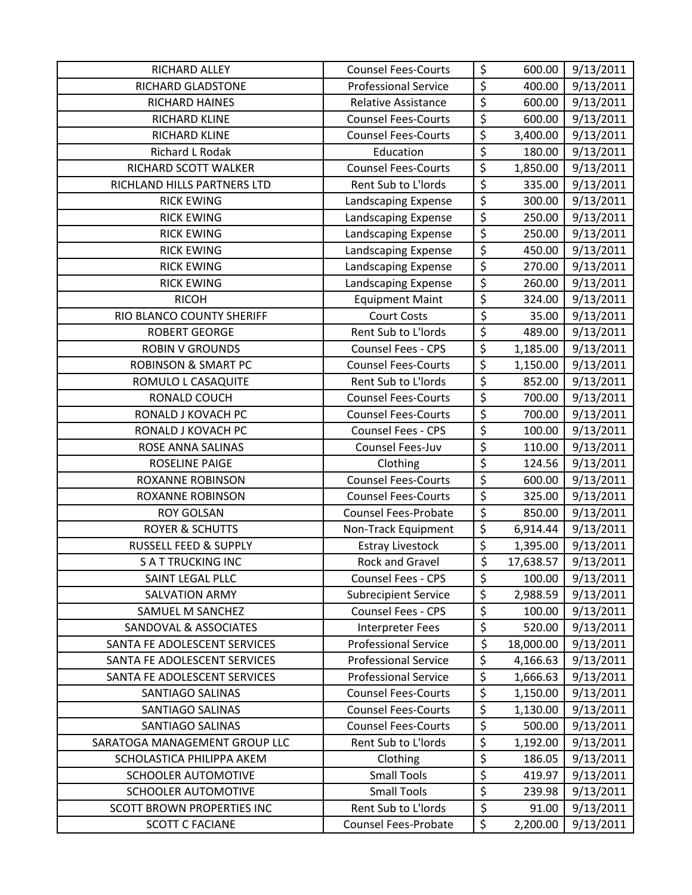| | | | | |
|---|---|---|---|---|
| RICHARD ALLEY | Counsel Fees-Courts | $ | 600.00 | 9/13/2011 |
| RICHARD GLADSTONE | Professional Service | $ | 400.00 | 9/13/2011 |
| RICHARD HAINES | Relative Assistance | $ | 600.00 | 9/13/2011 |
| RICHARD KLINE | Counsel Fees-Courts | $ | 600.00 | 9/13/2011 |
| RICHARD KLINE | Counsel Fees-Courts | $ | 3,400.00 | 9/13/2011 |
| Richard L Rodak | Education | $ | 180.00 | 9/13/2011 |
| RICHARD SCOTT WALKER | Counsel Fees-Courts | $ | 1,850.00 | 9/13/2011 |
| RICHLAND HILLS PARTNERS LTD | Rent Sub to L'lords | $ | 335.00 | 9/13/2011 |
| RICK EWING | Landscaping Expense | $ | 300.00 | 9/13/2011 |
| RICK EWING | Landscaping Expense | $ | 250.00 | 9/13/2011 |
| RICK EWING | Landscaping Expense | $ | 250.00 | 9/13/2011 |
| RICK EWING | Landscaping Expense | $ | 450.00 | 9/13/2011 |
| RICK EWING | Landscaping Expense | $ | 270.00 | 9/13/2011 |
| RICK EWING | Landscaping Expense | $ | 260.00 | 9/13/2011 |
| RICOH | Equipment Maint | $ | 324.00 | 9/13/2011 |
| RIO BLANCO COUNTY SHERIFF | Court Costs | $ | 35.00 | 9/13/2011 |
| ROBERT GEORGE | Rent Sub to L'lords | $ | 489.00 | 9/13/2011 |
| ROBIN V GROUNDS | Counsel Fees - CPS | $ | 1,185.00 | 9/13/2011 |
| ROBINSON & SMART PC | Counsel Fees-Courts | $ | 1,150.00 | 9/13/2011 |
| ROMULO L CASAQUITE | Rent Sub to L'lords | $ | 852.00 | 9/13/2011 |
| RONALD COUCH | Counsel Fees-Courts | $ | 700.00 | 9/13/2011 |
| RONALD J KOVACH PC | Counsel Fees-Courts | $ | 700.00 | 9/13/2011 |
| RONALD J KOVACH PC | Counsel Fees - CPS | $ | 100.00 | 9/13/2011 |
| ROSE ANNA SALINAS | Counsel Fees-Juv | $ | 110.00 | 9/13/2011 |
| ROSELINE PAIGE | Clothing | $ | 124.56 | 9/13/2011 |
| ROXANNE ROBINSON | Counsel Fees-Courts | $ | 600.00 | 9/13/2011 |
| ROXANNE ROBINSON | Counsel Fees-Courts | $ | 325.00 | 9/13/2011 |
| ROY GOLSAN | Counsel Fees-Probate | $ | 850.00 | 9/13/2011 |
| ROYER & SCHUTTS | Non-Track Equipment | $ | 6,914.44 | 9/13/2011 |
| RUSSELL FEED & SUPPLY | Estray Livestock | $ | 1,395.00 | 9/13/2011 |
| S A T TRUCKING INC | Rock and Gravel | $ | 17,638.57 | 9/13/2011 |
| SAINT LEGAL PLLC | Counsel Fees - CPS | $ | 100.00 | 9/13/2011 |
| SALVATION ARMY | Subrecipient Service | $ | 2,988.59 | 9/13/2011 |
| SAMUEL M SANCHEZ | Counsel Fees - CPS | $ | 100.00 | 9/13/2011 |
| SANDOVAL & ASSOCIATES | Interpreter Fees | $ | 520.00 | 9/13/2011 |
| SANTA FE ADOLESCENT SERVICES | Professional Service | $ | 18,000.00 | 9/13/2011 |
| SANTA FE ADOLESCENT SERVICES | Professional Service | $ | 4,166.63 | 9/13/2011 |
| SANTA FE ADOLESCENT SERVICES | Professional Service | $ | 1,666.63 | 9/13/2011 |
| SANTIAGO SALINAS | Counsel Fees-Courts | $ | 1,150.00 | 9/13/2011 |
| SANTIAGO SALINAS | Counsel Fees-Courts | $ | 1,130.00 | 9/13/2011 |
| SANTIAGO SALINAS | Counsel Fees-Courts | $ | 500.00 | 9/13/2011 |
| SARATOGA MANAGEMENT GROUP LLC | Rent Sub to L'lords | $ | 1,192.00 | 9/13/2011 |
| SCHOLASTICA PHILIPPA AKEM | Clothing | $ | 186.05 | 9/13/2011 |
| SCHOOLER AUTOMOTIVE | Small Tools | $ | 419.97 | 9/13/2011 |
| SCHOOLER AUTOMOTIVE | Small Tools | $ | 239.98 | 9/13/2011 |
| SCOTT BROWN PROPERTIES INC | Rent Sub to L'lords | $ | 91.00 | 9/13/2011 |
| SCOTT C FACIANE | Counsel Fees-Probate | $ | 2,200.00 | 9/13/2011 |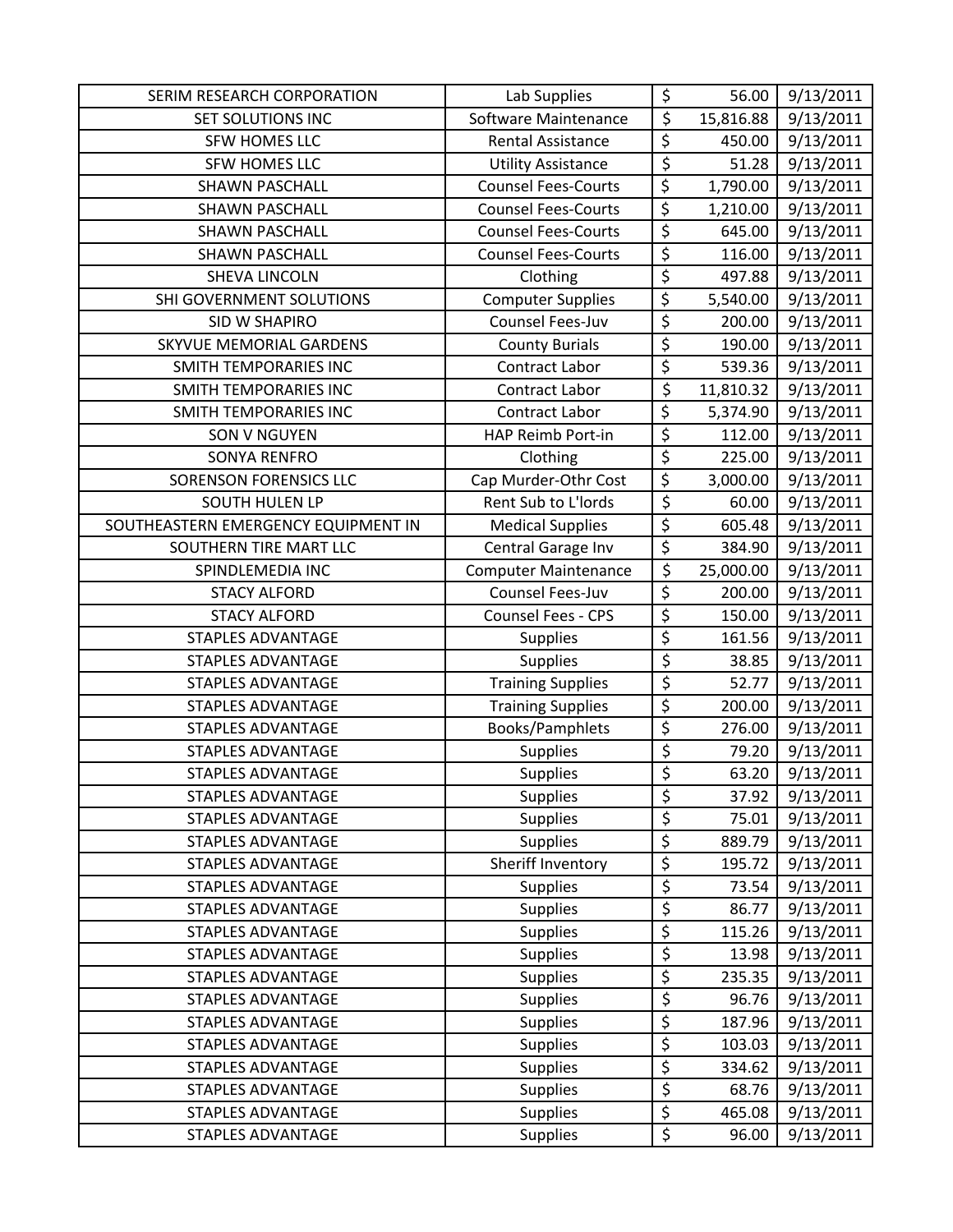| | | | | |
|---|---|---|---|---|
| SERIM RESEARCH CORPORATION | Lab Supplies | $ | 56.00 | 9/13/2011 |
| SET SOLUTIONS INC | Software Maintenance | $ | 15,816.88 | 9/13/2011 |
| SFW HOMES LLC | Rental Assistance | $ | 450.00 | 9/13/2011 |
| SFW HOMES LLC | Utility Assistance | $ | 51.28 | 9/13/2011 |
| SHAWN PASCHALL | Counsel Fees-Courts | $ | 1,790.00 | 9/13/2011 |
| SHAWN PASCHALL | Counsel Fees-Courts | $ | 1,210.00 | 9/13/2011 |
| SHAWN PASCHALL | Counsel Fees-Courts | $ | 645.00 | 9/13/2011 |
| SHAWN PASCHALL | Counsel Fees-Courts | $ | 116.00 | 9/13/2011 |
| SHEVA LINCOLN | Clothing | $ | 497.88 | 9/13/2011 |
| SHI GOVERNMENT SOLUTIONS | Computer Supplies | $ | 5,540.00 | 9/13/2011 |
| SID W SHAPIRO | Counsel Fees-Juv | $ | 200.00 | 9/13/2011 |
| SKYVUE MEMORIAL GARDENS | County Burials | $ | 190.00 | 9/13/2011 |
| SMITH TEMPORARIES INC | Contract Labor | $ | 539.36 | 9/13/2011 |
| SMITH TEMPORARIES INC | Contract Labor | $ | 11,810.32 | 9/13/2011 |
| SMITH TEMPORARIES INC | Contract Labor | $ | 5,374.90 | 9/13/2011 |
| SON V NGUYEN | HAP Reimb Port-in | $ | 112.00 | 9/13/2011 |
| SONYA RENFRO | Clothing | $ | 225.00 | 9/13/2011 |
| SORENSON FORENSICS LLC | Cap Murder-Othr Cost | $ | 3,000.00 | 9/13/2011 |
| SOUTH HULEN LP | Rent Sub to L'lords | $ | 60.00 | 9/13/2011 |
| SOUTHEASTERN EMERGENCY EQUIPMENT IN | Medical Supplies | $ | 605.48 | 9/13/2011 |
| SOUTHERN TIRE MART LLC | Central Garage Inv | $ | 384.90 | 9/13/2011 |
| SPINDLEMEDIA INC | Computer Maintenance | $ | 25,000.00 | 9/13/2011 |
| STACY ALFORD | Counsel Fees-Juv | $ | 200.00 | 9/13/2011 |
| STACY ALFORD | Counsel Fees - CPS | $ | 150.00 | 9/13/2011 |
| STAPLES ADVANTAGE | Supplies | $ | 161.56 | 9/13/2011 |
| STAPLES ADVANTAGE | Supplies | $ | 38.85 | 9/13/2011 |
| STAPLES ADVANTAGE | Training Supplies | $ | 52.77 | 9/13/2011 |
| STAPLES ADVANTAGE | Training Supplies | $ | 200.00 | 9/13/2011 |
| STAPLES ADVANTAGE | Books/Pamphlets | $ | 276.00 | 9/13/2011 |
| STAPLES ADVANTAGE | Supplies | $ | 79.20 | 9/13/2011 |
| STAPLES ADVANTAGE | Supplies | $ | 63.20 | 9/13/2011 |
| STAPLES ADVANTAGE | Supplies | $ | 37.92 | 9/13/2011 |
| STAPLES ADVANTAGE | Supplies | $ | 75.01 | 9/13/2011 |
| STAPLES ADVANTAGE | Supplies | $ | 889.79 | 9/13/2011 |
| STAPLES ADVANTAGE | Sheriff Inventory | $ | 195.72 | 9/13/2011 |
| STAPLES ADVANTAGE | Supplies | $ | 73.54 | 9/13/2011 |
| STAPLES ADVANTAGE | Supplies | $ | 86.77 | 9/13/2011 |
| STAPLES ADVANTAGE | Supplies | $ | 115.26 | 9/13/2011 |
| STAPLES ADVANTAGE | Supplies | $ | 13.98 | 9/13/2011 |
| STAPLES ADVANTAGE | Supplies | $ | 235.35 | 9/13/2011 |
| STAPLES ADVANTAGE | Supplies | $ | 96.76 | 9/13/2011 |
| STAPLES ADVANTAGE | Supplies | $ | 187.96 | 9/13/2011 |
| STAPLES ADVANTAGE | Supplies | $ | 103.03 | 9/13/2011 |
| STAPLES ADVANTAGE | Supplies | $ | 334.62 | 9/13/2011 |
| STAPLES ADVANTAGE | Supplies | $ | 68.76 | 9/13/2011 |
| STAPLES ADVANTAGE | Supplies | $ | 465.08 | 9/13/2011 |
| STAPLES ADVANTAGE | Supplies | $ | 96.00 | 9/13/2011 |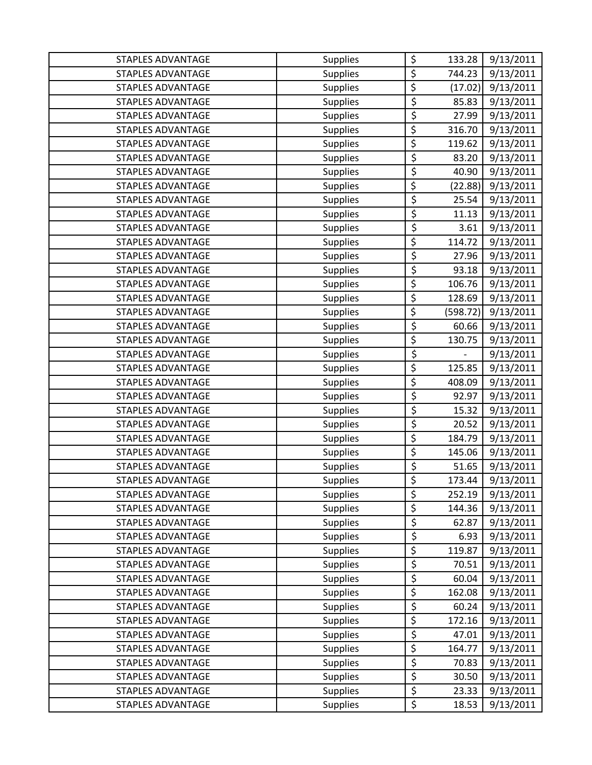| STAPLES ADVANTAGE | Supplies | $ 133.28 | 9/13/2011 |
|---|---|---|---|
| STAPLES ADVANTAGE | Supplies | $ 744.23 | 9/13/2011 |
| STAPLES ADVANTAGE | Supplies | $ (17.02) | 9/13/2011 |
| STAPLES ADVANTAGE | Supplies | $ 85.83 | 9/13/2011 |
| STAPLES ADVANTAGE | Supplies | $ 27.99 | 9/13/2011 |
| STAPLES ADVANTAGE | Supplies | $ 316.70 | 9/13/2011 |
| STAPLES ADVANTAGE | Supplies | $ 119.62 | 9/13/2011 |
| STAPLES ADVANTAGE | Supplies | $ 83.20 | 9/13/2011 |
| STAPLES ADVANTAGE | Supplies | $ 40.90 | 9/13/2011 |
| STAPLES ADVANTAGE | Supplies | $ (22.88) | 9/13/2011 |
| STAPLES ADVANTAGE | Supplies | $ 25.54 | 9/13/2011 |
| STAPLES ADVANTAGE | Supplies | $ 11.13 | 9/13/2011 |
| STAPLES ADVANTAGE | Supplies | $ 3.61 | 9/13/2011 |
| STAPLES ADVANTAGE | Supplies | $ 114.72 | 9/13/2011 |
| STAPLES ADVANTAGE | Supplies | $ 27.96 | 9/13/2011 |
| STAPLES ADVANTAGE | Supplies | $ 93.18 | 9/13/2011 |
| STAPLES ADVANTAGE | Supplies | $ 106.76 | 9/13/2011 |
| STAPLES ADVANTAGE | Supplies | $ 128.69 | 9/13/2011 |
| STAPLES ADVANTAGE | Supplies | $ (598.72) | 9/13/2011 |
| STAPLES ADVANTAGE | Supplies | $ 60.66 | 9/13/2011 |
| STAPLES ADVANTAGE | Supplies | $ 130.75 | 9/13/2011 |
| STAPLES ADVANTAGE | Supplies | $ - | 9/13/2011 |
| STAPLES ADVANTAGE | Supplies | $ 125.85 | 9/13/2011 |
| STAPLES ADVANTAGE | Supplies | $ 408.09 | 9/13/2011 |
| STAPLES ADVANTAGE | Supplies | $ 92.97 | 9/13/2011 |
| STAPLES ADVANTAGE | Supplies | $ 15.32 | 9/13/2011 |
| STAPLES ADVANTAGE | Supplies | $ 20.52 | 9/13/2011 |
| STAPLES ADVANTAGE | Supplies | $ 184.79 | 9/13/2011 |
| STAPLES ADVANTAGE | Supplies | $ 145.06 | 9/13/2011 |
| STAPLES ADVANTAGE | Supplies | $ 51.65 | 9/13/2011 |
| STAPLES ADVANTAGE | Supplies | $ 173.44 | 9/13/2011 |
| STAPLES ADVANTAGE | Supplies | $ 252.19 | 9/13/2011 |
| STAPLES ADVANTAGE | Supplies | $ 144.36 | 9/13/2011 |
| STAPLES ADVANTAGE | Supplies | $ 62.87 | 9/13/2011 |
| STAPLES ADVANTAGE | Supplies | $ 6.93 | 9/13/2011 |
| STAPLES ADVANTAGE | Supplies | $ 119.87 | 9/13/2011 |
| STAPLES ADVANTAGE | Supplies | $ 70.51 | 9/13/2011 |
| STAPLES ADVANTAGE | Supplies | $ 60.04 | 9/13/2011 |
| STAPLES ADVANTAGE | Supplies | $ 162.08 | 9/13/2011 |
| STAPLES ADVANTAGE | Supplies | $ 60.24 | 9/13/2011 |
| STAPLES ADVANTAGE | Supplies | $ 172.16 | 9/13/2011 |
| STAPLES ADVANTAGE | Supplies | $ 47.01 | 9/13/2011 |
| STAPLES ADVANTAGE | Supplies | $ 164.77 | 9/13/2011 |
| STAPLES ADVANTAGE | Supplies | $ 70.83 | 9/13/2011 |
| STAPLES ADVANTAGE | Supplies | $ 30.50 | 9/13/2011 |
| STAPLES ADVANTAGE | Supplies | $ 23.33 | 9/13/2011 |
| STAPLES ADVANTAGE | Supplies | $ 18.53 | 9/13/2011 |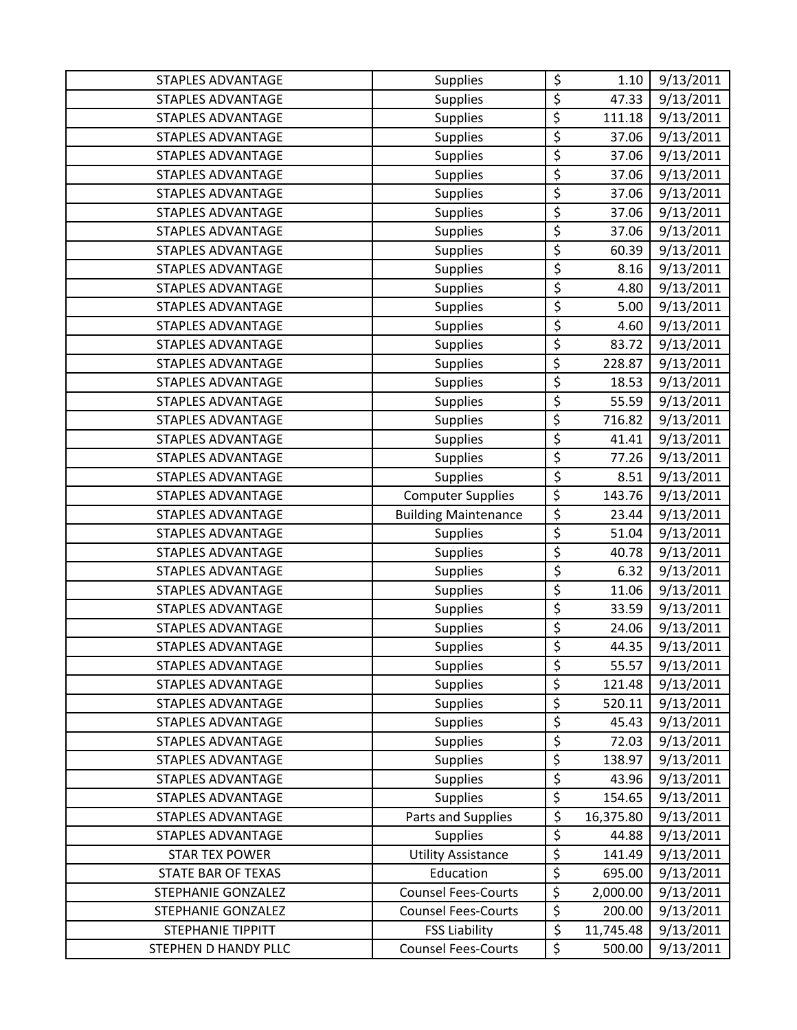| STAPLES ADVANTAGE | Supplies | $ | 1.10 | 9/13/2011 |
|---|---|---|---|---|
| STAPLES ADVANTAGE | Supplies | $ | 47.33 | 9/13/2011 |
| STAPLES ADVANTAGE | Supplies | $ | 111.18 | 9/13/2011 |
| STAPLES ADVANTAGE | Supplies | $ | 37.06 | 9/13/2011 |
| STAPLES ADVANTAGE | Supplies | $ | 37.06 | 9/13/2011 |
| STAPLES ADVANTAGE | Supplies | $ | 37.06 | 9/13/2011 |
| STAPLES ADVANTAGE | Supplies | $ | 37.06 | 9/13/2011 |
| STAPLES ADVANTAGE | Supplies | $ | 37.06 | 9/13/2011 |
| STAPLES ADVANTAGE | Supplies | $ | 37.06 | 9/13/2011 |
| STAPLES ADVANTAGE | Supplies | $ | 60.39 | 9/13/2011 |
| STAPLES ADVANTAGE | Supplies | $ | 8.16 | 9/13/2011 |
| STAPLES ADVANTAGE | Supplies | $ | 4.80 | 9/13/2011 |
| STAPLES ADVANTAGE | Supplies | $ | 5.00 | 9/13/2011 |
| STAPLES ADVANTAGE | Supplies | $ | 4.60 | 9/13/2011 |
| STAPLES ADVANTAGE | Supplies | $ | 83.72 | 9/13/2011 |
| STAPLES ADVANTAGE | Supplies | $ | 228.87 | 9/13/2011 |
| STAPLES ADVANTAGE | Supplies | $ | 18.53 | 9/13/2011 |
| STAPLES ADVANTAGE | Supplies | $ | 55.59 | 9/13/2011 |
| STAPLES ADVANTAGE | Supplies | $ | 716.82 | 9/13/2011 |
| STAPLES ADVANTAGE | Supplies | $ | 41.41 | 9/13/2011 |
| STAPLES ADVANTAGE | Supplies | $ | 77.26 | 9/13/2011 |
| STAPLES ADVANTAGE | Supplies | $ | 8.51 | 9/13/2011 |
| STAPLES ADVANTAGE | Computer Supplies | $ | 143.76 | 9/13/2011 |
| STAPLES ADVANTAGE | Building Maintenance | $ | 23.44 | 9/13/2011 |
| STAPLES ADVANTAGE | Supplies | $ | 51.04 | 9/13/2011 |
| STAPLES ADVANTAGE | Supplies | $ | 40.78 | 9/13/2011 |
| STAPLES ADVANTAGE | Supplies | $ | 6.32 | 9/13/2011 |
| STAPLES ADVANTAGE | Supplies | $ | 11.06 | 9/13/2011 |
| STAPLES ADVANTAGE | Supplies | $ | 33.59 | 9/13/2011 |
| STAPLES ADVANTAGE | Supplies | $ | 24.06 | 9/13/2011 |
| STAPLES ADVANTAGE | Supplies | $ | 44.35 | 9/13/2011 |
| STAPLES ADVANTAGE | Supplies | $ | 55.57 | 9/13/2011 |
| STAPLES ADVANTAGE | Supplies | $ | 121.48 | 9/13/2011 |
| STAPLES ADVANTAGE | Supplies | $ | 520.11 | 9/13/2011 |
| STAPLES ADVANTAGE | Supplies | $ | 45.43 | 9/13/2011 |
| STAPLES ADVANTAGE | Supplies | $ | 72.03 | 9/13/2011 |
| STAPLES ADVANTAGE | Supplies | $ | 138.97 | 9/13/2011 |
| STAPLES ADVANTAGE | Supplies | $ | 43.96 | 9/13/2011 |
| STAPLES ADVANTAGE | Supplies | $ | 154.65 | 9/13/2011 |
| STAPLES ADVANTAGE | Parts and Supplies | $ | 16,375.80 | 9/13/2011 |
| STAPLES ADVANTAGE | Supplies | $ | 44.88 | 9/13/2011 |
| STAR TEX POWER | Utility Assistance | $ | 141.49 | 9/13/2011 |
| STATE BAR OF TEXAS | Education | $ | 695.00 | 9/13/2011 |
| STEPHANIE GONZALEZ | Counsel Fees-Courts | $ | 2,000.00 | 9/13/2011 |
| STEPHANIE GONZALEZ | Counsel Fees-Courts | $ | 200.00 | 9/13/2011 |
| STEPHANIE TIPPITT | FSS Liability | $ | 11,745.48 | 9/13/2011 |
| STEPHEN D HANDY PLLC | Counsel Fees-Courts | $ | 500.00 | 9/13/2011 |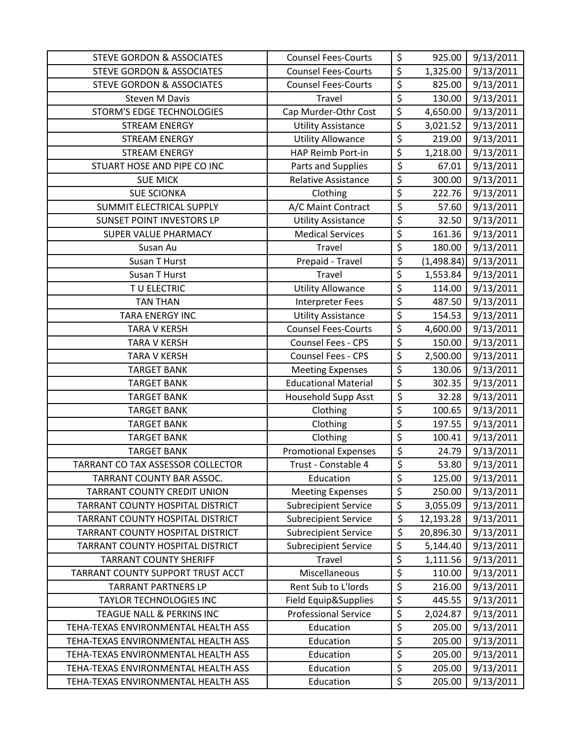| STEVE GORDON & ASSOCIATES | Counsel Fees-Courts | $ | 925.00 | 9/13/2011 |
|---|---|---|---|---|
| STEVE GORDON & ASSOCIATES | Counsel Fees-Courts | $ | 1,325.00 | 9/13/2011 |
| STEVE GORDON & ASSOCIATES | Counsel Fees-Courts | $ | 825.00 | 9/13/2011 |
| Steven M Davis | Travel | $ | 130.00 | 9/13/2011 |
| STORM'S EDGE TECHNOLOGIES | Cap Murder-Othr Cost | $ | 4,650.00 | 9/13/2011 |
| STREAM ENERGY | Utility Assistance | $ | 3,021.52 | 9/13/2011 |
| STREAM ENERGY | Utility Allowance | $ | 219.00 | 9/13/2011 |
| STREAM ENERGY | HAP Reimb Port-in | $ | 1,218.00 | 9/13/2011 |
| STUART HOSE AND PIPE CO INC | Parts and Supplies | $ | 67.01 | 9/13/2011 |
| SUE MICK | Relative Assistance | $ | 300.00 | 9/13/2011 |
| SUE SCIONKA | Clothing | $ | 222.76 | 9/13/2011 |
| SUMMIT ELECTRICAL SUPPLY | A/C Maint Contract | $ | 57.60 | 9/13/2011 |
| SUNSET POINT INVESTORS LP | Utility Assistance | $ | 32.50 | 9/13/2011 |
| SUPER VALUE PHARMACY | Medical Services | $ | 161.36 | 9/13/2011 |
| Susan Au | Travel | $ | 180.00 | 9/13/2011 |
| Susan T Hurst | Prepaid - Travel | $ | (1,498.84) | 9/13/2011 |
| Susan T Hurst | Travel | $ | 1,553.84 | 9/13/2011 |
| T U ELECTRIC | Utility Allowance | $ | 114.00 | 9/13/2011 |
| TAN THAN | Interpreter Fees | $ | 487.50 | 9/13/2011 |
| TARA ENERGY INC | Utility Assistance | $ | 154.53 | 9/13/2011 |
| TARA V KERSH | Counsel Fees-Courts | $ | 4,600.00 | 9/13/2011 |
| TARA V KERSH | Counsel Fees - CPS | $ | 150.00 | 9/13/2011 |
| TARA V KERSH | Counsel Fees - CPS | $ | 2,500.00 | 9/13/2011 |
| TARGET BANK | Meeting Expenses | $ | 130.06 | 9/13/2011 |
| TARGET BANK | Educational Material | $ | 302.35 | 9/13/2011 |
| TARGET BANK | Household Supp Asst | $ | 32.28 | 9/13/2011 |
| TARGET BANK | Clothing | $ | 100.65 | 9/13/2011 |
| TARGET BANK | Clothing | $ | 197.55 | 9/13/2011 |
| TARGET BANK | Clothing | $ | 100.41 | 9/13/2011 |
| TARGET BANK | Promotional Expenses | $ | 24.79 | 9/13/2011 |
| TARRANT CO TAX ASSESSOR COLLECTOR | Trust - Constable 4 | $ | 53.80 | 9/13/2011 |
| TARRANT COUNTY BAR ASSOC. | Education | $ | 125.00 | 9/13/2011 |
| TARRANT COUNTY CREDIT UNION | Meeting Expenses | $ | 250.00 | 9/13/2011 |
| TARRANT COUNTY HOSPITAL DISTRICT | Subrecipient Service | $ | 3,055.09 | 9/13/2011 |
| TARRANT COUNTY HOSPITAL DISTRICT | Subrecipient Service | $ | 12,193.28 | 9/13/2011 |
| TARRANT COUNTY HOSPITAL DISTRICT | Subrecipient Service | $ | 20,896.30 | 9/13/2011 |
| TARRANT COUNTY HOSPITAL DISTRICT | Subrecipient Service | $ | 5,144.40 | 9/13/2011 |
| TARRANT COUNTY SHERIFF | Travel | $ | 1,111.56 | 9/13/2011 |
| TARRANT COUNTY SUPPORT TRUST ACCT | Miscellaneous | $ | 110.00 | 9/13/2011 |
| TARRANT PARTNERS LP | Rent Sub to L'lords | $ | 216.00 | 9/13/2011 |
| TAYLOR TECHNOLOGIES INC | Field Equip&Supplies | $ | 445.55 | 9/13/2011 |
| TEAGUE NALL & PERKINS INC | Professional Service | $ | 2,024.87 | 9/13/2011 |
| TEHA-TEXAS ENVIRONMENTAL HEALTH ASS | Education | $ | 205.00 | 9/13/2011 |
| TEHA-TEXAS ENVIRONMENTAL HEALTH ASS | Education | $ | 205.00 | 9/13/2011 |
| TEHA-TEXAS ENVIRONMENTAL HEALTH ASS | Education | $ | 205.00 | 9/13/2011 |
| TEHA-TEXAS ENVIRONMENTAL HEALTH ASS | Education | $ | 205.00 | 9/13/2011 |
| TEHA-TEXAS ENVIRONMENTAL HEALTH ASS | Education | $ | 205.00 | 9/13/2011 |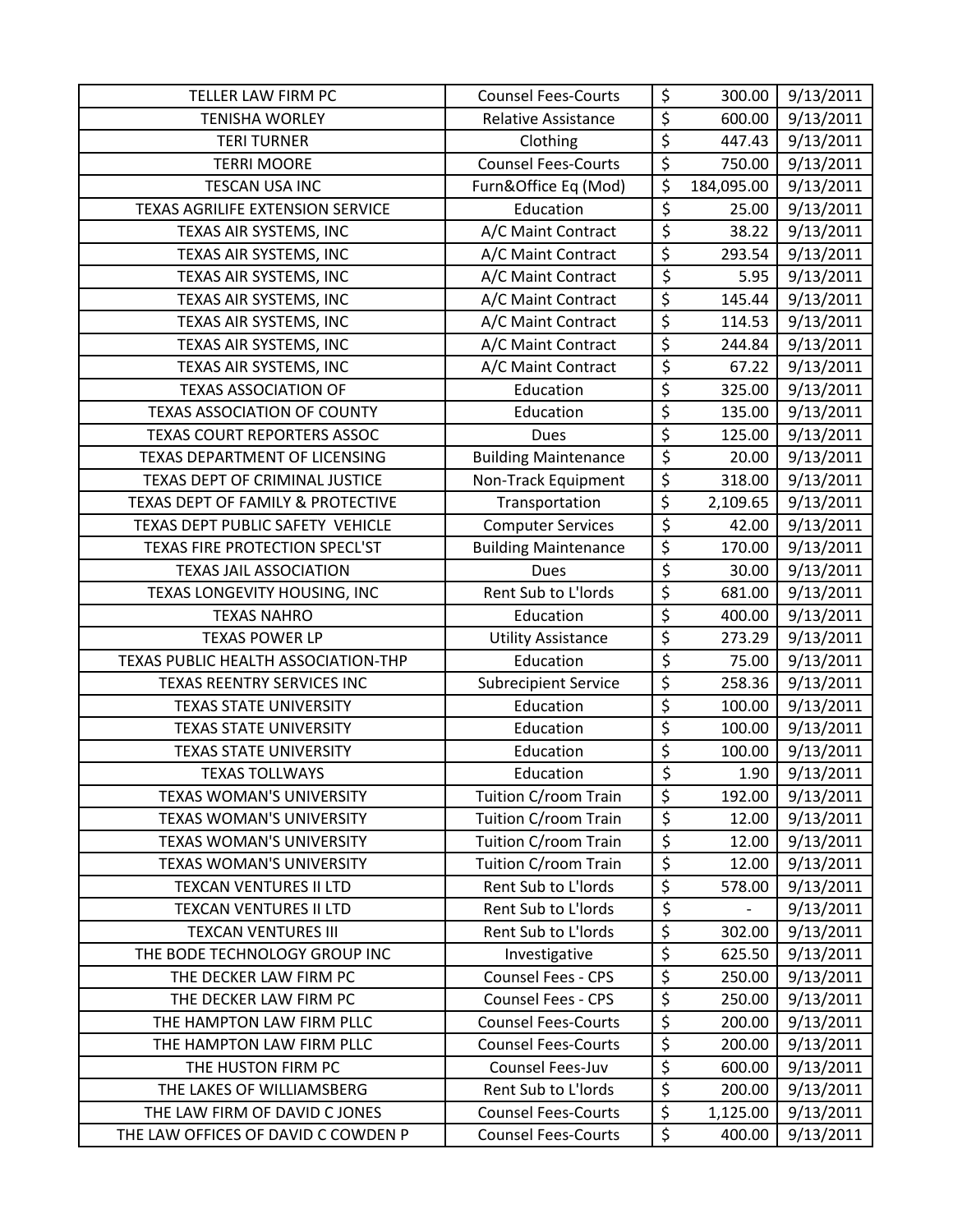| | | | |
|---|---|---|---|
| TELLER LAW FIRM PC | Counsel Fees-Courts | $ 300.00 | 9/13/2011 |
| TENISHA WORLEY | Relative Assistance | $ 600.00 | 9/13/2011 |
| TERI TURNER | Clothing | $ 447.43 | 9/13/2011 |
| TERRI MOORE | Counsel Fees-Courts | $ 750.00 | 9/13/2011 |
| TESCAN USA INC | Furn&Office Eq (Mod) | $ 184,095.00 | 9/13/2011 |
| TEXAS AGRILIFE EXTENSION SERVICE | Education | $ 25.00 | 9/13/2011 |
| TEXAS AIR SYSTEMS, INC | A/C Maint Contract | $ 38.22 | 9/13/2011 |
| TEXAS AIR SYSTEMS, INC | A/C Maint Contract | $ 293.54 | 9/13/2011 |
| TEXAS AIR SYSTEMS, INC | A/C Maint Contract | $ 5.95 | 9/13/2011 |
| TEXAS AIR SYSTEMS, INC | A/C Maint Contract | $ 145.44 | 9/13/2011 |
| TEXAS AIR SYSTEMS, INC | A/C Maint Contract | $ 114.53 | 9/13/2011 |
| TEXAS AIR SYSTEMS, INC | A/C Maint Contract | $ 244.84 | 9/13/2011 |
| TEXAS AIR SYSTEMS, INC | A/C Maint Contract | $ 67.22 | 9/13/2011 |
| TEXAS ASSOCIATION OF | Education | $ 325.00 | 9/13/2011 |
| TEXAS ASSOCIATION OF COUNTY | Education | $ 135.00 | 9/13/2011 |
| TEXAS COURT REPORTERS ASSOC | Dues | $ 125.00 | 9/13/2011 |
| TEXAS DEPARTMENT OF LICENSING | Building Maintenance | $ 20.00 | 9/13/2011 |
| TEXAS DEPT OF CRIMINAL JUSTICE | Non-Track Equipment | $ 318.00 | 9/13/2011 |
| TEXAS DEPT OF FAMILY & PROTECTIVE | Transportation | $ 2,109.65 | 9/13/2011 |
| TEXAS DEPT PUBLIC SAFETY VEHICLE | Computer Services | $ 42.00 | 9/13/2011 |
| TEXAS FIRE PROTECTION SPECL'ST | Building Maintenance | $ 170.00 | 9/13/2011 |
| TEXAS JAIL ASSOCIATION | Dues | $ 30.00 | 9/13/2011 |
| TEXAS LONGEVITY HOUSING, INC | Rent Sub to L'lords | $ 681.00 | 9/13/2011 |
| TEXAS NAHRO | Education | $ 400.00 | 9/13/2011 |
| TEXAS POWER LP | Utility Assistance | $ 273.29 | 9/13/2011 |
| TEXAS PUBLIC HEALTH ASSOCIATION-THP | Education | $ 75.00 | 9/13/2011 |
| TEXAS REENTRY SERVICES INC | Subrecipient Service | $ 258.36 | 9/13/2011 |
| TEXAS STATE UNIVERSITY | Education | $ 100.00 | 9/13/2011 |
| TEXAS STATE UNIVERSITY | Education | $ 100.00 | 9/13/2011 |
| TEXAS STATE UNIVERSITY | Education | $ 100.00 | 9/13/2011 |
| TEXAS TOLLWAYS | Education | $ 1.90 | 9/13/2011 |
| TEXAS WOMAN'S UNIVERSITY | Tuition C/room Train | $ 192.00 | 9/13/2011 |
| TEXAS WOMAN'S UNIVERSITY | Tuition C/room Train | $ 12.00 | 9/13/2011 |
| TEXAS WOMAN'S UNIVERSITY | Tuition C/room Train | $ 12.00 | 9/13/2011 |
| TEXAS WOMAN'S UNIVERSITY | Tuition C/room Train | $ 12.00 | 9/13/2011 |
| TEXCAN VENTURES II LTD | Rent Sub to L'lords | $ 578.00 | 9/13/2011 |
| TEXCAN VENTURES II LTD | Rent Sub to L'lords | $ - | 9/13/2011 |
| TEXCAN VENTURES III | Rent Sub to L'lords | $ 302.00 | 9/13/2011 |
| THE BODE TECHNOLOGY GROUP INC | Investigative | $ 625.50 | 9/13/2011 |
| THE DECKER LAW FIRM PC | Counsel Fees - CPS | $ 250.00 | 9/13/2011 |
| THE DECKER LAW FIRM PC | Counsel Fees - CPS | $ 250.00 | 9/13/2011 |
| THE HAMPTON LAW FIRM PLLC | Counsel Fees-Courts | $ 200.00 | 9/13/2011 |
| THE HAMPTON LAW FIRM PLLC | Counsel Fees-Courts | $ 200.00 | 9/13/2011 |
| THE HUSTON FIRM PC | Counsel Fees-Juv | $ 600.00 | 9/13/2011 |
| THE LAKES OF WILLIAMSBERG | Rent Sub to L'lords | $ 200.00 | 9/13/2011 |
| THE LAW FIRM OF DAVID C JONES | Counsel Fees-Courts | $ 1,125.00 | 9/13/2011 |
| THE LAW OFFICES OF DAVID C COWDEN P | Counsel Fees-Courts | $ 400.00 | 9/13/2011 |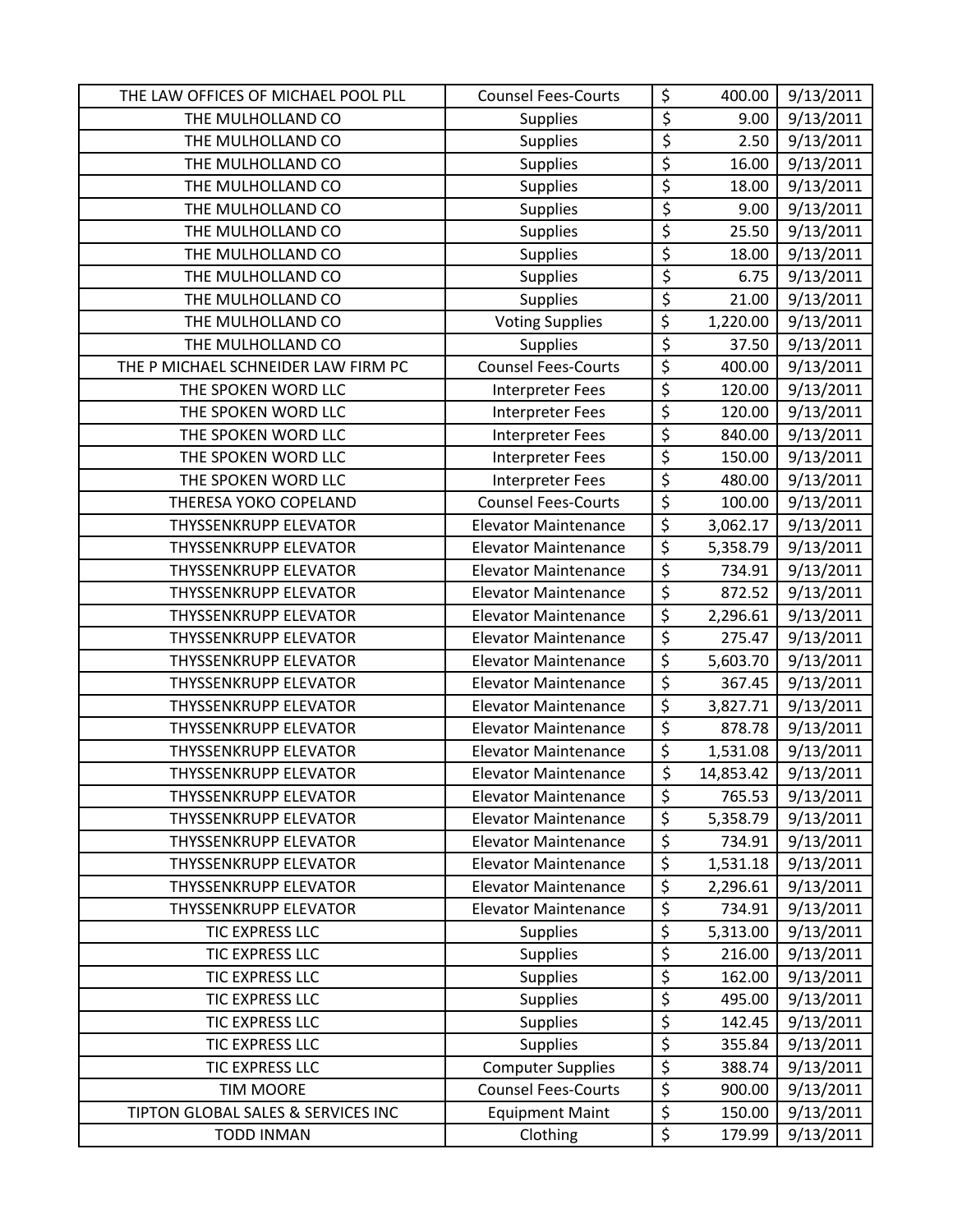| THE LAW OFFICES OF MICHAEL POOL PLL | Counsel Fees-Courts | $ | 400.00 | 9/13/2011 |
|---|---|---|---|---|
| THE MULHOLLAND CO | Supplies | $ | 9.00 | 9/13/2011 |
| THE MULHOLLAND CO | Supplies | $ | 2.50 | 9/13/2011 |
| THE MULHOLLAND CO | Supplies | $ | 16.00 | 9/13/2011 |
| THE MULHOLLAND CO | Supplies | $ | 18.00 | 9/13/2011 |
| THE MULHOLLAND CO | Supplies | $ | 9.00 | 9/13/2011 |
| THE MULHOLLAND CO | Supplies | $ | 25.50 | 9/13/2011 |
| THE MULHOLLAND CO | Supplies | $ | 18.00 | 9/13/2011 |
| THE MULHOLLAND CO | Supplies | $ | 6.75 | 9/13/2011 |
| THE MULHOLLAND CO | Supplies | $ | 21.00 | 9/13/2011 |
| THE MULHOLLAND CO | Voting Supplies | $ | 1,220.00 | 9/13/2011 |
| THE MULHOLLAND CO | Supplies | $ | 37.50 | 9/13/2011 |
| THE P MICHAEL SCHNEIDER LAW FIRM PC | Counsel Fees-Courts | $ | 400.00 | 9/13/2011 |
| THE SPOKEN WORD LLC | Interpreter Fees | $ | 120.00 | 9/13/2011 |
| THE SPOKEN WORD LLC | Interpreter Fees | $ | 120.00 | 9/13/2011 |
| THE SPOKEN WORD LLC | Interpreter Fees | $ | 840.00 | 9/13/2011 |
| THE SPOKEN WORD LLC | Interpreter Fees | $ | 150.00 | 9/13/2011 |
| THE SPOKEN WORD LLC | Interpreter Fees | $ | 480.00 | 9/13/2011 |
| THERESA YOKO COPELAND | Counsel Fees-Courts | $ | 100.00 | 9/13/2011 |
| THYSSENKRUPP ELEVATOR | Elevator Maintenance | $ | 3,062.17 | 9/13/2011 |
| THYSSENKRUPP ELEVATOR | Elevator Maintenance | $ | 5,358.79 | 9/13/2011 |
| THYSSENKRUPP ELEVATOR | Elevator Maintenance | $ | 734.91 | 9/13/2011 |
| THYSSENKRUPP ELEVATOR | Elevator Maintenance | $ | 872.52 | 9/13/2011 |
| THYSSENKRUPP ELEVATOR | Elevator Maintenance | $ | 2,296.61 | 9/13/2011 |
| THYSSENKRUPP ELEVATOR | Elevator Maintenance | $ | 275.47 | 9/13/2011 |
| THYSSENKRUPP ELEVATOR | Elevator Maintenance | $ | 5,603.70 | 9/13/2011 |
| THYSSENKRUPP ELEVATOR | Elevator Maintenance | $ | 367.45 | 9/13/2011 |
| THYSSENKRUPP ELEVATOR | Elevator Maintenance | $ | 3,827.71 | 9/13/2011 |
| THYSSENKRUPP ELEVATOR | Elevator Maintenance | $ | 878.78 | 9/13/2011 |
| THYSSENKRUPP ELEVATOR | Elevator Maintenance | $ | 1,531.08 | 9/13/2011 |
| THYSSENKRUPP ELEVATOR | Elevator Maintenance | $ | 14,853.42 | 9/13/2011 |
| THYSSENKRUPP ELEVATOR | Elevator Maintenance | $ | 765.53 | 9/13/2011 |
| THYSSENKRUPP ELEVATOR | Elevator Maintenance | $ | 5,358.79 | 9/13/2011 |
| THYSSENKRUPP ELEVATOR | Elevator Maintenance | $ | 734.91 | 9/13/2011 |
| THYSSENKRUPP ELEVATOR | Elevator Maintenance | $ | 1,531.18 | 9/13/2011 |
| THYSSENKRUPP ELEVATOR | Elevator Maintenance | $ | 2,296.61 | 9/13/2011 |
| THYSSENKRUPP ELEVATOR | Elevator Maintenance | $ | 734.91 | 9/13/2011 |
| TIC EXPRESS LLC | Supplies | $ | 5,313.00 | 9/13/2011 |
| TIC EXPRESS LLC | Supplies | $ | 216.00 | 9/13/2011 |
| TIC EXPRESS LLC | Supplies | $ | 162.00 | 9/13/2011 |
| TIC EXPRESS LLC | Supplies | $ | 495.00 | 9/13/2011 |
| TIC EXPRESS LLC | Supplies | $ | 142.45 | 9/13/2011 |
| TIC EXPRESS LLC | Supplies | $ | 355.84 | 9/13/2011 |
| TIC EXPRESS LLC | Computer Supplies | $ | 388.74 | 9/13/2011 |
| TIM MOORE | Counsel Fees-Courts | $ | 900.00 | 9/13/2011 |
| TIPTON GLOBAL SALES & SERVICES INC | Equipment Maint | $ | 150.00 | 9/13/2011 |
| TODD INMAN | Clothing | $ | 179.99 | 9/13/2011 |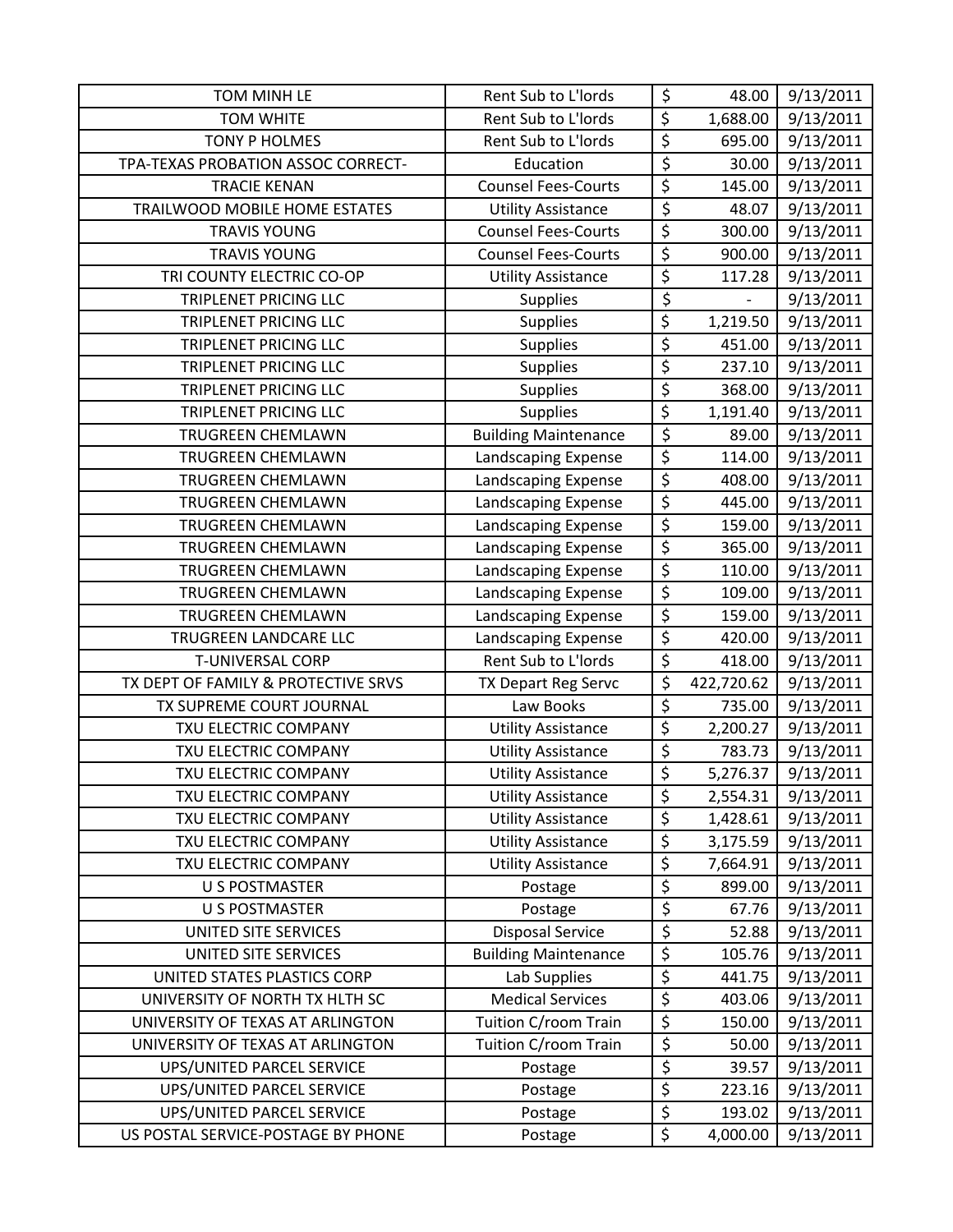| TOM MINH LE | Rent Sub to L'lords | $ | 48.00 | 9/13/2011 |
|---|---|---|---|---|
| TOM WHITE | Rent Sub to L'lords | $ | 1,688.00 | 9/13/2011 |
| TONY P HOLMES | Rent Sub to L'lords | $ | 695.00 | 9/13/2011 |
| TPA-TEXAS PROBATION ASSOC CORRECT- | Education | $ | 30.00 | 9/13/2011 |
| TRACIE KENAN | Counsel Fees-Courts | $ | 145.00 | 9/13/2011 |
| TRAILWOOD MOBILE HOME ESTATES | Utility Assistance | $ | 48.07 | 9/13/2011 |
| TRAVIS YOUNG | Counsel Fees-Courts | $ | 300.00 | 9/13/2011 |
| TRAVIS YOUNG | Counsel Fees-Courts | $ | 900.00 | 9/13/2011 |
| TRI COUNTY ELECTRIC CO-OP | Utility Assistance | $ | 117.28 | 9/13/2011 |
| TRIPLENET PRICING LLC | Supplies | $ | - | 9/13/2011 |
| TRIPLENET PRICING LLC | Supplies | $ | 1,219.50 | 9/13/2011 |
| TRIPLENET PRICING LLC | Supplies | $ | 451.00 | 9/13/2011 |
| TRIPLENET PRICING LLC | Supplies | $ | 237.10 | 9/13/2011 |
| TRIPLENET PRICING LLC | Supplies | $ | 368.00 | 9/13/2011 |
| TRIPLENET PRICING LLC | Supplies | $ | 1,191.40 | 9/13/2011 |
| TRUGREEN CHEMLAWN | Building Maintenance | $ | 89.00 | 9/13/2011 |
| TRUGREEN CHEMLAWN | Landscaping Expense | $ | 114.00 | 9/13/2011 |
| TRUGREEN CHEMLAWN | Landscaping Expense | $ | 408.00 | 9/13/2011 |
| TRUGREEN CHEMLAWN | Landscaping Expense | $ | 445.00 | 9/13/2011 |
| TRUGREEN CHEMLAWN | Landscaping Expense | $ | 159.00 | 9/13/2011 |
| TRUGREEN CHEMLAWN | Landscaping Expense | $ | 365.00 | 9/13/2011 |
| TRUGREEN CHEMLAWN | Landscaping Expense | $ | 110.00 | 9/13/2011 |
| TRUGREEN CHEMLAWN | Landscaping Expense | $ | 109.00 | 9/13/2011 |
| TRUGREEN CHEMLAWN | Landscaping Expense | $ | 159.00 | 9/13/2011 |
| TRUGREEN LANDCARE LLC | Landscaping Expense | $ | 420.00 | 9/13/2011 |
| T-UNIVERSAL CORP | Rent Sub to L'lords | $ | 418.00 | 9/13/2011 |
| TX DEPT OF FAMILY & PROTECTIVE SRVS | TX Depart Reg Servc | $ | 422,720.62 | 9/13/2011 |
| TX SUPREME COURT JOURNAL | Law Books | $ | 735.00 | 9/13/2011 |
| TXU ELECTRIC COMPANY | Utility Assistance | $ | 2,200.27 | 9/13/2011 |
| TXU ELECTRIC COMPANY | Utility Assistance | $ | 783.73 | 9/13/2011 |
| TXU ELECTRIC COMPANY | Utility Assistance | $ | 5,276.37 | 9/13/2011 |
| TXU ELECTRIC COMPANY | Utility Assistance | $ | 2,554.31 | 9/13/2011 |
| TXU ELECTRIC COMPANY | Utility Assistance | $ | 1,428.61 | 9/13/2011 |
| TXU ELECTRIC COMPANY | Utility Assistance | $ | 3,175.59 | 9/13/2011 |
| TXU ELECTRIC COMPANY | Utility Assistance | $ | 7,664.91 | 9/13/2011 |
| U S POSTMASTER | Postage | $ | 899.00 | 9/13/2011 |
| U S POSTMASTER | Postage | $ | 67.76 | 9/13/2011 |
| UNITED SITE SERVICES | Disposal Service | $ | 52.88 | 9/13/2011 |
| UNITED SITE SERVICES | Building Maintenance | $ | 105.76 | 9/13/2011 |
| UNITED STATES PLASTICS CORP | Lab Supplies | $ | 441.75 | 9/13/2011 |
| UNIVERSITY OF NORTH TX HLTH SC | Medical Services | $ | 403.06 | 9/13/2011 |
| UNIVERSITY OF TEXAS AT ARLINGTON | Tuition C/room Train | $ | 150.00 | 9/13/2011 |
| UNIVERSITY OF TEXAS AT ARLINGTON | Tuition C/room Train | $ | 50.00 | 9/13/2011 |
| UPS/UNITED PARCEL SERVICE | Postage | $ | 39.57 | 9/13/2011 |
| UPS/UNITED PARCEL SERVICE | Postage | $ | 223.16 | 9/13/2011 |
| UPS/UNITED PARCEL SERVICE | Postage | $ | 193.02 | 9/13/2011 |
| US POSTAL SERVICE-POSTAGE BY PHONE | Postage | $ | 4,000.00 | 9/13/2011 |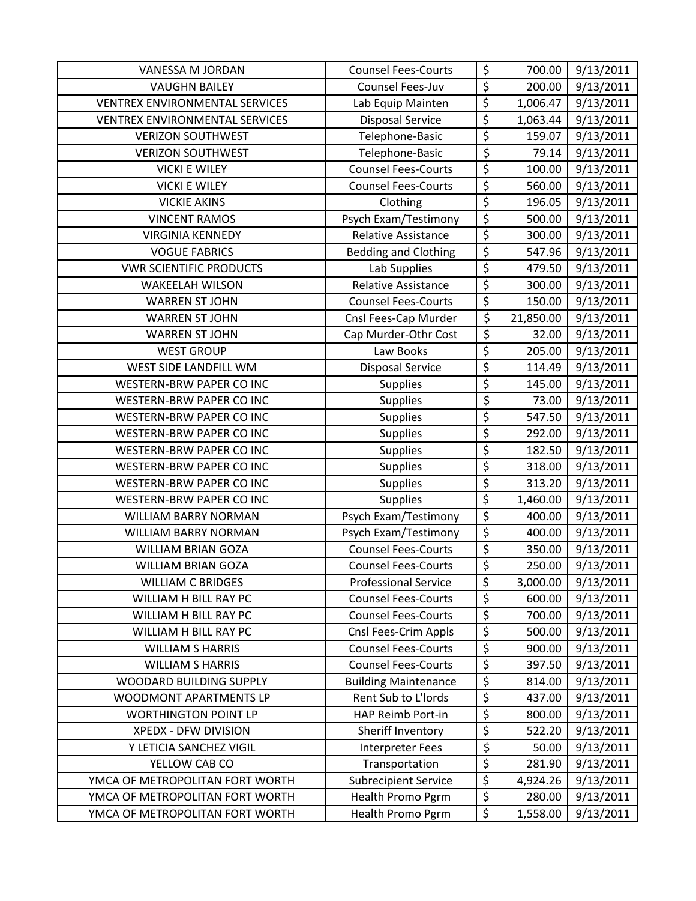| VANESSA M JORDAN | Counsel Fees-Courts | $ | 700.00 | 9/13/2011 |
|---|---|---|---|---|
| VAUGHN BAILEY | Counsel Fees-Juv | $ | 200.00 | 9/13/2011 |
| VENTREX ENVIRONMENTAL SERVICES | Lab Equip Mainten | $ | 1,006.47 | 9/13/2011 |
| VENTREX ENVIRONMENTAL SERVICES | Disposal Service | $ | 1,063.44 | 9/13/2011 |
| VERIZON SOUTHWEST | Telephone-Basic | $ | 159.07 | 9/13/2011 |
| VERIZON SOUTHWEST | Telephone-Basic | $ | 79.14 | 9/13/2011 |
| VICKI E WILEY | Counsel Fees-Courts | $ | 100.00 | 9/13/2011 |
| VICKI E WILEY | Counsel Fees-Courts | $ | 560.00 | 9/13/2011 |
| VICKIE AKINS | Clothing | $ | 196.05 | 9/13/2011 |
| VINCENT RAMOS | Psych Exam/Testimony | $ | 500.00 | 9/13/2011 |
| VIRGINIA KENNEDY | Relative Assistance | $ | 300.00 | 9/13/2011 |
| VOGUE FABRICS | Bedding and Clothing | $ | 547.96 | 9/13/2011 |
| VWR SCIENTIFIC PRODUCTS | Lab Supplies | $ | 479.50 | 9/13/2011 |
| WAKEELAH WILSON | Relative Assistance | $ | 300.00 | 9/13/2011 |
| WARREN ST JOHN | Counsel Fees-Courts | $ | 150.00 | 9/13/2011 |
| WARREN ST JOHN | Cnsl Fees-Cap Murder | $ | 21,850.00 | 9/13/2011 |
| WARREN ST JOHN | Cap Murder-Othr Cost | $ | 32.00 | 9/13/2011 |
| WEST GROUP | Law Books | $ | 205.00 | 9/13/2011 |
| WEST SIDE LANDFILL WM | Disposal Service | $ | 114.49 | 9/13/2011 |
| WESTERN-BRW PAPER CO INC | Supplies | $ | 145.00 | 9/13/2011 |
| WESTERN-BRW PAPER CO INC | Supplies | $ | 73.00 | 9/13/2011 |
| WESTERN-BRW PAPER CO INC | Supplies | $ | 547.50 | 9/13/2011 |
| WESTERN-BRW PAPER CO INC | Supplies | $ | 292.00 | 9/13/2011 |
| WESTERN-BRW PAPER CO INC | Supplies | $ | 182.50 | 9/13/2011 |
| WESTERN-BRW PAPER CO INC | Supplies | $ | 318.00 | 9/13/2011 |
| WESTERN-BRW PAPER CO INC | Supplies | $ | 313.20 | 9/13/2011 |
| WESTERN-BRW PAPER CO INC | Supplies | $ | 1,460.00 | 9/13/2011 |
| WILLIAM BARRY NORMAN | Psych Exam/Testimony | $ | 400.00 | 9/13/2011 |
| WILLIAM BARRY NORMAN | Psych Exam/Testimony | $ | 400.00 | 9/13/2011 |
| WILLIAM BRIAN GOZA | Counsel Fees-Courts | $ | 350.00 | 9/13/2011 |
| WILLIAM BRIAN GOZA | Counsel Fees-Courts | $ | 250.00 | 9/13/2011 |
| WILLIAM C BRIDGES | Professional Service | $ | 3,000.00 | 9/13/2011 |
| WILLIAM H BILL RAY PC | Counsel Fees-Courts | $ | 600.00 | 9/13/2011 |
| WILLIAM H BILL RAY PC | Counsel Fees-Courts | $ | 700.00 | 9/13/2011 |
| WILLIAM H BILL RAY PC | Cnsl Fees-Crim Appls | $ | 500.00 | 9/13/2011 |
| WILLIAM S HARRIS | Counsel Fees-Courts | $ | 900.00 | 9/13/2011 |
| WILLIAM S HARRIS | Counsel Fees-Courts | $ | 397.50 | 9/13/2011 |
| WOODARD BUILDING SUPPLY | Building Maintenance | $ | 814.00 | 9/13/2011 |
| WOODMONT APARTMENTS LP | Rent Sub to L'lords | $ | 437.00 | 9/13/2011 |
| WORTHINGTON POINT LP | HAP Reimb Port-in | $ | 800.00 | 9/13/2011 |
| XPEDX - DFW DIVISION | Sheriff Inventory | $ | 522.20 | 9/13/2011 |
| Y LETICIA SANCHEZ VIGIL | Interpreter Fees | $ | 50.00 | 9/13/2011 |
| YELLOW CAB CO | Transportation | $ | 281.90 | 9/13/2011 |
| YMCA OF METROPOLITAN FORT WORTH | Subrecipient Service | $ | 4,924.26 | 9/13/2011 |
| YMCA OF METROPOLITAN FORT WORTH | Health Promo Pgrm | $ | 280.00 | 9/13/2011 |
| YMCA OF METROPOLITAN FORT WORTH | Health Promo Pgrm | $ | 1,558.00 | 9/13/2011 |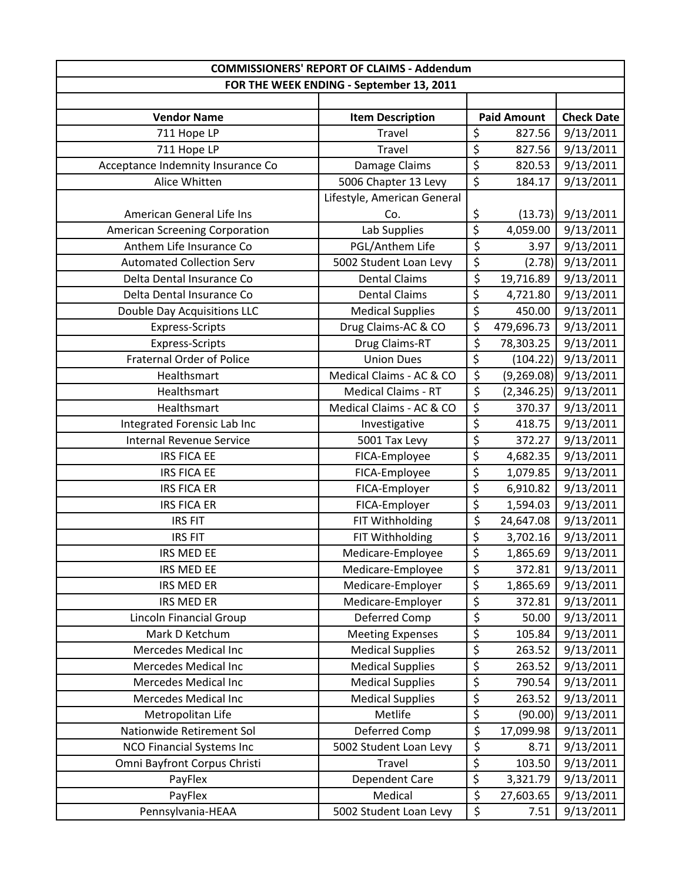| COMMISSIONERS' REPORT OF CLAIMS - Addendum | | | |
|---|---|---|---|
| FOR THE WEEK ENDING - September 13, 2011 | | | |
| | | | |
| **Vendor Name** | **Item Description** | **Paid Amount** | **Check Date** |
| 711 Hope LP | Travel | $ 827.56 | 9/13/2011 |
| 711 Hope LP | Travel | $ 827.56 | 9/13/2011 |
| Acceptance Indemnity Insurance Co | Damage Claims | $ 820.53 | 9/13/2011 |
| Alice Whitten | 5006 Chapter 13 Levy | $ 184.17 | 9/13/2011 |
| American General Life Ins | Lifestyle, American General Co. | $ (13.73) | 9/13/2011 |
| American Screening Corporation | Lab Supplies | $ 4,059.00 | 9/13/2011 |
| Anthem Life Insurance Co | PGL/Anthem Life | $ 3.97 | 9/13/2011 |
| Automated Collection Serv | 5002 Student Loan Levy | $ (2.78) | 9/13/2011 |
| Delta Dental Insurance Co | Dental Claims | $ 19,716.89 | 9/13/2011 |
| Delta Dental Insurance Co | Dental Claims | $ 4,721.80 | 9/13/2011 |
| Double Day Acquisitions LLC | Medical Supplies | $ 450.00 | 9/13/2011 |
| Express-Scripts | Drug Claims-AC & CO | $ 479,696.73 | 9/13/2011 |
| Express-Scripts | Drug Claims-RT | $ 78,303.25 | 9/13/2011 |
| Fraternal Order of Police | Union Dues | $ (104.22) | 9/13/2011 |
| Healthsmart | Medical Claims - AC & CO | $ (9,269.08) | 9/13/2011 |
| Healthsmart | Medical Claims - RT | $ (2,346.25) | 9/13/2011 |
| Healthsmart | Medical Claims - AC & CO | $ 370.37 | 9/13/2011 |
| Integrated Forensic Lab Inc | Investigative | $ 418.75 | 9/13/2011 |
| Internal Revenue Service | 5001 Tax Levy | $ 372.27 | 9/13/2011 |
| IRS FICA EE | FICA-Employee | $ 4,682.35 | 9/13/2011 |
| IRS FICA EE | FICA-Employee | $ 1,079.85 | 9/13/2011 |
| IRS FICA ER | FICA-Employer | $ 6,910.82 | 9/13/2011 |
| IRS FICA ER | FICA-Employer | $ 1,594.03 | 9/13/2011 |
| IRS FIT | FIT Withholding | $ 24,647.08 | 9/13/2011 |
| IRS FIT | FIT Withholding | $ 3,702.16 | 9/13/2011 |
| IRS MED EE | Medicare-Employee | $ 1,865.69 | 9/13/2011 |
| IRS MED EE | Medicare-Employee | $ 372.81 | 9/13/2011 |
| IRS MED ER | Medicare-Employer | $ 1,865.69 | 9/13/2011 |
| IRS MED ER | Medicare-Employer | $ 372.81 | 9/13/2011 |
| Lincoln Financial Group | Deferred Comp | $ 50.00 | 9/13/2011 |
| Mark D Ketchum | Meeting Expenses | $ 105.84 | 9/13/2011 |
| Mercedes Medical Inc | Medical Supplies | $ 263.52 | 9/13/2011 |
| Mercedes Medical Inc | Medical Supplies | $ 263.52 | 9/13/2011 |
| Mercedes Medical Inc | Medical Supplies | $ 790.54 | 9/13/2011 |
| Mercedes Medical Inc | Medical Supplies | $ 263.52 | 9/13/2011 |
| Metropolitan Life | Metlife | $ (90.00) | 9/13/2011 |
| Nationwide Retirement Sol | Deferred Comp | $ 17,099.98 | 9/13/2011 |
| NCO Financial Systems Inc | 5002 Student Loan Levy | $ 8.71 | 9/13/2011 |
| Omni Bayfront Corpus Christi | Travel | $ 103.50 | 9/13/2011 |
| PayFlex | Dependent Care | $ 3,321.79 | 9/13/2011 |
| PayFlex | Medical | $ 27,603.65 | 9/13/2011 |
| Pennsylvania-HEAA | 5002 Student Loan Levy | $ 7.51 | 9/13/2011 |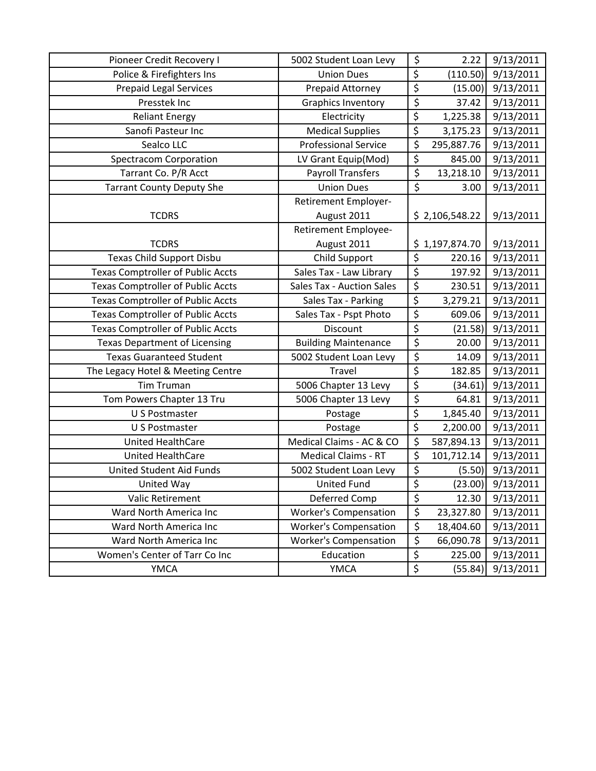| | | | |
|---|---|---|---|
| Pioneer Credit Recovery I | 5002 Student Loan Levy | $ 2.22 | 9/13/2011 |
| Police & Firefighters Ins | Union Dues | $ (110.50) | 9/13/2011 |
| Prepaid Legal Services | Prepaid Attorney | $ (15.00) | 9/13/2011 |
| Presstek Inc | Graphics Inventory | $ 37.42 | 9/13/2011 |
| Reliant Energy | Electricity | $ 1,225.38 | 9/13/2011 |
| Sanofi Pasteur Inc | Medical Supplies | $ 3,175.23 | 9/13/2011 |
| Sealco LLC | Professional Service | $ 295,887.76 | 9/13/2011 |
| Spectracom Corporation | LV Grant Equip(Mod) | $ 845.00 | 9/13/2011 |
| Tarrant Co. P/R Acct | Payroll Transfers | $ 13,218.10 | 9/13/2011 |
| Tarrant County Deputy She | Union Dues | $ 3.00 | 9/13/2011 |
| TCDRS | Retirement Employer-August 2011 | $ 2,106,548.22 | 9/13/2011 |
| TCDRS | Retirement Employee-August 2011 | $ 1,197,874.70 | 9/13/2011 |
| Texas Child Support Disbu | Child Support | $ 220.16 | 9/13/2011 |
| Texas Comptroller of Public Accts | Sales Tax - Law Library | $ 197.92 | 9/13/2011 |
| Texas Comptroller of Public Accts | Sales Tax - Auction Sales | $ 230.51 | 9/13/2011 |
| Texas Comptroller of Public Accts | Sales Tax - Parking | $ 3,279.21 | 9/13/2011 |
| Texas Comptroller of Public Accts | Sales Tax - Pspt Photo | $ 609.06 | 9/13/2011 |
| Texas Comptroller of Public Accts | Discount | $ (21.58) | 9/13/2011 |
| Texas Department of Licensing | Building Maintenance | $ 20.00 | 9/13/2011 |
| Texas Guaranteed Student | 5002 Student Loan Levy | $ 14.09 | 9/13/2011 |
| The Legacy Hotel & Meeting Centre | Travel | $ 182.85 | 9/13/2011 |
| Tim Truman | 5006 Chapter 13 Levy | $ (34.61) | 9/13/2011 |
| Tom Powers Chapter 13 Tru | 5006 Chapter 13 Levy | $ 64.81 | 9/13/2011 |
| U S Postmaster | Postage | $ 1,845.40 | 9/13/2011 |
| U S Postmaster | Postage | $ 2,200.00 | 9/13/2011 |
| United HealthCare | Medical Claims - AC & CO | $ 587,894.13 | 9/13/2011 |
| United HealthCare | Medical Claims - RT | $ 101,712.14 | 9/13/2011 |
| United Student Aid Funds | 5002 Student Loan Levy | $ (5.50) | 9/13/2011 |
| United Way | United Fund | $ (23.00) | 9/13/2011 |
| Valic Retirement | Deferred Comp | $ 12.30 | 9/13/2011 |
| Ward North America Inc | Worker's Compensation | $ 23,327.80 | 9/13/2011 |
| Ward North America Inc | Worker's Compensation | $ 18,404.60 | 9/13/2011 |
| Ward North America Inc | Worker's Compensation | $ 66,090.78 | 9/13/2011 |
| Women's Center of Tarr Co Inc | Education | $ 225.00 | 9/13/2011 |
| YMCA | YMCA | $ (55.84) | 9/13/2011 |